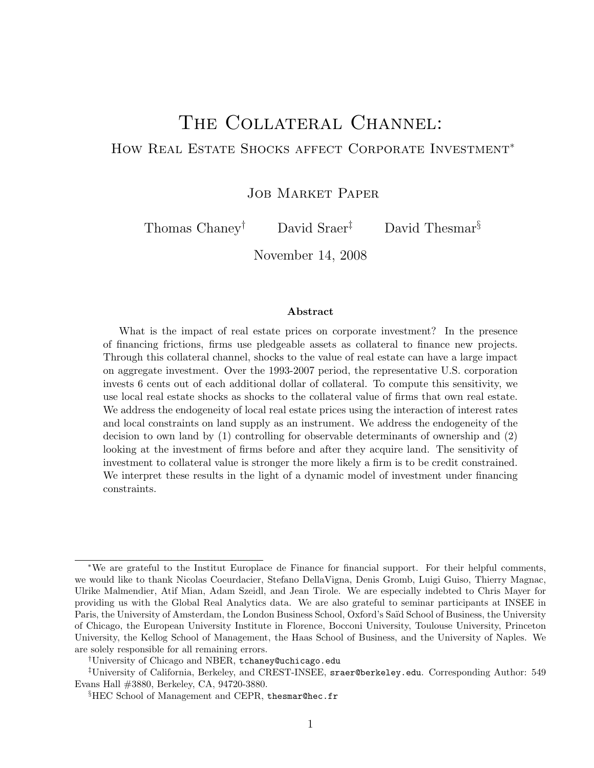# The Collateral Channel:

## How Real Estate Shocks affect Corporate Investment*

Job Market Paper

Thomas Chaney[†] David Sraer[‡] David Thesmar[§]

November 14, 2008

**Abstract**

What is the impact of real estate prices on corporate investment? In the presence of financing frictions, firms use pledgeable assets as collateral to finance new projects. Through this collateral channel, shocks to the value of real estate can have a large impact on aggregate investment. Over the 1993-2007 period, the representative U.S. corporation invests 6 cents out of each additional dollar of collateral. To compute this sensitivity, we use local real estate shocks as shocks to the collateral value of firms that own real estate. We address the endogeneity of local real estate prices using the interaction of interest rates and local constraints on land supply as an instrument. We address the endogeneity of the decision to own land by (1) controlling for observable determinants of ownership and (2) looking at the investment of firms before and after they acquire land. The sensitivity of investment to collateral value is stronger the more likely a firm is to be credit constrained. We interpret these results in the light of a dynamic model of investment under financing constraints.

---

*We are grateful to the Institut Europlace de Finance for financial support. For their helpful comments, we would like to thank Nicolas Coeurdacier, Stefano DellaVigna, Denis Gromb, Luigi Guiso, Thierry Magnac, Ulrike Malmendier, Atif Mian, Adam Szeidl, and Jean Tirole. We are especially indebted to Chris Mayer for providing us with the Global Real Analytics data. We are also grateful to seminar participants at INSEE in Paris, the University of Amsterdam, the London Business School, Oxford's Saïd School of Business, the University of Chicago, the European University Institute in Florence, Bocconi University, Toulouse University, Princeton University, the Kellog School of Management, the Haas School of Business, and the University of Naples. We are solely responsible for all remaining errors.

[†]University of Chicago and NBER, tchaney@uchicago.edu

[‡]University of California, Berkeley, and CREST-INSEE, sraer@berkeley.edu. Corresponding Author: 549 Evans Hall #3880, Berkeley, CA, 94720-3880.

[§]HEC School of Management and CEPR, thesmar@hec.fr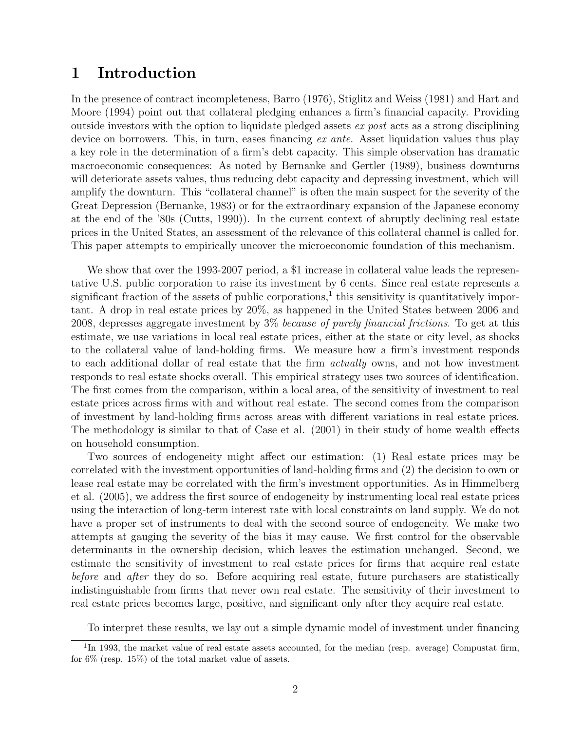# 1 Introduction

In the presence of contract incompleteness, Barro (1976), Stiglitz and Weiss (1981) and Hart and Moore (1994) point out that collateral pledging enhances a firm's financial capacity. Providing outside investors with the option to liquidate pledged assets *ex post* acts as a strong disciplining device on borrowers. This, in turn, eases financing *ex ante*. Asset liquidation values thus play a key role in the determination of a firm's debt capacity. This simple observation has dramatic macroeconomic consequences: As noted by Bernanke and Gertler (1989), business downturns will deteriorate assets values, thus reducing debt capacity and depressing investment, which will amplify the downturn. This "collateral channel" is often the main suspect for the severity of the Great Depression (Bernanke, 1983) or for the extraordinary expansion of the Japanese economy at the end of the '80s (Cutts, 1990)). In the current context of abruptly declining real estate prices in the United States, an assessment of the relevance of this collateral channel is called for. This paper attempts to empirically uncover the microeconomic foundation of this mechanism.

We show that over the 1993-2007 period, a \$1 increase in collateral value leads the representative U.S. public corporation to raise its investment by 6 cents. Since real estate represents a significant fraction of the assets of public corporations,[1] this sensitivity is quantitatively important. A drop in real estate prices by 20%, as happened in the United States between 2006 and 2008, depresses aggregate investment by 3% *because of purely financial frictions*. To get at this estimate, we use variations in local real estate prices, either at the state or city level, as shocks to the collateral value of land-holding firms. We measure how a firm's investment responds to each additional dollar of real estate that the firm *actually* owns, and not how investment responds to real estate shocks overall. This empirical strategy uses two sources of identification. The first comes from the comparison, within a local area, of the sensitivity of investment to real estate prices across firms with and without real estate. The second comes from the comparison of investment by land-holding firms across areas with different variations in real estate prices. The methodology is similar to that of Case et al. (2001) in their study of home wealth effects on household consumption.

Two sources of endogeneity might affect our estimation: (1) Real estate prices may be correlated with the investment opportunities of land-holding firms and (2) the decision to own or lease real estate may be correlated with the firm's investment opportunities. As in Himmelberg et al. (2005), we address the first source of endogeneity by instrumenting local real estate prices using the interaction of long-term interest rate with local constraints on land supply. We do not have a proper set of instruments to deal with the second source of endogeneity. We make two attempts at gauging the severity of the bias it may cause. We first control for the observable determinants in the ownership decision, which leaves the estimation unchanged. Second, we estimate the sensitivity of investment to real estate prices for firms that acquire real estate *before* and *after* they do so. Before acquiring real estate, future purchasers are statistically indistinguishable from firms that never own real estate. The sensitivity of their investment to real estate prices becomes large, positive, and significant only after they acquire real estate.

To interpret these results, we lay out a simple dynamic model of investment under financing

[1] In 1993, the market value of real estate assets accounted, for the median (resp. average) Compustat firm, for 6% (resp. 15%) of the total market value of assets.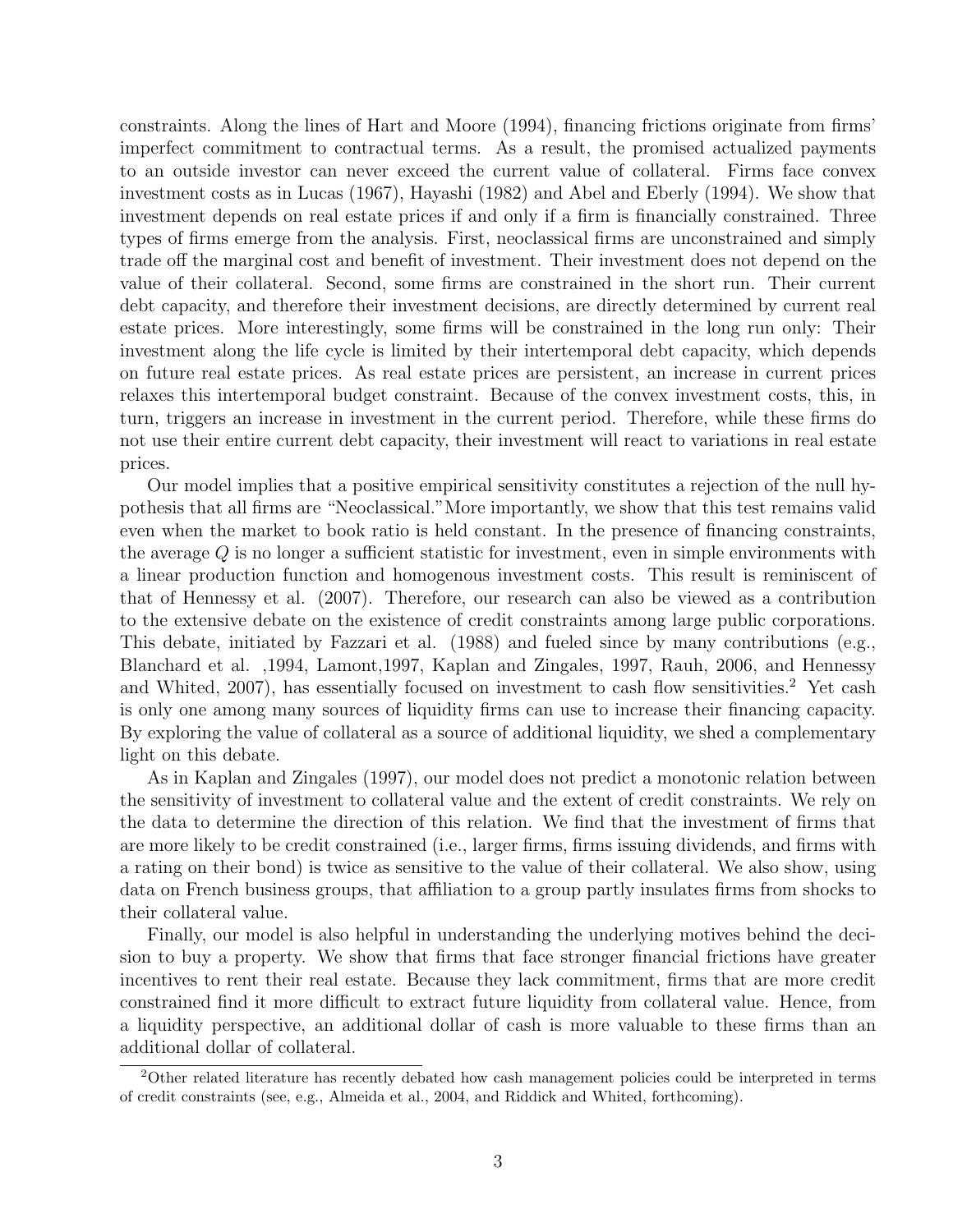constraints. Along the lines of Hart and Moore (1994), financing frictions originate from firms' imperfect commitment to contractual terms. As a result, the promised actualized payments to an outside investor can never exceed the current value of collateral. Firms face convex investment costs as in Lucas (1967), Hayashi (1982) and Abel and Eberly (1994). We show that investment depends on real estate prices if and only if a firm is financially constrained. Three types of firms emerge from the analysis. First, neoclassical firms are unconstrained and simply trade off the marginal cost and benefit of investment. Their investment does not depend on the value of their collateral. Second, some firms are constrained in the short run. Their current debt capacity, and therefore their investment decisions, are directly determined by current real estate prices. More interestingly, some firms will be constrained in the long run only: Their investment along the life cycle is limited by their intertemporal debt capacity, which depends on future real estate prices. As real estate prices are persistent, an increase in current prices relaxes this intertemporal budget constraint. Because of the convex investment costs, this, in turn, triggers an increase in investment in the current period. Therefore, while these firms do not use their entire current debt capacity, their investment will react to variations in real estate prices.

Our model implies that a positive empirical sensitivity constitutes a rejection of the null hypothesis that all firms are "Neoclassical."More importantly, we show that this test remains valid even when the market to book ratio is held constant. In the presence of financing constraints, the average $Q$ is no longer a sufficient statistic for investment, even in simple environments with a linear production function and homogenous investment costs. This result is reminiscent of that of Hennessy et al. (2007). Therefore, our research can also be viewed as a contribution to the extensive debate on the existence of credit constraints among large public corporations. This debate, initiated by Fazzari et al. (1988) and fueled since by many contributions (e.g., Blanchard et al. ,1994, Lamont,1997, Kaplan and Zingales, 1997, Rauh, 2006, and Hennessy and Whited, 2007), has essentially focused on investment to cash flow sensitivities.[2] Yet cash is only one among many sources of liquidity firms can use to increase their financing capacity. By exploring the value of collateral as a source of additional liquidity, we shed a complementary light on this debate.

As in Kaplan and Zingales (1997), our model does not predict a monotonic relation between the sensitivity of investment to collateral value and the extent of credit constraints. We rely on the data to determine the direction of this relation. We find that the investment of firms that are more likely to be credit constrained (i.e., larger firms, firms issuing dividends, and firms with a rating on their bond) is twice as sensitive to the value of their collateral. We also show, using data on French business groups, that affiliation to a group partly insulates firms from shocks to their collateral value.

Finally, our model is also helpful in understanding the underlying motives behind the decision to buy a property. We show that firms that face stronger financial frictions have greater incentives to rent their real estate. Because they lack commitment, firms that are more credit constrained find it more difficult to extract future liquidity from collateral value. Hence, from a liquidity perspective, an additional dollar of cash is more valuable to these firms than an additional dollar of collateral.

[2] Other related literature has recently debated how cash management policies could be interpreted in terms of credit constraints (see, e.g., Almeida et al., 2004, and Riddick and Whited, forthcoming).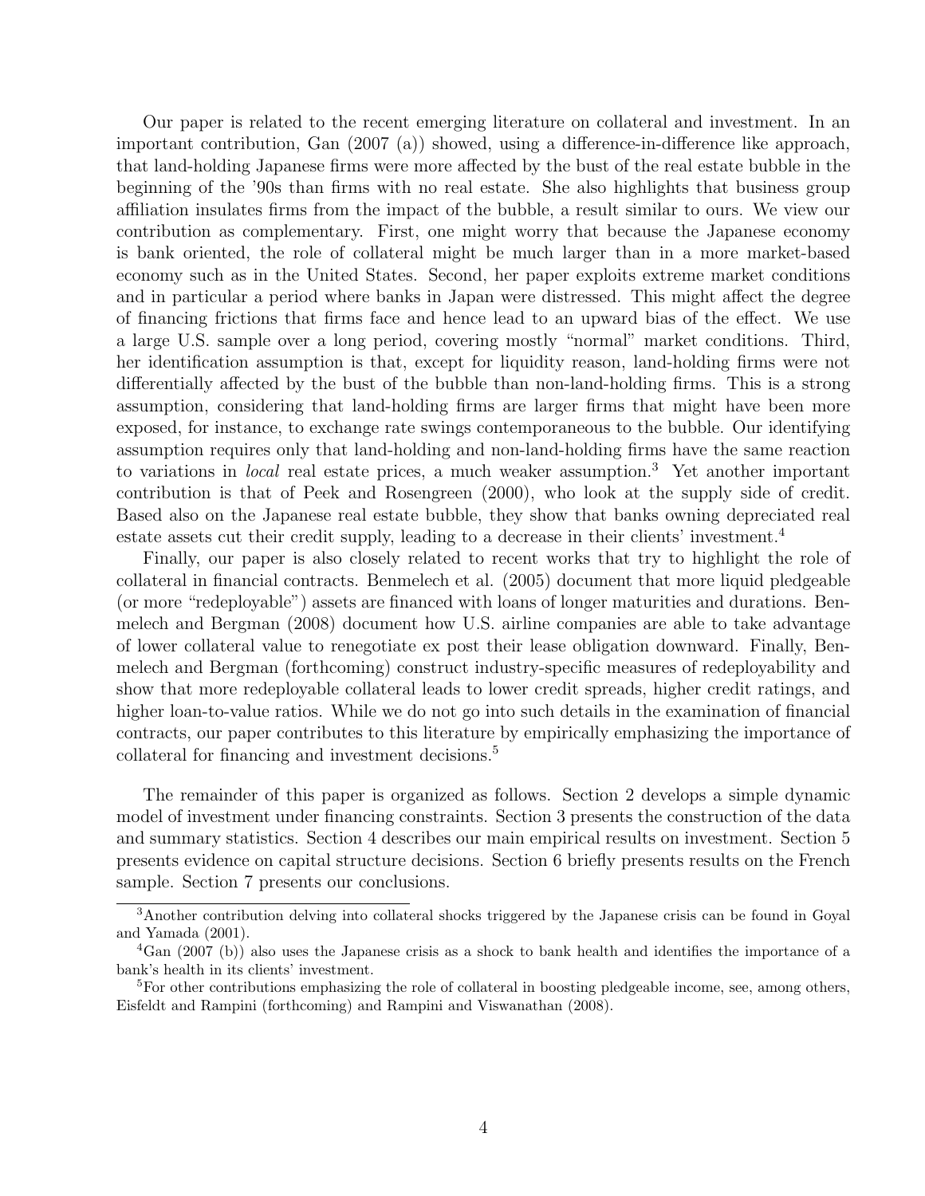Our paper is related to the recent emerging literature on collateral and investment. In an important contribution, Gan (2007 (a)) showed, using a difference-in-difference like approach, that land-holding Japanese firms were more affected by the bust of the real estate bubble in the beginning of the '90s than firms with no real estate. She also highlights that business group affiliation insulates firms from the impact of the bubble, a result similar to ours. We view our contribution as complementary. First, one might worry that because the Japanese economy is bank oriented, the role of collateral might be much larger than in a more market-based economy such as in the United States. Second, her paper exploits extreme market conditions and in particular a period where banks in Japan were distressed. This might affect the degree of financing frictions that firms face and hence lead to an upward bias of the effect. We use a large U.S. sample over a long period, covering mostly "normal" market conditions. Third, her identification assumption is that, except for liquidity reason, land-holding firms were not differentially affected by the bust of the bubble than non-land-holding firms. This is a strong assumption, considering that land-holding firms are larger firms that might have been more exposed, for instance, to exchange rate swings contemporaneous to the bubble. Our identifying assumption requires only that land-holding and non-land-holding firms have the same reaction to variations in *local* real estate prices, a much weaker assumption.[3] Yet another important contribution is that of Peek and Rosengreen (2000), who look at the supply side of credit. Based also on the Japanese real estate bubble, they show that banks owning depreciated real estate assets cut their credit supply, leading to a decrease in their clients' investment.[4]

Finally, our paper is also closely related to recent works that try to highlight the role of collateral in financial contracts. Benmelech et al. (2005) document that more liquid pledgeable (or more "redeployable") assets are financed with loans of longer maturities and durations. Benmelech and Bergman (2008) document how U.S. airline companies are able to take advantage of lower collateral value to renegotiate ex post their lease obligation downward. Finally, Benmelech and Bergman (forthcoming) construct industry-specific measures of redeployability and show that more redeployable collateral leads to lower credit spreads, higher credit ratings, and higher loan-to-value ratios. While we do not go into such details in the examination of financial contracts, our paper contributes to this literature by empirically emphasizing the importance of collateral for financing and investment decisions.[5]

The remainder of this paper is organized as follows. Section 2 develops a simple dynamic model of investment under financing constraints. Section 3 presents the construction of the data and summary statistics. Section 4 describes our main empirical results on investment. Section 5 presents evidence on capital structure decisions. Section 6 briefly presents results on the French sample. Section 7 presents our conclusions.

---

[3] Another contribution delving into collateral shocks triggered by the Japanese crisis can be found in Goyal and Yamada (2001).

[4] Gan (2007 (b)) also uses the Japanese crisis as a shock to bank health and identifies the importance of a bank's health in its clients' investment.

[5] For other contributions emphasizing the role of collateral in boosting pledgeable income, see, among others, Eisfeldt and Rampini (forthcoming) and Rampini and Viswanathan (2008).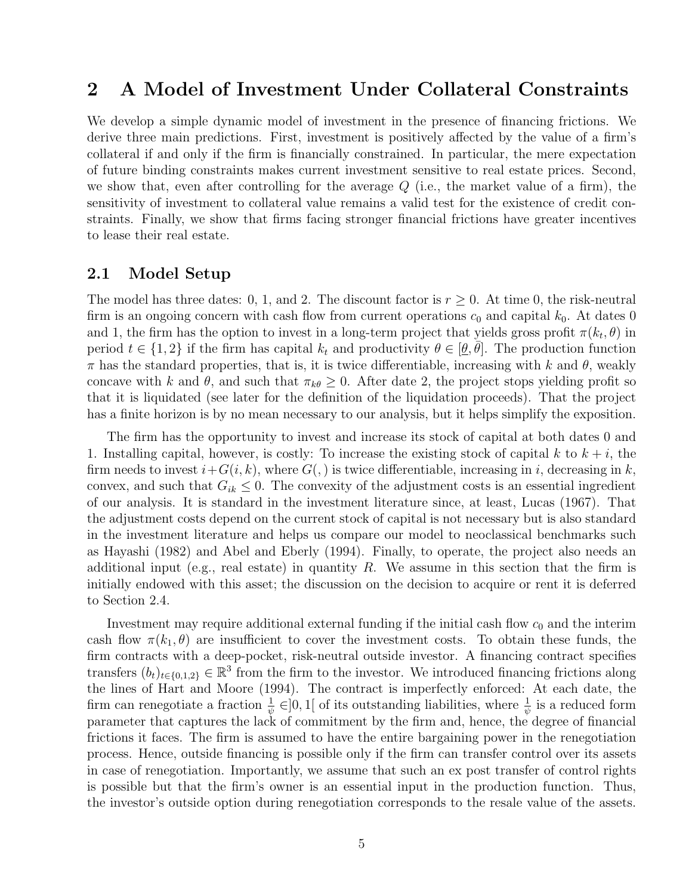# 2 A Model of Investment Under Collateral Constraints

We develop a simple dynamic model of investment in the presence of financing frictions. We derive three main predictions. First, investment is positively affected by the value of a firm's collateral if and only if the firm is financially constrained. In particular, the mere expectation of future binding constraints makes current investment sensitive to real estate prices. Second, we show that, even after controlling for the average $Q$ (i.e., the market value of a firm), the sensitivity of investment to collateral value remains a valid test for the existence of credit constraints. Finally, we show that firms facing stronger financial frictions have greater incentives to lease their real estate.

## 2.1 Model Setup

The model has three dates: 0, 1, and 2. The discount factor is $r \geq 0$. At time 0, the risk-neutral firm is an ongoing concern with cash flow from current operations $c_0$ and capital $k_0$. At dates 0 and 1, the firm has the option to invest in a long-term project that yields gross profit $\pi(k_t, \theta)$ in period $t \in \{1, 2\}$ if the firm has capital $k_t$ and productivity $\theta \in [\underline{\theta}, \bar{\theta}]$. The production function $\pi$ has the standard properties, that is, it is twice differentiable, increasing with $k$ and $\theta$, weakly concave with $k$ and $\theta$, and such that $\pi_{k\theta} \geq 0$. After date 2, the project stops yielding profit so that it is liquidated (see later for the definition of the liquidation proceeds). That the project has a finite horizon is by no mean necessary to our analysis, but it helps simplify the exposition.

The firm has the opportunity to invest and increase its stock of capital at both dates 0 and 1. Installing capital, however, is costly: To increase the existing stock of capital $k$ to $k + i$, the firm needs to invest $i + G(i, k)$, where $G(,)$ is twice differentiable, increasing in $i$, decreasing in $k$, convex, and such that $G_{ik} \leq 0$. The convexity of the adjustment costs is an essential ingredient of our analysis. It is standard in the investment literature since, at least, Lucas (1967). That the adjustment costs depend on the current stock of capital is not necessary but is also standard in the investment literature and helps us compare our model to neoclassical benchmarks such as Hayashi (1982) and Abel and Eberly (1994). Finally, to operate, the project also needs an additional input (e.g., real estate) in quantity $R$. We assume in this section that the firm is initially endowed with this asset; the discussion on the decision to acquire or rent it is deferred to Section 2.4.

Investment may require additional external funding if the initial cash flow $c_0$ and the interim cash flow $\pi(k_1, \theta)$ are insufficient to cover the investment costs. To obtain these funds, the firm contracts with a deep-pocket, risk-neutral outside investor. A financing contract specifies transfers $(b_t)_{t \in \{0,1,2\}} \in \mathbb{R}^3$ from the firm to the investor. We introduced financing frictions along the lines of Hart and Moore (1994). The contract is imperfectly enforced: At each date, the firm can renegotiate a fraction $\frac{1}{\psi} \in ]0, 1[$ of its outstanding liabilities, where $\frac{1}{\psi}$ is a reduced form parameter that captures the lack of commitment by the firm and, hence, the degree of financial frictions it faces. The firm is assumed to have the entire bargaining power in the renegotiation process. Hence, outside financing is possible only if the firm can transfer control over its assets in case of renegotiation. Importantly, we assume that such an ex post transfer of control rights is possible but that the firm's owner is an essential input in the production function. Thus, the investor's outside option during renegotiation corresponds to the resale value of the assets.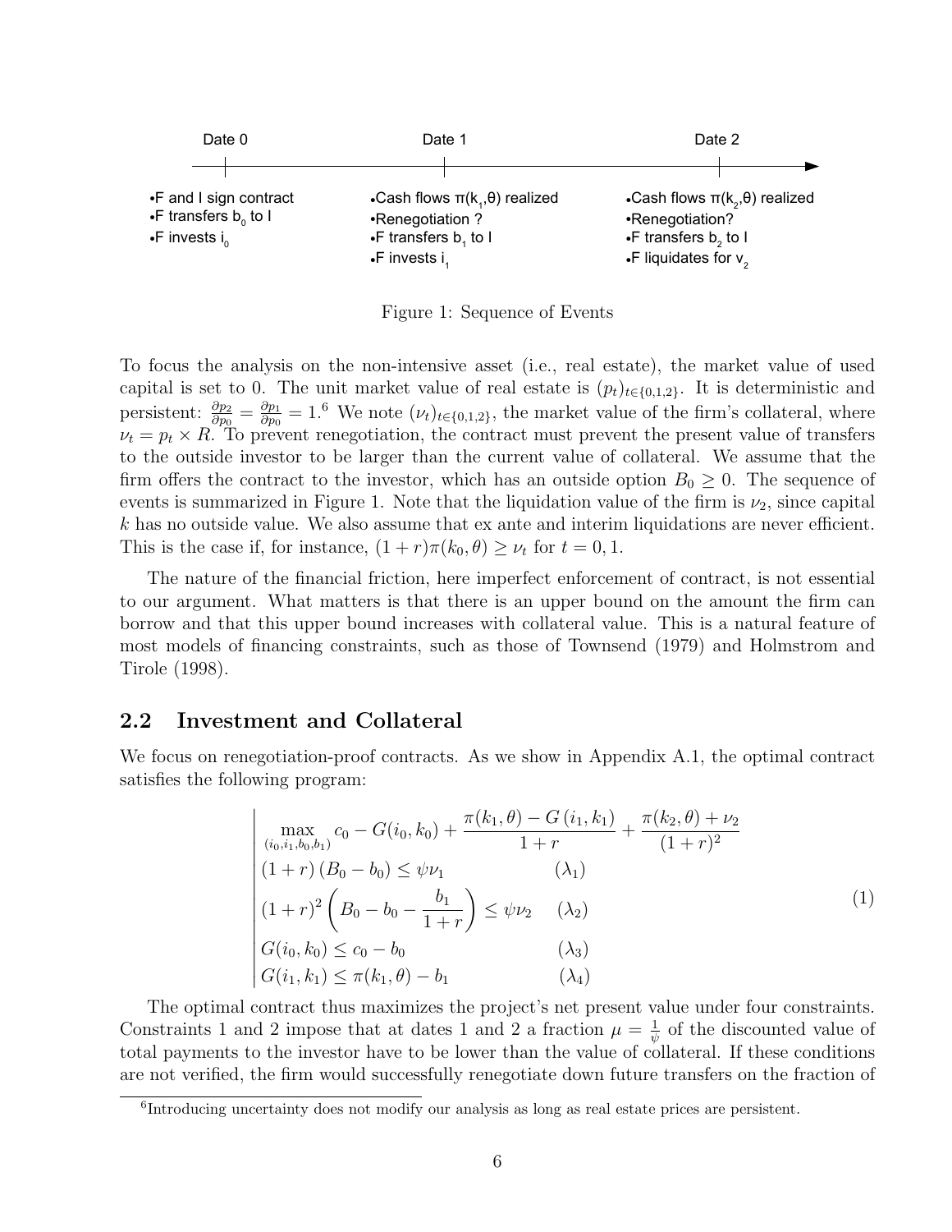Date 0

- F and I sign contract
- F transfers $b_0$ to I
- F invests $i_0$

Date 1

- Cash flows $\pi(k_1,\theta)$ realized
- Renegotiation ?
- F transfers $b_1$ to I
- F invests $i_1$

Date 2

- Cash flows $\pi(k_2,\theta)$ realized
- Renegotiation?
- F transfers $b_2$ to I
- F liquidates for $v_2$

Figure 1: Sequence of Events

To focus the analysis on the non-intensive asset (i.e., real estate), the market value of used capital is set to 0. The unit market value of real estate is $(p_t)_{t\in\{0,1,2\}}$. It is deterministic and persistent: $\frac{\partial p_2}{\partial p_0} = \frac{\partial p_1}{\partial p_0} = 1$.[6] We note $(\nu_t)_{t\in\{0,1,2\}}$, the market value of the firm's collateral, where $\nu_t = p_t \times R$. To prevent renegotiation, the contract must prevent the present value of transfers to the outside investor to be larger than the current value of collateral. We assume that the firm offers the contract to the investor, which has an outside option $B_0 \geq 0$. The sequence of events is summarized in Figure 1. Note that the liquidation value of the firm is $\nu_2$, since capital $k$ has no outside value. We also assume that ex ante and interim liquidations are never efficient. This is the case if, for instance, $(1+r)\pi(k_0,\theta) \geq \nu_t$ for $t = 0, 1$.

The nature of the financial friction, here imperfect enforcement of contract, is not essential to our argument. What matters is that there is an upper bound on the amount the firm can borrow and that this upper bound increases with collateral value. This is a natural feature of most models of financing constraints, such as those of Townsend (1979) and Holmstrom and Tirole (1998).

## 2.2 Investment and Collateral

We focus on renegotiation-proof contracts. As we show in Appendix A.1, the optimal contract satisfies the following program:

$$
\left|
\begin{array}{ll}
\max\limits_{(i_0,i_1,b_0,b_1)} c_0 - G(i_0,k_0) + \dfrac{\pi(k_1,\theta) - G\left(i_1,k_1\right)}{1+r} + \dfrac{\pi(k_2,\theta)+\nu_2}{(1+r)^2} & \\
(1+r)\left(B_0 - b_0\right) \leq \psi\nu_1 & (\lambda_1) \\
(1+r)^2\left(B_0 - b_0 - \dfrac{b_1}{1+r}\right) \leq \psi\nu_2 & (\lambda_2) \\
G(i_0,k_0) \leq c_0 - b_0 & (\lambda_3) \\
G(i_1,k_1) \leq \pi(k_1,\theta) - b_1 & (\lambda_4)
\end{array}
\right. \tag{1}
$$

The optimal contract thus maximizes the project's net present value under four constraints. Constraints 1 and 2 impose that at dates 1 and 2 a fraction $\mu = \frac{1}{\psi}$ of the discounted value of total payments to the investor have to be lower than the value of collateral. If these conditions are not verified, the firm would successfully renegotiate down future transfers on the fraction of

[6] Introducing uncertainty does not modify our analysis as long as real estate prices are persistent.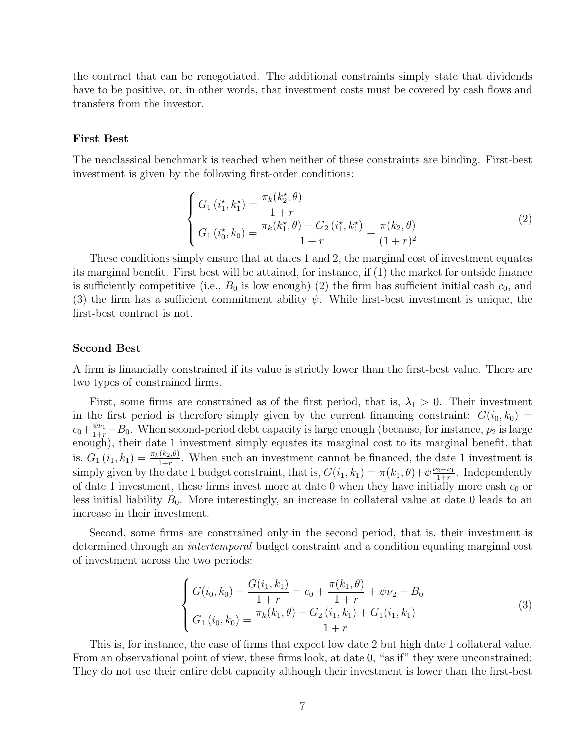the contract that can be renegotiated. The additional constraints simply state that dividends have to be positive, or, in other words, that investment costs must be covered by cash flows and transfers from the investor.

### First Best

The neoclassical benchmark is reached when neither of these constraints are binding. First-best investment is given by the following first-order conditions:

$$\begin{cases} G_1\left(i_1^\star, k_1^\star\right) = \dfrac{\pi_k(k_2^\star, \theta)}{1+r} \\ G_1\left(i_0^\star, k_0\right) = \dfrac{\pi_k(k_1^\star, \theta) - G_2\left(i_1^\star, k_1^\star\right)}{1+r} + \dfrac{\pi(k_2, \theta)}{(1+r)^2} \end{cases} \tag{2}$$

These conditions simply ensure that at dates 1 and 2, the marginal cost of investment equates its marginal benefit. First best will be attained, for instance, if (1) the market for outside finance is sufficiently competitive (i.e., $B_0$ is low enough) (2) the firm has sufficient initial cash $c_0$, and (3) the firm has a sufficient commitment ability $\psi$. While first-best investment is unique, the first-best contract is not.

### Second Best

A firm is financially constrained if its value is strictly lower than the first-best value. There are two types of constrained firms.

First, some firms are constrained as of the first period, that is, $\lambda_1 > 0$. Their investment in the first period is therefore simply given by the current financing constraint: $G(i_0, k_0) = c_0 + \frac{\psi \nu_1}{1+r} - B_0$. When second-period debt capacity is large enough (because, for instance, $p_2$ is large enough), their date 1 investment simply equates its marginal cost to its marginal benefit, that is, $G_1\left(i_1, k_1\right) = \frac{\pi_k(k_2,\theta)}{1+r}$. When such an investment cannot be financed, the date 1 investment is simply given by the date 1 budget constraint, that is, $G(i_1, k_1) = \pi(k_1, \theta) + \psi \frac{\nu_2 - \nu_1}{1+r}$. Independently of date 1 investment, these firms invest more at date 0 when they have initially more cash $c_0$ or less initial liability $B_0$. More interestingly, an increase in collateral value at date 0 leads to an increase in their investment.

Second, some firms are constrained only in the second period, that is, their investment is determined through an *intertemporal* budget constraint and a condition equating marginal cost of investment across the two periods:

$$\begin{cases} G(i_0, k_0) + \dfrac{G(i_1, k_1)}{1+r} = c_0 + \dfrac{\pi(k_1, \theta)}{1+r} + \psi \nu_2 - B_0 \\ G_1\left(i_0, k_0\right) = \dfrac{\pi_k(k_1, \theta) - G_2\left(i_1, k_1\right) + G_1(i_1, k_1)}{1+r} \end{cases} \tag{3}$$

This is, for instance, the case of firms that expect low date 2 but high date 1 collateral value. From an observational point of view, these firms look, at date 0, "as if" they were unconstrained: They do not use their entire debt capacity although their investment is lower than the first-best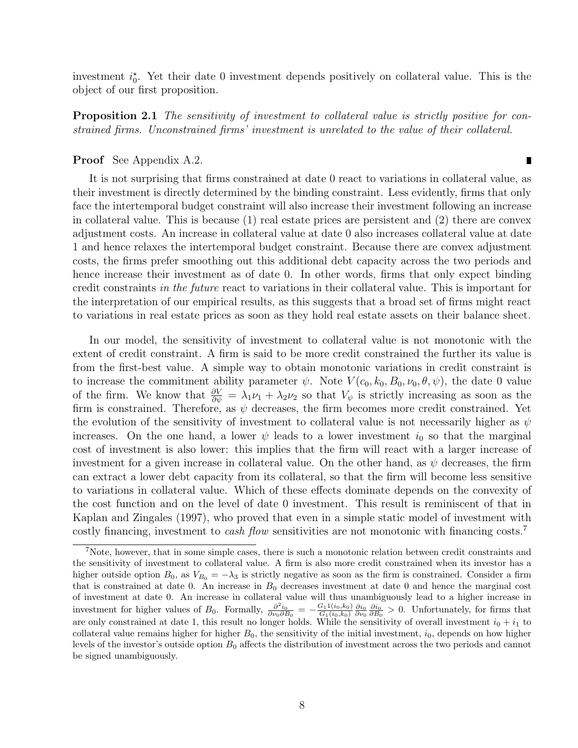investment $i_0^\star$. Yet their date 0 investment depends positively on collateral value. This is the object of our first proposition.

**Proposition 2.1** *The sensitivity of investment to collateral value is strictly positive for constrained firms. Unconstrained firms' investment is unrelated to the value of their collateral.*

**Proof** See Appendix A.2. ∎

It is not surprising that firms constrained at date 0 react to variations in collateral value, as their investment is directly determined by the binding constraint. Less evidently, firms that only face the intertemporal budget constraint will also increase their investment following an increase in collateral value. This is because (1) real estate prices are persistent and (2) there are convex adjustment costs. An increase in collateral value at date 0 also increases collateral value at date 1 and hence relaxes the intertemporal budget constraint. Because there are convex adjustment costs, the firms prefer smoothing out this additional debt capacity across the two periods and hence increase their investment as of date 0. In other words, firms that only expect binding credit constraints *in the future* react to variations in their collateral value. This is important for the interpretation of our empirical results, as this suggests that a broad set of firms might react to variations in real estate prices as soon as they hold real estate assets on their balance sheet.

In our model, the sensitivity of investment to collateral value is not monotonic with the extent of credit constraint. A firm is said to be more credit constrained the further its value is from the first-best value. A simple way to obtain monotonic variations in credit constraint is to increase the commitment ability parameter $\psi$. Note $V(c_0, k_0, B_0, \nu_0, \theta, \psi)$, the date 0 value of the firm. We know that $\frac{\partial V}{\partial \psi} = \lambda_1 \nu_1 + \lambda_2 \nu_2$ so that $V_\psi$ is strictly increasing as soon as the firm is constrained. Therefore, as $\psi$ decreases, the firm becomes more credit constrained. Yet the evolution of the sensitivity of investment to collateral value is not necessarily higher as $\psi$ increases. On the one hand, a lower $\psi$ leads to a lower investment $i_0$ so that the marginal cost of investment is also lower: this implies that the firm will react with a larger increase of investment for a given increase in collateral value. On the other hand, as $\psi$ decreases, the firm can extract a lower debt capacity from its collateral, so that the firm will become less sensitive to variations in collateral value. Which of these effects dominate depends on the convexity of the cost function and on the level of date 0 investment. This result is reminiscent of that in Kaplan and Zingales (1997), who proved that even in a simple static model of investment with costly financing, investment to *cash flow* sensitivities are not monotonic with financing costs.[7]

[7] Note, however, that in some simple cases, there is such a monotonic relation between credit constraints and the sensitivity of investment to collateral value. A firm is also more credit constrained when its investor has a higher outside option $B_0$, as $V_{B_0} = -\lambda_3$ is strictly negative as soon as the firm is constrained. Consider a firm that is constrained at date 0. An increase in $B_0$ decreases investment at date 0 and hence the marginal cost of investment at date 0. An increase in collateral value will thus unambiguously lead to a higher increase in investment for higher values of $B_0$. Formally, $\frac{\partial^2 i_0}{\partial \nu_0 \partial B_0} = -\frac{G_11(i_0,k_0)}{G_1(i_0,k_0)} \frac{\partial i_0}{\partial \nu_0} \frac{\partial i_0}{\partial B_0} > 0$. Unfortunately, for firms that are only constrained at date 1, this result no longer holds. While the sensitivity of overall investment $i_0 + i_1$ to collateral value remains higher for higher $B_0$, the sensitivity of the initial investment, $i_0$, depends on how higher levels of the investor's outside option $B_0$ affects the distribution of investment across the two periods and cannot be signed unambiguously.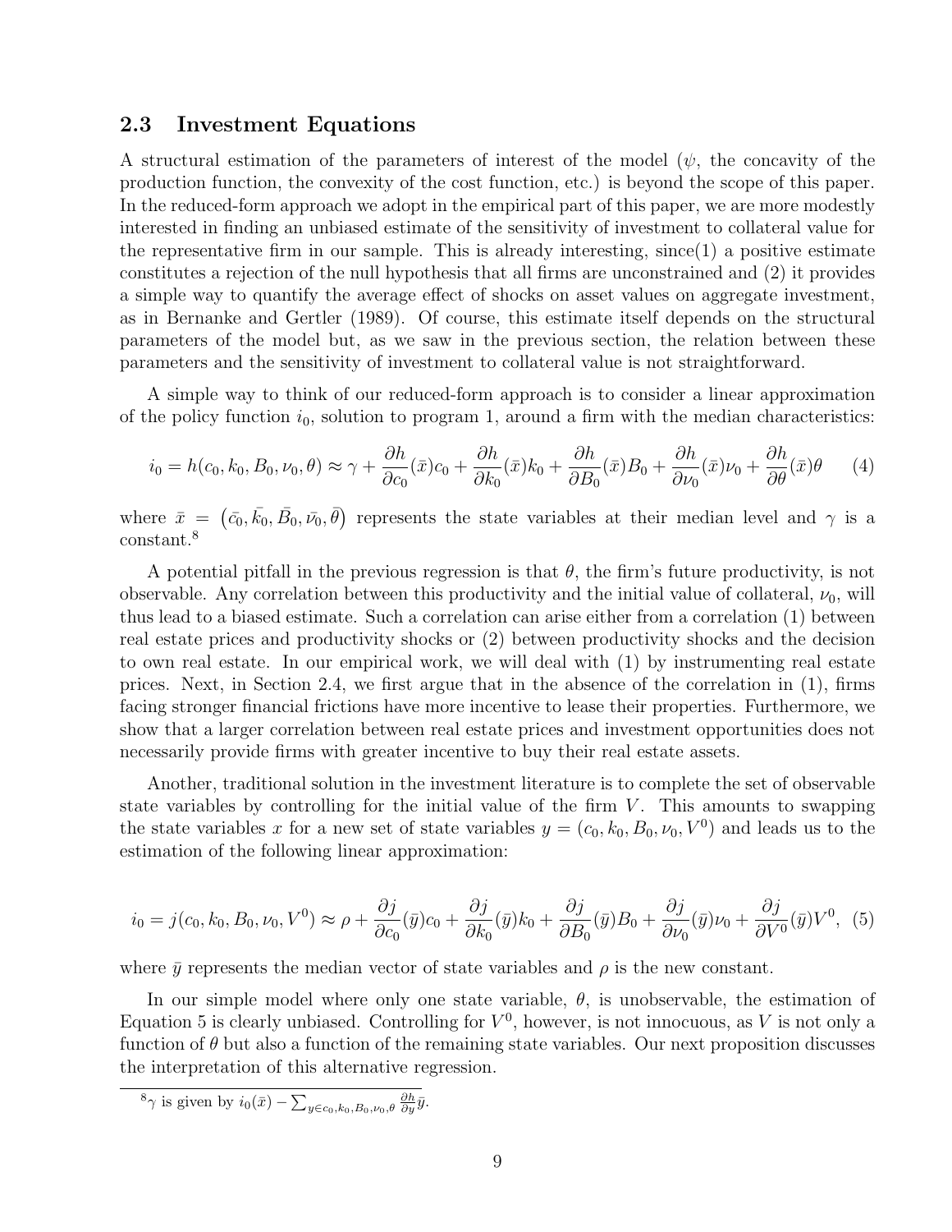### 2.3 Investment Equations

A structural estimation of the parameters of interest of the model ($\psi$, the concavity of the production function, the convexity of the cost function, etc.) is beyond the scope of this paper. In the reduced-form approach we adopt in the empirical part of this paper, we are more modestly interested in finding an unbiased estimate of the sensitivity of investment to collateral value for the representative firm in our sample. This is already interesting, since(1) a positive estimate constitutes a rejection of the null hypothesis that all firms are unconstrained and (2) it provides a simple way to quantify the average effect of shocks on asset values on aggregate investment, as in Bernanke and Gertler (1989). Of course, this estimate itself depends on the structural parameters of the model but, as we saw in the previous section, the relation between these parameters and the sensitivity of investment to collateral value is not straightforward.

A simple way to think of our reduced-form approach is to consider a linear approximation of the policy function $i_0$, solution to program 1, around a firm with the median characteristics:

$$i_0 = h(c_0, k_0, B_0, \nu_0, \theta) \approx \gamma + \frac{\partial h}{\partial c_0}(\bar{x})c_0 + \frac{\partial h}{\partial k_0}(\bar{x})k_0 + \frac{\partial h}{\partial B_0}(\bar{x})B_0 + \frac{\partial h}{\partial \nu_0}(\bar{x})\nu_0 + \frac{\partial h}{\partial \theta}(\bar{x})\theta \qquad (4)$$

where $\bar{x} = \left(\bar{c_0}, \bar{k_0}, \bar{B_0}, \bar{\nu_0}, \bar{\theta}\right)$ represents the state variables at their median level and $\gamma$ is a constant.[8]

A potential pitfall in the previous regression is that $\theta$, the firm's future productivity, is not observable. Any correlation between this productivity and the initial value of collateral, $\nu_0$, will thus lead to a biased estimate. Such a correlation can arise either from a correlation (1) between real estate prices and productivity shocks or (2) between productivity shocks and the decision to own real estate. In our empirical work, we will deal with (1) by instrumenting real estate prices. Next, in Section 2.4, we first argue that in the absence of the correlation in (1), firms facing stronger financial frictions have more incentive to lease their properties. Furthermore, we show that a larger correlation between real estate prices and investment opportunities does not necessarily provide firms with greater incentive to buy their real estate assets.

Another, traditional solution in the investment literature is to complete the set of observable state variables by controlling for the initial value of the firm $V$. This amounts to swapping the state variables $x$ for a new set of state variables $y = (c_0, k_0, B_0, \nu_0, V^0)$ and leads us to the estimation of the following linear approximation:

$$i_0 = j(c_0, k_0, B_0, \nu_0, V^0) \approx \rho + \frac{\partial j}{\partial c_0}(\bar{y})c_0 + \frac{\partial j}{\partial k_0}(\bar{y})k_0 + \frac{\partial j}{\partial B_0}(\bar{y})B_0 + \frac{\partial j}{\partial \nu_0}(\bar{y})\nu_0 + \frac{\partial j}{\partial V^0}(\bar{y})V^0, \quad (5)$$

where $\bar{y}$ represents the median vector of state variables and $\rho$ is the new constant.

In our simple model where only one state variable, $\theta$, is unobservable, the estimation of Equation 5 is clearly unbiased. Controlling for $V^0$, however, is not innocuous, as $V$ is not only a function of $\theta$ but also a function of the remaining state variables. Our next proposition discusses the interpretation of this alternative regression.

[8] $\gamma$ is given by $i_0(\bar{x}) - \sum_{y \in c_0, k_0, B_0, \nu_0, \theta} \frac{\partial h}{\partial y}\bar{y}$.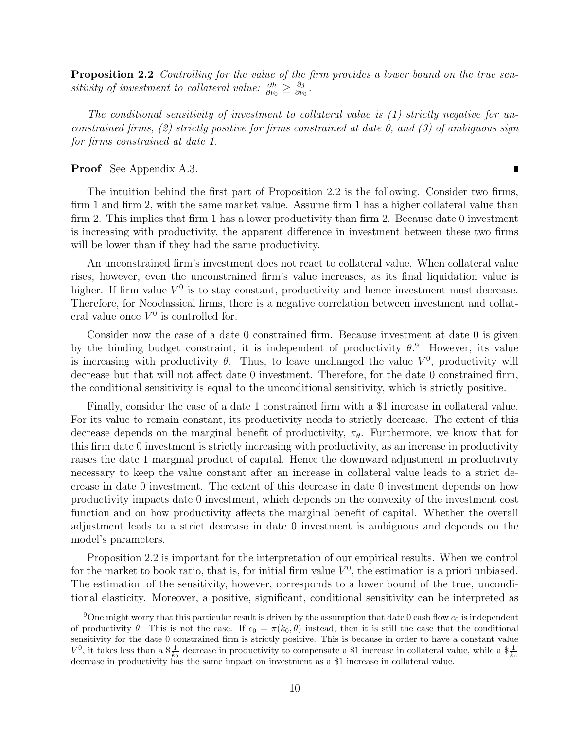**Proposition 2.2** *Controlling for the value of the firm provides a lower bound on the true sensitivity of investment to collateral value: $\frac{\partial h}{\partial \nu_0} \geq \frac{\partial j}{\partial \nu_0}$.*

*The conditional sensitivity of investment to collateral value is (1) strictly negative for unconstrained firms, (2) strictly positive for firms constrained at date 0, and (3) of ambiguous sign for firms constrained at date 1.*

**Proof** See Appendix A.3. ∎

The intuition behind the first part of Proposition 2.2 is the following. Consider two firms, firm 1 and firm 2, with the same market value. Assume firm 1 has a higher collateral value than firm 2. This implies that firm 1 has a lower productivity than firm 2. Because date 0 investment is increasing with productivity, the apparent difference in investment between these two firms will be lower than if they had the same productivity.

An unconstrained firm's investment does not react to collateral value. When collateral value rises, however, even the unconstrained firm's value increases, as its final liquidation value is higher. If firm value $V^0$ is to stay constant, productivity and hence investment must decrease. Therefore, for Neoclassical firms, there is a negative correlation between investment and collateral value once $V^0$ is controlled for.

Consider now the case of a date 0 constrained firm. Because investment at date 0 is given by the binding budget constraint, it is independent of productivity $\theta$.[9] However, its value is increasing with productivity $\theta$. Thus, to leave unchanged the value $V^0$, productivity will decrease but that will not affect date 0 investment. Therefore, for the date 0 constrained firm, the conditional sensitivity is equal to the unconditional sensitivity, which is strictly positive.

Finally, consider the case of a date 1 constrained firm with a \$1 increase in collateral value. For its value to remain constant, its productivity needs to strictly decrease. The extent of this decrease depends on the marginal benefit of productivity, $\pi_\theta$. Furthermore, we know that for this firm date 0 investment is strictly increasing with productivity, as an increase in productivity raises the date 1 marginal product of capital. Hence the downward adjustment in productivity necessary to keep the value constant after an increase in collateral value leads to a strict decrease in date 0 investment. The extent of this decrease in date 0 investment depends on how productivity impacts date 0 investment, which depends on the convexity of the investment cost function and on how productivity affects the marginal benefit of capital. Whether the overall adjustment leads to a strict decrease in date 0 investment is ambiguous and depends on the model's parameters.

Proposition 2.2 is important for the interpretation of our empirical results. When we control for the market to book ratio, that is, for initial firm value $V^0$, the estimation is a priori unbiased. The estimation of the sensitivity, however, corresponds to a lower bound of the true, unconditional elasticity. Moreover, a positive, significant, conditional sensitivity can be interpreted as

[9] One might worry that this particular result is driven by the assumption that date 0 cash flow $c_0$ is independent of productivity $\theta$. This is not the case. If $c_0 = \pi(k_0, \theta)$ instead, then it is still the case that the conditional sensitivity for the date 0 constrained firm is strictly positive. This is because in order to have a constant value $V^0$, it takes less than a $\$\frac{1}{k_0}$ decrease in productivity to compensate a \$1 increase in collateral value, while a $\$\frac{1}{k_0}$ decrease in productivity has the same impact on investment as a \$1 increase in collateral value.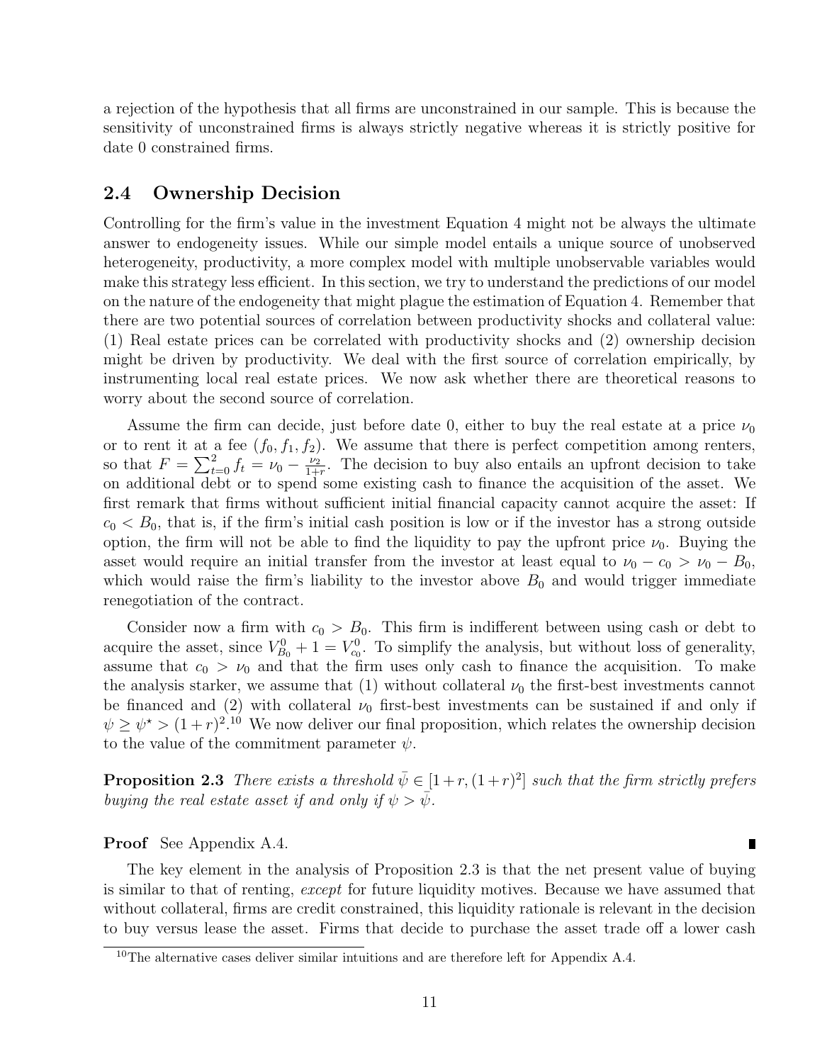a rejection of the hypothesis that all firms are unconstrained in our sample. This is because the sensitivity of unconstrained firms is always strictly negative whereas it is strictly positive for date 0 constrained firms.

## 2.4 Ownership Decision

Controlling for the firm's value in the investment Equation 4 might not be always the ultimate answer to endogeneity issues. While our simple model entails a unique source of unobserved heterogeneity, productivity, a more complex model with multiple unobservable variables would make this strategy less efficient. In this section, we try to understand the predictions of our model on the nature of the endogeneity that might plague the estimation of Equation 4. Remember that there are two potential sources of correlation between productivity shocks and collateral value: (1) Real estate prices can be correlated with productivity shocks and (2) ownership decision might be driven by productivity. We deal with the first source of correlation empirically, by instrumenting local real estate prices. We now ask whether there are theoretical reasons to worry about the second source of correlation.

Assume the firm can decide, just before date 0, either to buy the real estate at a price $\nu_0$ or to rent it at a fee $(f_0, f_1, f_2)$. We assume that there is perfect competition among renters, so that $F = \sum_{t=0}^{2} f_t = \nu_0 - \frac{\nu_2}{1+r}$. The decision to buy also entails an upfront decision to take on additional debt or to spend some existing cash to finance the acquisition of the asset. We first remark that firms without sufficient initial financial capacity cannot acquire the asset: If $c_0 < B_0$, that is, if the firm's initial cash position is low or if the investor has a strong outside option, the firm will not be able to find the liquidity to pay the upfront price $\nu_0$. Buying the asset would require an initial transfer from the investor at least equal to $\nu_0 - c_0 > \nu_0 - B_0$, which would raise the firm's liability to the investor above $B_0$ and would trigger immediate renegotiation of the contract.

Consider now a firm with $c_0 > B_0$. This firm is indifferent between using cash or debt to acquire the asset, since $V^0_{B_0} + 1 = V^0_{c_0}$. To simplify the analysis, but without loss of generality, assume that $c_0 > \nu_0$ and that the firm uses only cash to finance the acquisition. To make the analysis starker, we assume that (1) without collateral $\nu_0$ the first-best investments cannot be financed and (2) with collateral $\nu_0$ first-best investments can be sustained if and only if $\psi \geq \psi^\star > (1+r)^2$.[10] We now deliver our final proposition, which relates the ownership decision to the value of the commitment parameter $\psi$.

**Proposition 2.3** *There exists a threshold $\bar{\psi} \in [1+r, (1+r)^2]$ such that the firm strictly prefers buying the real estate asset if and only if $\psi > \bar{\psi}$.*

**Proof** See Appendix A.4. ∎

The key element in the analysis of Proposition 2.3 is that the net present value of buying is similar to that of renting, *except* for future liquidity motives. Because we have assumed that without collateral, firms are credit constrained, this liquidity rationale is relevant in the decision to buy versus lease the asset. Firms that decide to purchase the asset trade off a lower cash

[10] The alternative cases deliver similar intuitions and are therefore left for Appendix A.4.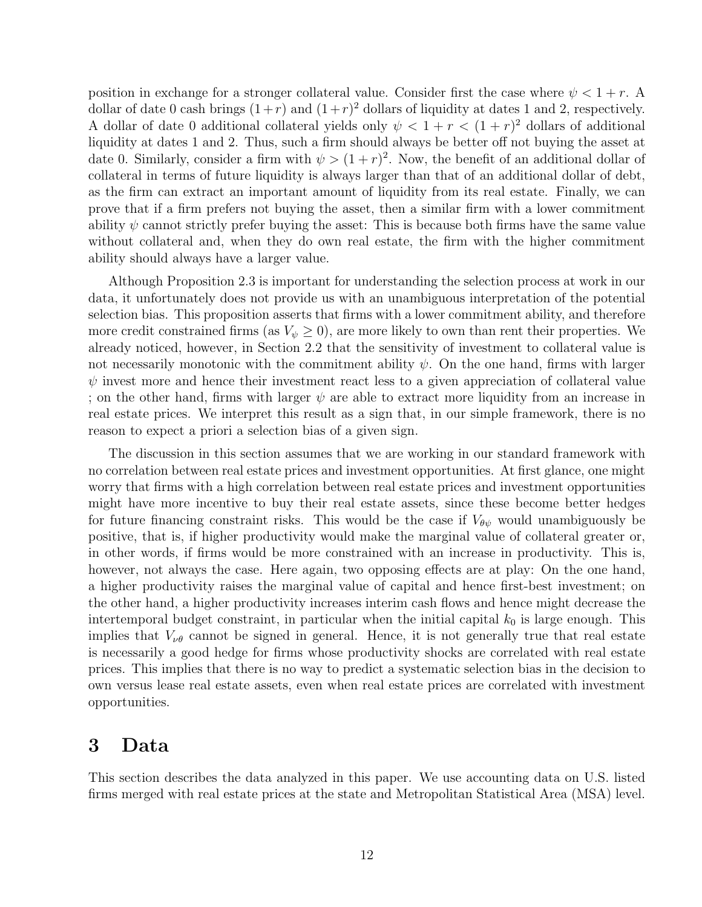position in exchange for a stronger collateral value. Consider first the case where $\psi < 1 + r$. A dollar of date 0 cash brings $(1+r)$ and $(1+r)^2$ dollars of liquidity at dates 1 and 2, respectively. A dollar of date 0 additional collateral yields only $\psi < 1 + r < (1+r)^2$ dollars of additional liquidity at dates 1 and 2. Thus, such a firm should always be better off not buying the asset at date 0. Similarly, consider a firm with $\psi > (1+r)^2$. Now, the benefit of an additional dollar of collateral in terms of future liquidity is always larger than that of an additional dollar of debt, as the firm can extract an important amount of liquidity from its real estate. Finally, we can prove that if a firm prefers not buying the asset, then a similar firm with a lower commitment ability $\psi$ cannot strictly prefer buying the asset: This is because both firms have the same value without collateral and, when they do own real estate, the firm with the higher commitment ability should always have a larger value.

Although Proposition 2.3 is important for understanding the selection process at work in our data, it unfortunately does not provide us with an unambiguous interpretation of the potential selection bias. This proposition asserts that firms with a lower commitment ability, and therefore more credit constrained firms (as $V_\psi \geq 0$), are more likely to own than rent their properties. We already noticed, however, in Section 2.2 that the sensitivity of investment to collateral value is not necessarily monotonic with the commitment ability $\psi$. On the one hand, firms with larger $\psi$ invest more and hence their investment react less to a given appreciation of collateral value ; on the other hand, firms with larger $\psi$ are able to extract more liquidity from an increase in real estate prices. We interpret this result as a sign that, in our simple framework, there is no reason to expect a priori a selection bias of a given sign.

The discussion in this section assumes that we are working in our standard framework with no correlation between real estate prices and investment opportunities. At first glance, one might worry that firms with a high correlation between real estate prices and investment opportunities might have more incentive to buy their real estate assets, since these become better hedges for future financing constraint risks. This would be the case if $V_{\theta\psi}$ would unambiguously be positive, that is, if higher productivity would make the marginal value of collateral greater or, in other words, if firms would be more constrained with an increase in productivity. This is, however, not always the case. Here again, two opposing effects are at play: On the one hand, a higher productivity raises the marginal value of capital and hence first-best investment; on the other hand, a higher productivity increases interim cash flows and hence might decrease the intertemporal budget constraint, in particular when the initial capital $k_0$ is large enough. This implies that $V_{\nu\theta}$ cannot be signed in general. Hence, it is not generally true that real estate is necessarily a good hedge for firms whose productivity shocks are correlated with real estate prices. This implies that there is no way to predict a systematic selection bias in the decision to own versus lease real estate assets, even when real estate prices are correlated with investment opportunities.

# 3 Data

This section describes the data analyzed in this paper. We use accounting data on U.S. listed firms merged with real estate prices at the state and Metropolitan Statistical Area (MSA) level.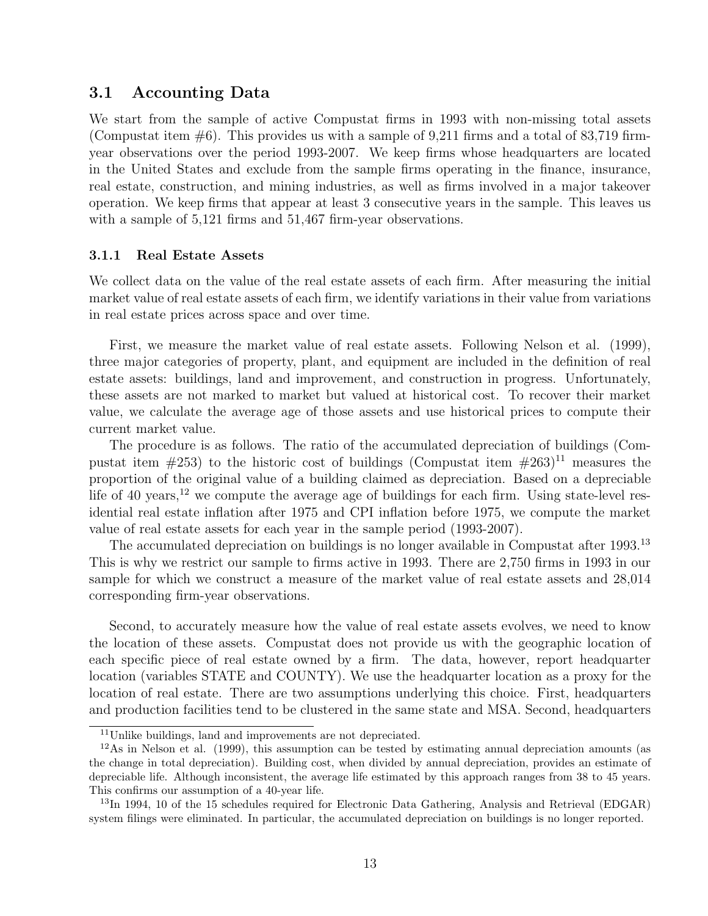## 3.1 Accounting Data

We start from the sample of active Compustat firms in 1993 with non-missing total assets (Compustat item #6). This provides us with a sample of 9,211 firms and a total of 83,719 firm-year observations over the period 1993-2007. We keep firms whose headquarters are located in the United States and exclude from the sample firms operating in the finance, insurance, real estate, construction, and mining industries, as well as firms involved in a major takeover operation. We keep firms that appear at least 3 consecutive years in the sample. This leaves us with a sample of 5,121 firms and 51,467 firm-year observations.

### 3.1.1 Real Estate Assets

We collect data on the value of the real estate assets of each firm. After measuring the initial market value of real estate assets of each firm, we identify variations in their value from variations in real estate prices across space and over time.

First, we measure the market value of real estate assets. Following Nelson et al. (1999), three major categories of property, plant, and equipment are included in the definition of real estate assets: buildings, land and improvement, and construction in progress. Unfortunately, these assets are not marked to market but valued at historical cost. To recover their market value, we calculate the average age of those assets and use historical prices to compute their current market value.

The procedure is as follows. The ratio of the accumulated depreciation of buildings (Compustat item #253) to the historic cost of buildings (Compustat item #263)[11] measures the proportion of the original value of a building claimed as depreciation. Based on a depreciable life of 40 years,[12] we compute the average age of buildings for each firm. Using state-level residential real estate inflation after 1975 and CPI inflation before 1975, we compute the market value of real estate assets for each year in the sample period (1993-2007).

The accumulated depreciation on buildings is no longer available in Compustat after 1993.[13] This is why we restrict our sample to firms active in 1993. There are 2,750 firms in 1993 in our sample for which we construct a measure of the market value of real estate assets and 28,014 corresponding firm-year observations.

Second, to accurately measure how the value of real estate assets evolves, we need to know the location of these assets. Compustat does not provide us with the geographic location of each specific piece of real estate owned by a firm. The data, however, report headquarter location (variables STATE and COUNTY). We use the headquarter location as a proxy for the location of real estate. There are two assumptions underlying this choice. First, headquarters and production facilities tend to be clustered in the same state and MSA. Second, headquarters

[11] Unlike buildings, land and improvements are not depreciated.

[12] As in Nelson et al. (1999), this assumption can be tested by estimating annual depreciation amounts (as the change in total depreciation). Building cost, when divided by annual depreciation, provides an estimate of depreciable life. Although inconsistent, the average life estimated by this approach ranges from 38 to 45 years. This confirms our assumption of a 40-year life.

[13] In 1994, 10 of the 15 schedules required for Electronic Data Gathering, Analysis and Retrieval (EDGAR) system filings were eliminated. In particular, the accumulated depreciation on buildings is no longer reported.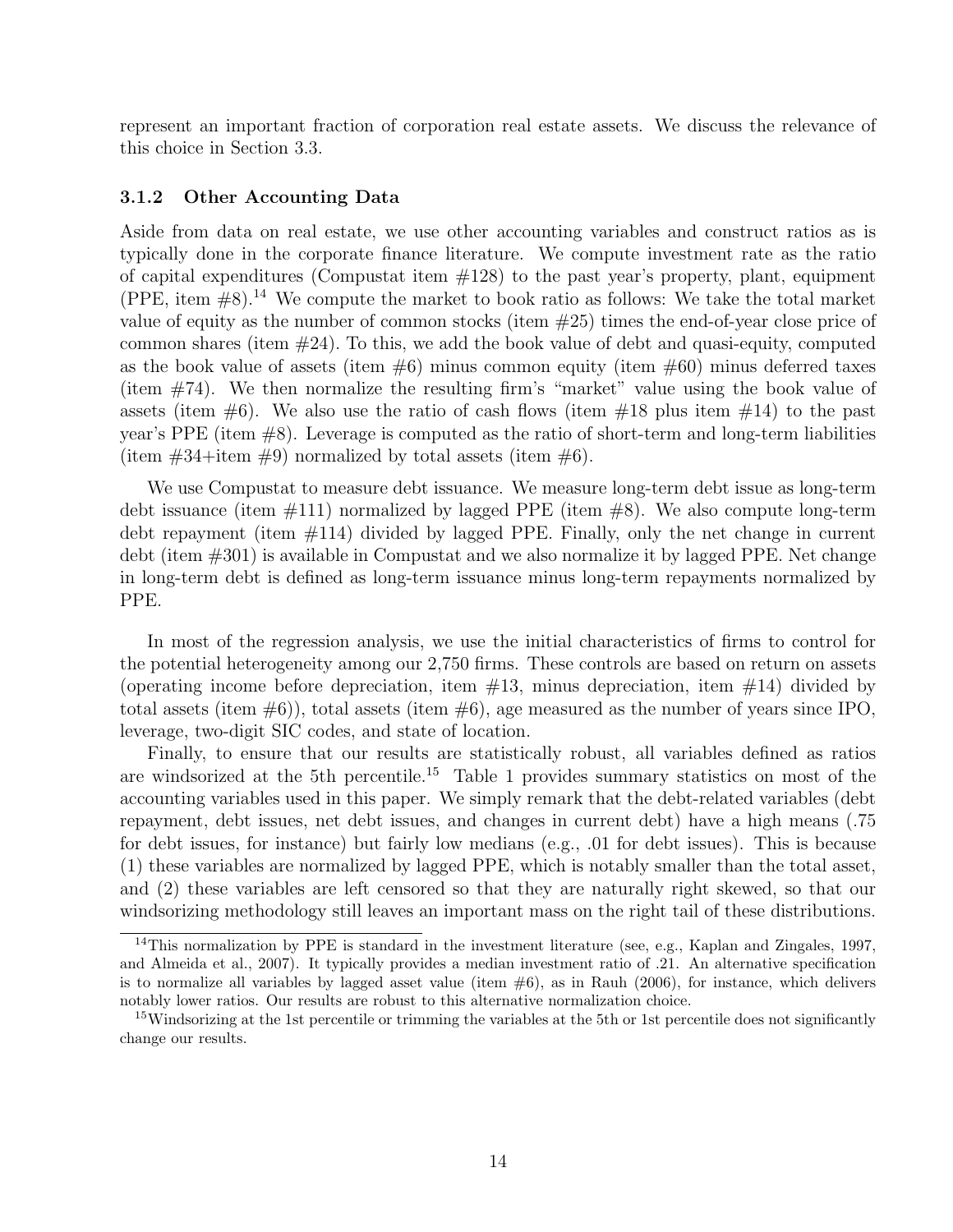represent an important fraction of corporation real estate assets. We discuss the relevance of this choice in Section 3.3.

### 3.1.2 Other Accounting Data

Aside from data on real estate, we use other accounting variables and construct ratios as is typically done in the corporate finance literature. We compute investment rate as the ratio of capital expenditures (Compustat item #128) to the past year's property, plant, equipment (PPE, item #8).[14] We compute the market to book ratio as follows: We take the total market value of equity as the number of common stocks (item #25) times the end-of-year close price of common shares (item #24). To this, we add the book value of debt and quasi-equity, computed as the book value of assets (item #6) minus common equity (item #60) minus deferred taxes (item #74). We then normalize the resulting firm's "market" value using the book value of assets (item #6). We also use the ratio of cash flows (item #18 plus item #14) to the past year's PPE (item #8). Leverage is computed as the ratio of short-term and long-term liabilities (item #34+item #9) normalized by total assets (item #6).

We use Compustat to measure debt issuance. We measure long-term debt issue as long-term debt issuance (item #111) normalized by lagged PPE (item #8). We also compute long-term debt repayment (item #114) divided by lagged PPE. Finally, only the net change in current debt (item #301) is available in Compustat and we also normalize it by lagged PPE. Net change in long-term debt is defined as long-term issuance minus long-term repayments normalized by PPE.

In most of the regression analysis, we use the initial characteristics of firms to control for the potential heterogeneity among our 2,750 firms. These controls are based on return on assets (operating income before depreciation, item #13, minus depreciation, item #14) divided by total assets (item #6)), total assets (item #6), age measured as the number of years since IPO, leverage, two-digit SIC codes, and state of location.

Finally, to ensure that our results are statistically robust, all variables defined as ratios are windsorized at the 5th percentile.[15] Table 1 provides summary statistics on most of the accounting variables used in this paper. We simply remark that the debt-related variables (debt repayment, debt issues, net debt issues, and changes in current debt) have a high means (.75 for debt issues, for instance) but fairly low medians (e.g., .01 for debt issues). This is because (1) these variables are normalized by lagged PPE, which is notably smaller than the total asset, and (2) these variables are left censored so that they are naturally right skewed, so that our windsorizing methodology still leaves an important mass on the right tail of these distributions.

---

[14] This normalization by PPE is standard in the investment literature (see, e.g., Kaplan and Zingales, 1997, and Almeida et al., 2007). It typically provides a median investment ratio of .21. An alternative specification is to normalize all variables by lagged asset value (item #6), as in Rauh (2006), for instance, which delivers notably lower ratios. Our results are robust to this alternative normalization choice.

[15] Windsorizing at the 1st percentile or trimming the variables at the 5th or 1st percentile does not significantly change our results.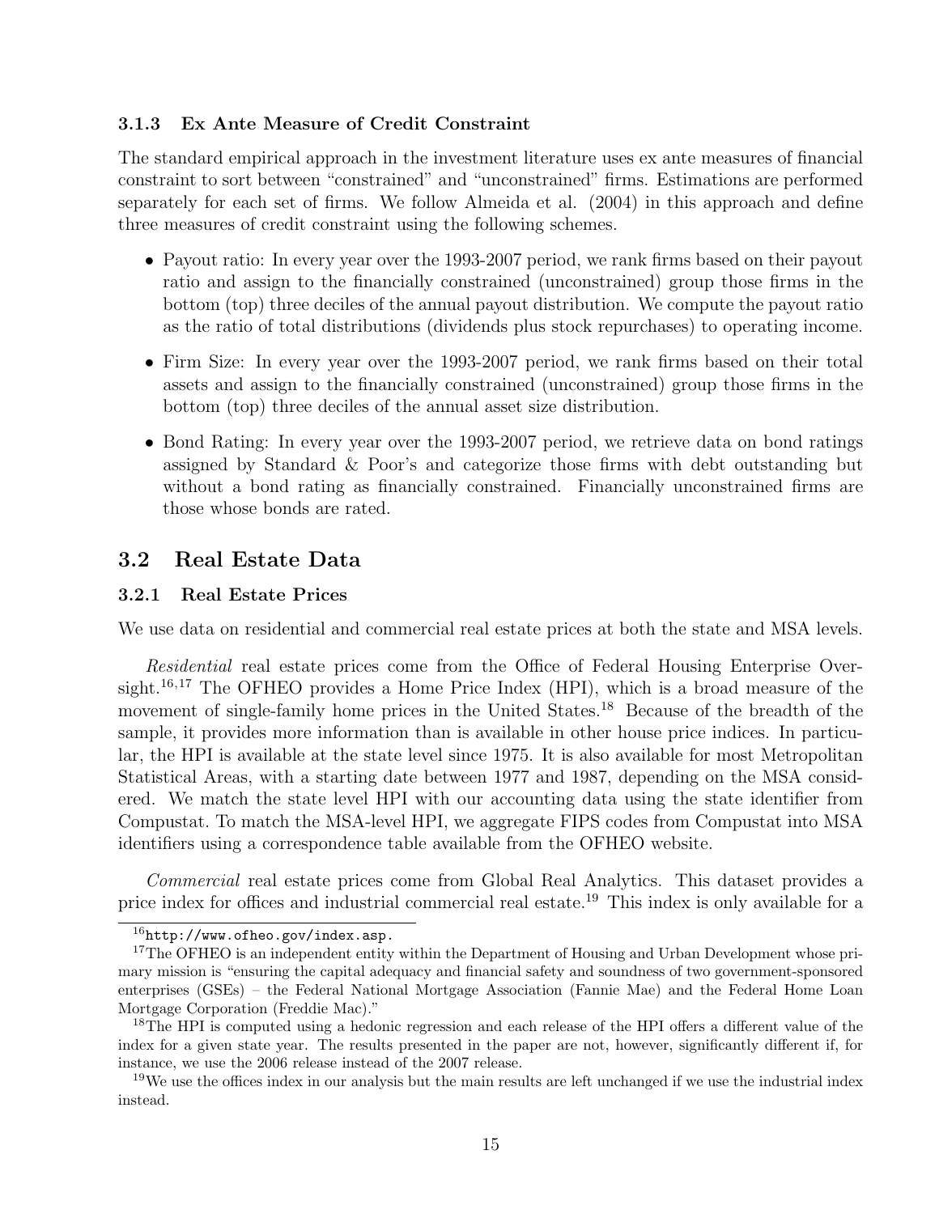### 3.1.3 Ex Ante Measure of Credit Constraint

The standard empirical approach in the investment literature uses ex ante measures of financial constraint to sort between "constrained" and "unconstrained" firms. Estimations are performed separately for each set of firms. We follow Almeida et al. (2004) in this approach and define three measures of credit constraint using the following schemes.

- Payout ratio: In every year over the 1993-2007 period, we rank firms based on their payout ratio and assign to the financially constrained (unconstrained) group those firms in the bottom (top) three deciles of the annual payout distribution. We compute the payout ratio as the ratio of total distributions (dividends plus stock repurchases) to operating income.
- Firm Size: In every year over the 1993-2007 period, we rank firms based on their total assets and assign to the financially constrained (unconstrained) group those firms in the bottom (top) three deciles of the annual asset size distribution.
- Bond Rating: In every year over the 1993-2007 period, we retrieve data on bond ratings assigned by Standard & Poor's and categorize those firms with debt outstanding but without a bond rating as financially constrained. Financially unconstrained firms are those whose bonds are rated.

## 3.2 Real Estate Data

### 3.2.1 Real Estate Prices

We use data on residential and commercial real estate prices at both the state and MSA levels.

*Residential* real estate prices come from the Office of Federal Housing Enterprise Oversight.[16,17] The OFHEO provides a Home Price Index (HPI), which is a broad measure of the movement of single-family home prices in the United States.[18] Because of the breadth of the sample, it provides more information than is available in other house price indices. In particular, the HPI is available at the state level since 1975. It is also available for most Metropolitan Statistical Areas, with a starting date between 1977 and 1987, depending on the MSA considered. We match the state level HPI with our accounting data using the state identifier from Compustat. To match the MSA-level HPI, we aggregate FIPS codes from Compustat into MSA identifiers using a correspondence table available from the OFHEO website.

*Commercial* real estate prices come from Global Real Analytics. This dataset provides a price index for offices and industrial commercial real estate.[19] This index is only available for a

---

[16] `http://www.ofheo.gov/index.asp.`

[17] The OFHEO is an independent entity within the Department of Housing and Urban Development whose primary mission is "ensuring the capital adequacy and financial safety and soundness of two government-sponsored enterprises (GSEs) – the Federal National Mortgage Association (Fannie Mae) and the Federal Home Loan Mortgage Corporation (Freddie Mac)."

[18] The HPI is computed using a hedonic regression and each release of the HPI offers a different value of the index for a given state year. The results presented in the paper are not, however, significantly different if, for instance, we use the 2006 release instead of the 2007 release.

[19] We use the offices index in our analysis but the main results are left unchanged if we use the industrial index instead.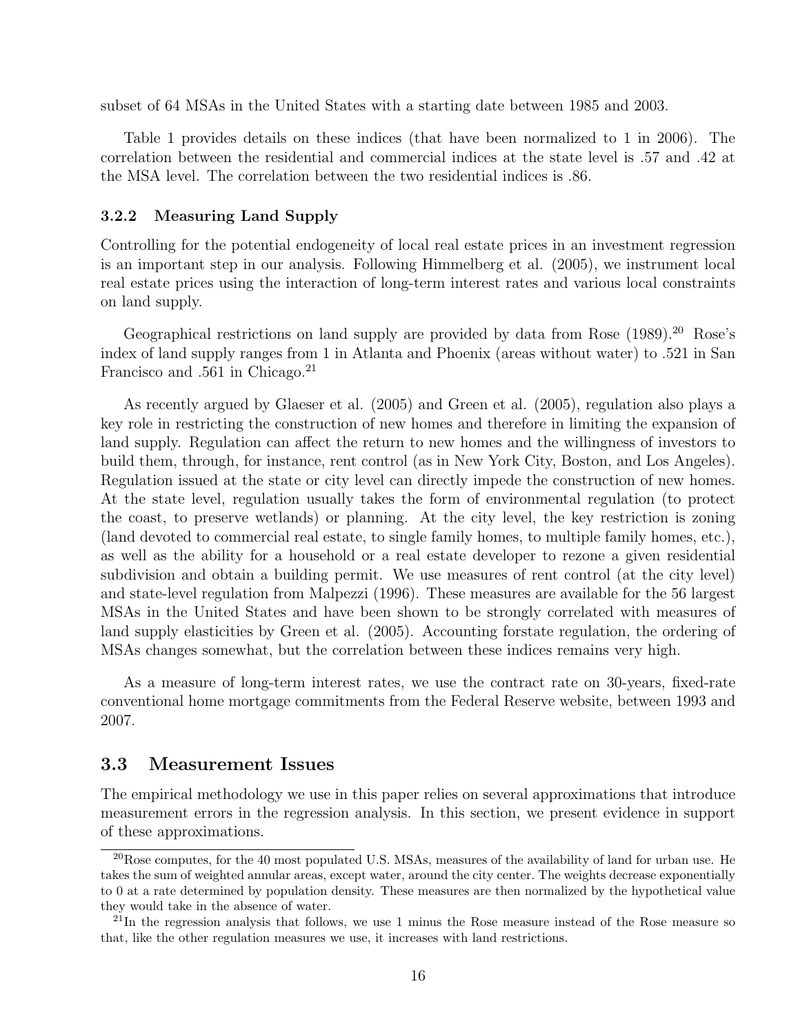subset of 64 MSAs in the United States with a starting date between 1985 and 2003.

Table 1 provides details on these indices (that have been normalized to 1 in 2006). The correlation between the residential and commercial indices at the state level is .57 and .42 at the MSA level. The correlation between the two residential indices is .86.

#### 3.2.2 Measuring Land Supply

Controlling for the potential endogeneity of local real estate prices in an investment regression is an important step in our analysis. Following Himmelberg et al. (2005), we instrument local real estate prices using the interaction of long-term interest rates and various local constraints on land supply.

Geographical restrictions on land supply are provided by data from Rose (1989).[20] Rose's index of land supply ranges from 1 in Atlanta and Phoenix (areas without water) to .521 in San Francisco and .561 in Chicago.[21]

As recently argued by Glaeser et al. (2005) and Green et al. (2005), regulation also plays a key role in restricting the construction of new homes and therefore in limiting the expansion of land supply. Regulation can affect the return to new homes and the willingness of investors to build them, through, for instance, rent control (as in New York City, Boston, and Los Angeles). Regulation issued at the state or city level can directly impede the construction of new homes. At the state level, regulation usually takes the form of environmental regulation (to protect the coast, to preserve wetlands) or planning. At the city level, the key restriction is zoning (land devoted to commercial real estate, to single family homes, to multiple family homes, etc.), as well as the ability for a household or a real estate developer to rezone a given residential subdivision and obtain a building permit. We use measures of rent control (at the city level) and state-level regulation from Malpezzi (1996). These measures are available for the 56 largest MSAs in the United States and have been shown to be strongly correlated with measures of land supply elasticities by Green et al. (2005). Accounting forstate regulation, the ordering of MSAs changes somewhat, but the correlation between these indices remains very high.

As a measure of long-term interest rates, we use the contract rate on 30-years, fixed-rate conventional home mortgage commitments from the Federal Reserve website, between 1993 and 2007.

### 3.3 Measurement Issues

The empirical methodology we use in this paper relies on several approximations that introduce measurement errors in the regression analysis. In this section, we present evidence in support of these approximations.

---

[20] Rose computes, for the 40 most populated U.S. MSAs, measures of the availability of land for urban use. He takes the sum of weighted annular areas, except water, around the city center. The weights decrease exponentially to 0 at a rate determined by population density. These measures are then normalized by the hypothetical value they would take in the absence of water.

[21] In the regression analysis that follows, we use 1 minus the Rose measure instead of the Rose measure so that, like the other regulation measures we use, it increases with land restrictions.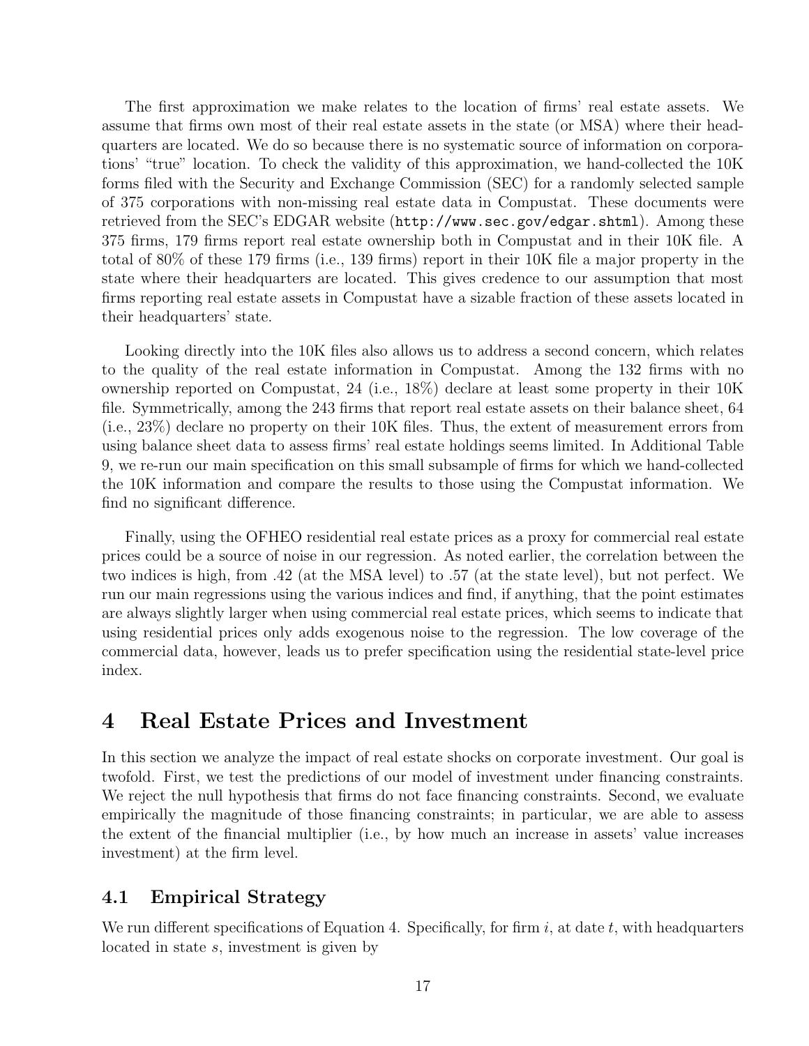The first approximation we make relates to the location of firms' real estate assets. We assume that firms own most of their real estate assets in the state (or MSA) where their headquarters are located. We do so because there is no systematic source of information on corporations' "true" location. To check the validity of this approximation, we hand-collected the 10K forms filed with the Security and Exchange Commission (SEC) for a randomly selected sample of 375 corporations with non-missing real estate data in Compustat. These documents were retrieved from the SEC's EDGAR website (`http://www.sec.gov/edgar.shtml`). Among these 375 firms, 179 firms report real estate ownership both in Compustat and in their 10K file. A total of 80% of these 179 firms (i.e., 139 firms) report in their 10K file a major property in the state where their headquarters are located. This gives credence to our assumption that most firms reporting real estate assets in Compustat have a sizable fraction of these assets located in their headquarters' state.

Looking directly into the 10K files also allows us to address a second concern, which relates to the quality of the real estate information in Compustat. Among the 132 firms with no ownership reported on Compustat, 24 (i.e., 18%) declare at least some property in their 10K file. Symmetrically, among the 243 firms that report real estate assets on their balance sheet, 64 (i.e., 23%) declare no property on their 10K files. Thus, the extent of measurement errors from using balance sheet data to assess firms' real estate holdings seems limited. In Additional Table 9, we re-run our main specification on this small subsample of firms for which we hand-collected the 10K information and compare the results to those using the Compustat information. We find no significant difference.

Finally, using the OFHEO residential real estate prices as a proxy for commercial real estate prices could be a source of noise in our regression. As noted earlier, the correlation between the two indices is high, from .42 (at the MSA level) to .57 (at the state level), but not perfect. We run our main regressions using the various indices and find, if anything, that the point estimates are always slightly larger when using commercial real estate prices, which seems to indicate that using residential prices only adds exogenous noise to the regression. The low coverage of the commercial data, however, leads us to prefer specification using the residential state-level price index.

# 4 Real Estate Prices and Investment

In this section we analyze the impact of real estate shocks on corporate investment. Our goal is twofold. First, we test the predictions of our model of investment under financing constraints. We reject the null hypothesis that firms do not face financing constraints. Second, we evaluate empirically the magnitude of those financing constraints; in particular, we are able to assess the extent of the financial multiplier (i.e., by how much an increase in assets' value increases investment) at the firm level.

## 4.1 Empirical Strategy

We run different specifications of Equation 4. Specifically, for firm $i$, at date $t$, with headquarters located in state $s$, investment is given by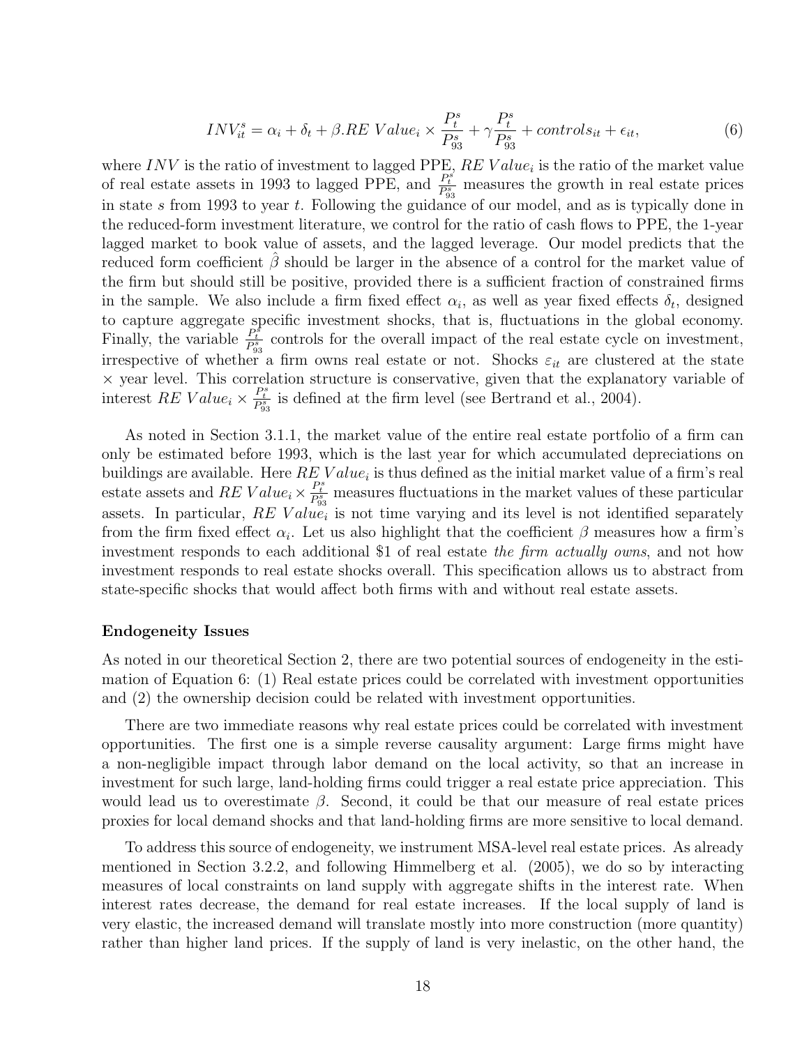$$INV_{it}^{s} = \alpha_i + \delta_t + \beta.RE\ Value_i \times \frac{P_t^s}{P_{93}^s} + \gamma \frac{P_t^s}{P_{93}^s} + controls_{it} + \epsilon_{it}, \tag{6}$$

where $INV$ is the ratio of investment to lagged PPE, $RE\ Value_i$ is the ratio of the market value of real estate assets in 1993 to lagged PPE, and $\frac{P_t^s}{P_{93}^s}$ measures the growth in real estate prices in state $s$ from 1993 to year $t$. Following the guidance of our model, and as is typically done in the reduced-form investment literature, we control for the ratio of cash flows to PPE, the 1-year lagged market to book value of assets, and the lagged leverage. Our model predicts that the reduced form coefficient $\hat{\beta}$ should be larger in the absence of a control for the market value of the firm but should still be positive, provided there is a sufficient fraction of constrained firms in the sample. We also include a firm fixed effect $\alpha_i$, as well as year fixed effects $\delta_t$, designed to capture aggregate specific investment shocks, that is, fluctuations in the global economy. Finally, the variable $\frac{P_t^s}{P_{93}^s}$ controls for the overall impact of the real estate cycle on investment, irrespective of whether a firm owns real estate or not. Shocks $\varepsilon_{it}$ are clustered at the state $\times$ year level. This correlation structure is conservative, given that the explanatory variable of interest $RE\ Value_i \times \frac{P_t^s}{P_{93}^s}$ is defined at the firm level (see Bertrand et al., 2004).

As noted in Section 3.1.1, the market value of the entire real estate portfolio of a firm can only be estimated before 1993, which is the last year for which accumulated depreciations on buildings are available. Here $RE\ Value_i$ is thus defined as the initial market value of a firm's real estate assets and $RE\ Value_i \times \frac{P_t^s}{P_{93}^s}$ measures fluctuations in the market values of these particular assets. In particular, $RE\ Value_i$ is not time varying and its level is not identified separately from the firm fixed effect $\alpha_i$. Let us also highlight that the coefficient $\beta$ measures how a firm's investment responds to each additional \$1 of real estate *the firm actually owns*, and not how investment responds to real estate shocks overall. This specification allows us to abstract from state-specific shocks that would affect both firms with and without real estate assets.

**Endogeneity Issues**

As noted in our theoretical Section 2, there are two potential sources of endogeneity in the estimation of Equation 6: (1) Real estate prices could be correlated with investment opportunities and (2) the ownership decision could be related with investment opportunities.

There are two immediate reasons why real estate prices could be correlated with investment opportunities. The first one is a simple reverse causality argument: Large firms might have a non-negligible impact through labor demand on the local activity, so that an increase in investment for such large, land-holding firms could trigger a real estate price appreciation. This would lead us to overestimate $\beta$. Second, it could be that our measure of real estate prices proxies for local demand shocks and that land-holding firms are more sensitive to local demand.

To address this source of endogeneity, we instrument MSA-level real estate prices. As already mentioned in Section 3.2.2, and following Himmelberg et al. (2005), we do so by interacting measures of local constraints on land supply with aggregate shifts in the interest rate. When interest rates decrease, the demand for real estate increases. If the local supply of land is very elastic, the increased demand will translate mostly into more construction (more quantity) rather than higher land prices. If the supply of land is very inelastic, on the other hand, the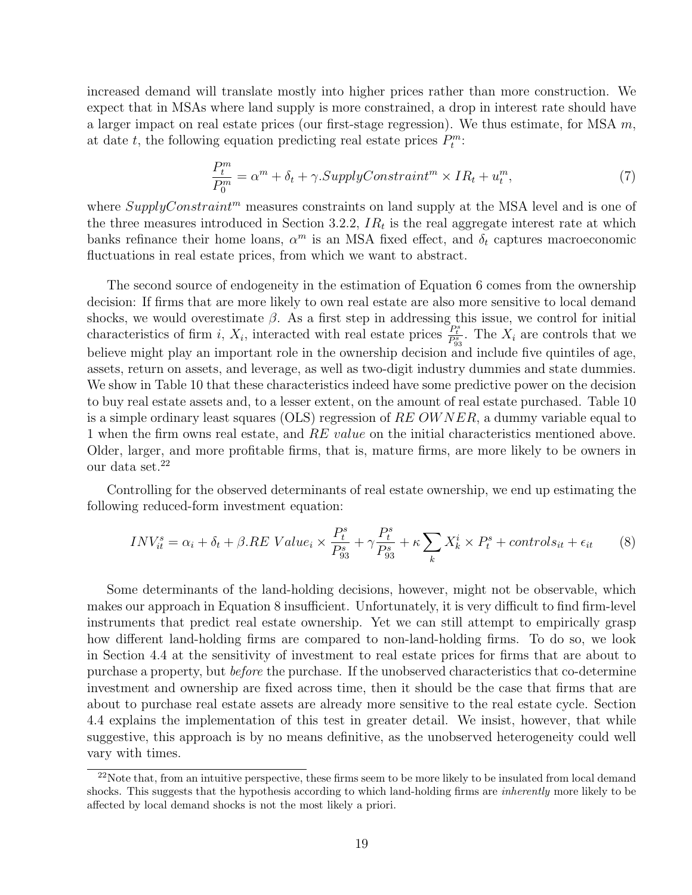increased demand will translate mostly into higher prices rather than more construction. We expect that in MSAs where land supply is more constrained, a drop in interest rate should have a larger impact on real estate prices (our first-stage regression). We thus estimate, for MSA $m$, at date $t$, the following equation predicting real estate prices $P_t^m$:

$$\frac{P_t^m}{P_0^m} = \alpha^m + \delta_t + \gamma.SupplyConstraint^m \times IR_t + u_t^m, \tag{7}$$

where $SupplyConstraint^m$ measures constraints on land supply at the MSA level and is one of the three measures introduced in Section 3.2.2, $IR_t$ is the real aggregate interest rate at which banks refinance their home loans, $\alpha^m$ is an MSA fixed effect, and $\delta_t$ captures macroeconomic fluctuations in real estate prices, from which we want to abstract.

The second source of endogeneity in the estimation of Equation 6 comes from the ownership decision: If firms that are more likely to own real estate are also more sensitive to local demand shocks, we would overestimate $\beta$. As a first step in addressing this issue, we control for initial characteristics of firm $i$, $X_i$, interacted with real estate prices $\frac{P_t^s}{P_{93}^s}$. The $X_i$ are controls that we believe might play an important role in the ownership decision and include five quintiles of age, assets, return on assets, and leverage, as well as two-digit industry dummies and state dummies. We show in Table 10 that these characteristics indeed have some predictive power on the decision to buy real estate assets and, to a lesser extent, on the amount of real estate purchased. Table 10 is a simple ordinary least squares (OLS) regression of $RE\ OWNER$, a dummy variable equal to 1 when the firm owns real estate, and $RE\ value$ on the initial characteristics mentioned above. Older, larger, and more profitable firms, that is, mature firms, are more likely to be owners in our data set.[22]

Controlling for the observed determinants of real estate ownership, we end up estimating the following reduced-form investment equation:

$$INV_{it}^s = \alpha_i + \delta_t + \beta.RE\ Value_i \times \frac{P_t^s}{P_{93}^s} + \gamma \frac{P_t^s}{P_{93}^s} + \kappa \sum_k X_k^i \times P_t^s + controls_{it} + \epsilon_{it} \tag{8}$$

Some determinants of the land-holding decisions, however, might not be observable, which makes our approach in Equation 8 insufficient. Unfortunately, it is very difficult to find firm-level instruments that predict real estate ownership. Yet we can still attempt to empirically grasp how different land-holding firms are compared to non-land-holding firms. To do so, we look in Section 4.4 at the sensitivity of investment to real estate prices for firms that are about to purchase a property, but *before* the purchase. If the unobserved characteristics that co-determine investment and ownership are fixed across time, then it should be the case that firms that are about to purchase real estate assets are already more sensitive to the real estate cycle. Section 4.4 explains the implementation of this test in greater detail. We insist, however, that while suggestive, this approach is by no means definitive, as the unobserved heterogeneity could well vary with times.

[22]Note that, from an intuitive perspective, these firms seem to be more likely to be insulated from local demand shocks. This suggests that the hypothesis according to which land-holding firms are *inherently* more likely to be affected by local demand shocks is not the most likely a priori.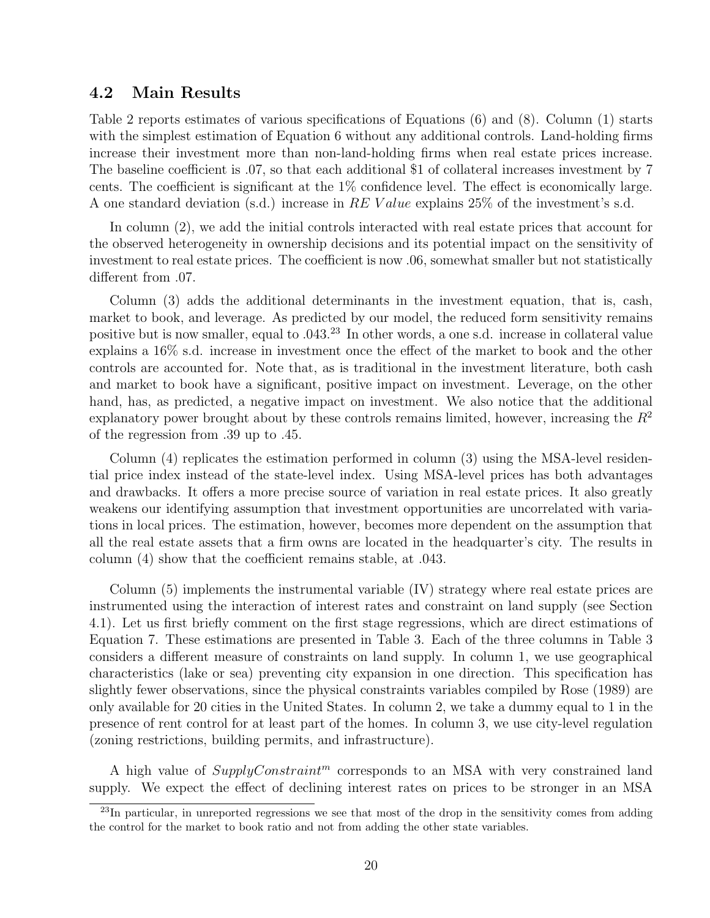## 4.2 Main Results

Table 2 reports estimates of various specifications of Equations (6) and (8). Column (1) starts with the simplest estimation of Equation 6 without any additional controls. Land-holding firms increase their investment more than non-land-holding firms when real estate prices increase. The baseline coefficient is .07, so that each additional $1 of collateral increases investment by 7 cents. The coefficient is significant at the 1% confidence level. The effect is economically large. A one standard deviation (s.d.) increase in $RE\ Value$ explains 25% of the investment's s.d.

In column (2), we add the initial controls interacted with real estate prices that account for the observed heterogeneity in ownership decisions and its potential impact on the sensitivity of investment to real estate prices. The coefficient is now .06, somewhat smaller but not statistically different from .07.

Column (3) adds the additional determinants in the investment equation, that is, cash, market to book, and leverage. As predicted by our model, the reduced form sensitivity remains positive but is now smaller, equal to .043.[23] In other words, a one s.d. increase in collateral value explains a 16% s.d. increase in investment once the effect of the market to book and the other controls are accounted for. Note that, as is traditional in the investment literature, both cash and market to book have a significant, positive impact on investment. Leverage, on the other hand, has, as predicted, a negative impact on investment. We also notice that the additional explanatory power brought about by these controls remains limited, however, increasing the $R^2$ of the regression from .39 up to .45.

Column (4) replicates the estimation performed in column (3) using the MSA-level residential price index instead of the state-level index. Using MSA-level prices has both advantages and drawbacks. It offers a more precise source of variation in real estate prices. It also greatly weakens our identifying assumption that investment opportunities are uncorrelated with variations in local prices. The estimation, however, becomes more dependent on the assumption that all the real estate assets that a firm owns are located in the headquarter's city. The results in column (4) show that the coefficient remains stable, at .043.

Column (5) implements the instrumental variable (IV) strategy where real estate prices are instrumented using the interaction of interest rates and constraint on land supply (see Section 4.1). Let us first briefly comment on the first stage regressions, which are direct estimations of Equation 7. These estimations are presented in Table 3. Each of the three columns in Table 3 considers a different measure of constraints on land supply. In column 1, we use geographical characteristics (lake or sea) preventing city expansion in one direction. This specification has slightly fewer observations, since the physical constraints variables compiled by Rose (1989) are only available for 20 cities in the United States. In column 2, we take a dummy equal to 1 in the presence of rent control for at least part of the homes. In column 3, we use city-level regulation (zoning restrictions, building permits, and infrastructure).

A high value of $SupplyConstraint^m$ corresponds to an MSA with very constrained land supply. We expect the effect of declining interest rates on prices to be stronger in an MSA

[23] In particular, in unreported regressions we see that most of the drop in the sensitivity comes from adding the control for the market to book ratio and not from adding the other state variables.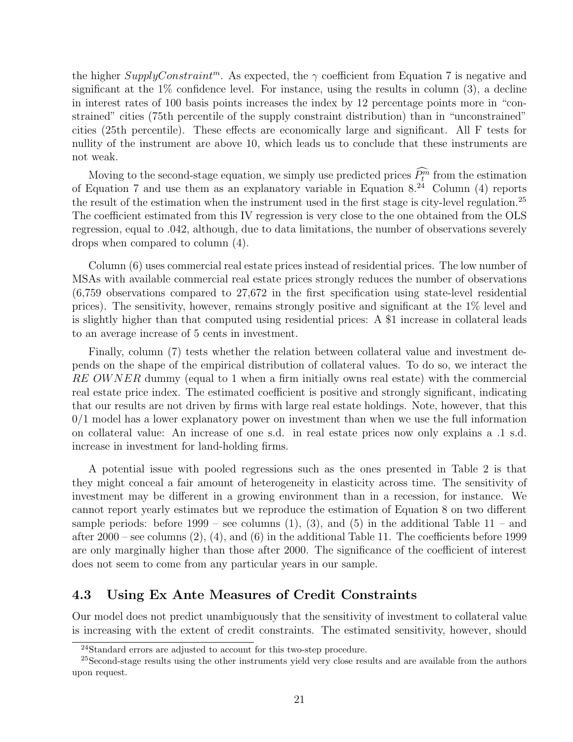the higher $SupplyConstraint^m$. As expected, the $\gamma$ coefficient from Equation 7 is negative and significant at the 1% confidence level. For instance, using the results in column (3), a decline in interest rates of 100 basis points increases the index by 12 percentage points more in "constrained" cities (75th percentile of the supply constraint distribution) than in "unconstrained" cities (25th percentile). These effects are economically large and significant. All F tests for nullity of the instrument are above 10, which leads us to conclude that these instruments are not weak.

Moving to the second-stage equation, we simply use predicted prices $\widehat{P_t^m}$ from the estimation of Equation 7 and use them as an explanatory variable in Equation 8.[24] Column (4) reports the result of the estimation when the instrument used in the first stage is city-level regulation.[25] The coefficient estimated from this IV regression is very close to the one obtained from the OLS regression, equal to .042, although, due to data limitations, the number of observations severely drops when compared to column (4).

Column (6) uses commercial real estate prices instead of residential prices. The low number of MSAs with available commercial real estate prices strongly reduces the number of observations (6,759 observations compared to 27,672 in the first specification using state-level residential prices). The sensitivity, however, remains strongly positive and significant at the 1% level and is slightly higher than that computed using residential prices: A \$1 increase in collateral leads to an average increase of 5 cents in investment.

Finally, column (7) tests whether the relation between collateral value and investment depends on the shape of the empirical distribution of collateral values. To do so, we interact the *RE OWNER* dummy (equal to 1 when a firm initially owns real estate) with the commercial real estate price index. The estimated coefficient is positive and strongly significant, indicating that our results are not driven by firms with large real estate holdings. Note, however, that this 0/1 model has a lower explanatory power on investment than when we use the full information on collateral value: An increase of one s.d. in real estate prices now only explains a .1 s.d. increase in investment for land-holding firms.

A potential issue with pooled regressions such as the ones presented in Table 2 is that they might conceal a fair amount of heterogeneity in elasticity across time. The sensitivity of investment may be different in a growing environment than in a recession, for instance. We cannot report yearly estimates but we reproduce the estimation of Equation 8 on two different sample periods: before 1999 – see columns (1), (3), and (5) in the additional Table 11 – and after 2000 – see columns (2), (4), and (6) in the additional Table 11. The coefficients before 1999 are only marginally higher than those after 2000. The significance of the coefficient of interest does not seem to come from any particular years in our sample.

## 4.3 Using Ex Ante Measures of Credit Constraints

Our model does not predict unambiguously that the sensitivity of investment to collateral value is increasing with the extent of credit constraints. The estimated sensitivity, however, should

[24] Standard errors are adjusted to account for this two-step procedure.

[25] Second-stage results using the other instruments yield very close results and are available from the authors upon request.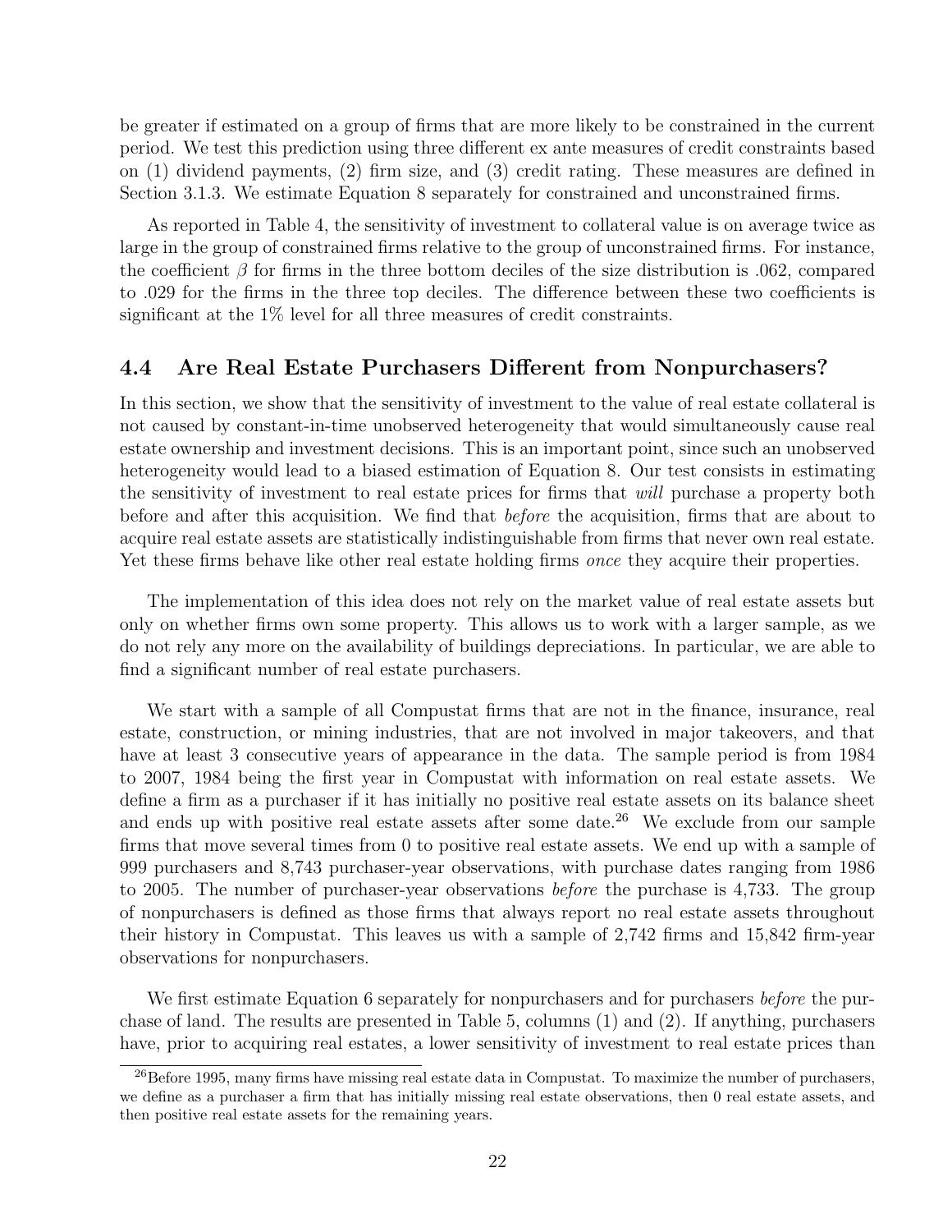be greater if estimated on a group of firms that are more likely to be constrained in the current period. We test this prediction using three different ex ante measures of credit constraints based on (1) dividend payments, (2) firm size, and (3) credit rating. These measures are defined in Section 3.1.3. We estimate Equation 8 separately for constrained and unconstrained firms.

As reported in Table 4, the sensitivity of investment to collateral value is on average twice as large in the group of constrained firms relative to the group of unconstrained firms. For instance, the coefficient $\beta$ for firms in the three bottom deciles of the size distribution is .062, compared to .029 for the firms in the three top deciles. The difference between these two coefficients is significant at the 1% level for all three measures of credit constraints.

## 4.4 Are Real Estate Purchasers Different from Nonpurchasers?

In this section, we show that the sensitivity of investment to the value of real estate collateral is not caused by constant-in-time unobserved heterogeneity that would simultaneously cause real estate ownership and investment decisions. This is an important point, since such an unobserved heterogeneity would lead to a biased estimation of Equation 8. Our test consists in estimating the sensitivity of investment to real estate prices for firms that *will* purchase a property both before and after this acquisition. We find that *before* the acquisition, firms that are about to acquire real estate assets are statistically indistinguishable from firms that never own real estate. Yet these firms behave like other real estate holding firms *once* they acquire their properties.

The implementation of this idea does not rely on the market value of real estate assets but only on whether firms own some property. This allows us to work with a larger sample, as we do not rely any more on the availability of buildings depreciations. In particular, we are able to find a significant number of real estate purchasers.

We start with a sample of all Compustat firms that are not in the finance, insurance, real estate, construction, or mining industries, that are not involved in major takeovers, and that have at least 3 consecutive years of appearance in the data. The sample period is from 1984 to 2007, 1984 being the first year in Compustat with information on real estate assets. We define a firm as a purchaser if it has initially no positive real estate assets on its balance sheet and ends up with positive real estate assets after some date.[26] We exclude from our sample firms that move several times from 0 to positive real estate assets. We end up with a sample of 999 purchasers and 8,743 purchaser-year observations, with purchase dates ranging from 1986 to 2005. The number of purchaser-year observations *before* the purchase is 4,733. The group of nonpurchasers is defined as those firms that always report no real estate assets throughout their history in Compustat. This leaves us with a sample of 2,742 firms and 15,842 firm-year observations for nonpurchasers.

We first estimate Equation 6 separately for nonpurchasers and for purchasers *before* the purchase of land. The results are presented in Table 5, columns (1) and (2). If anything, purchasers have, prior to acquiring real estates, a lower sensitivity of investment to real estate prices than

[26] Before 1995, many firms have missing real estate data in Compustat. To maximize the number of purchasers, we define as a purchaser a firm that has initially missing real estate observations, then 0 real estate assets, and then positive real estate assets for the remaining years.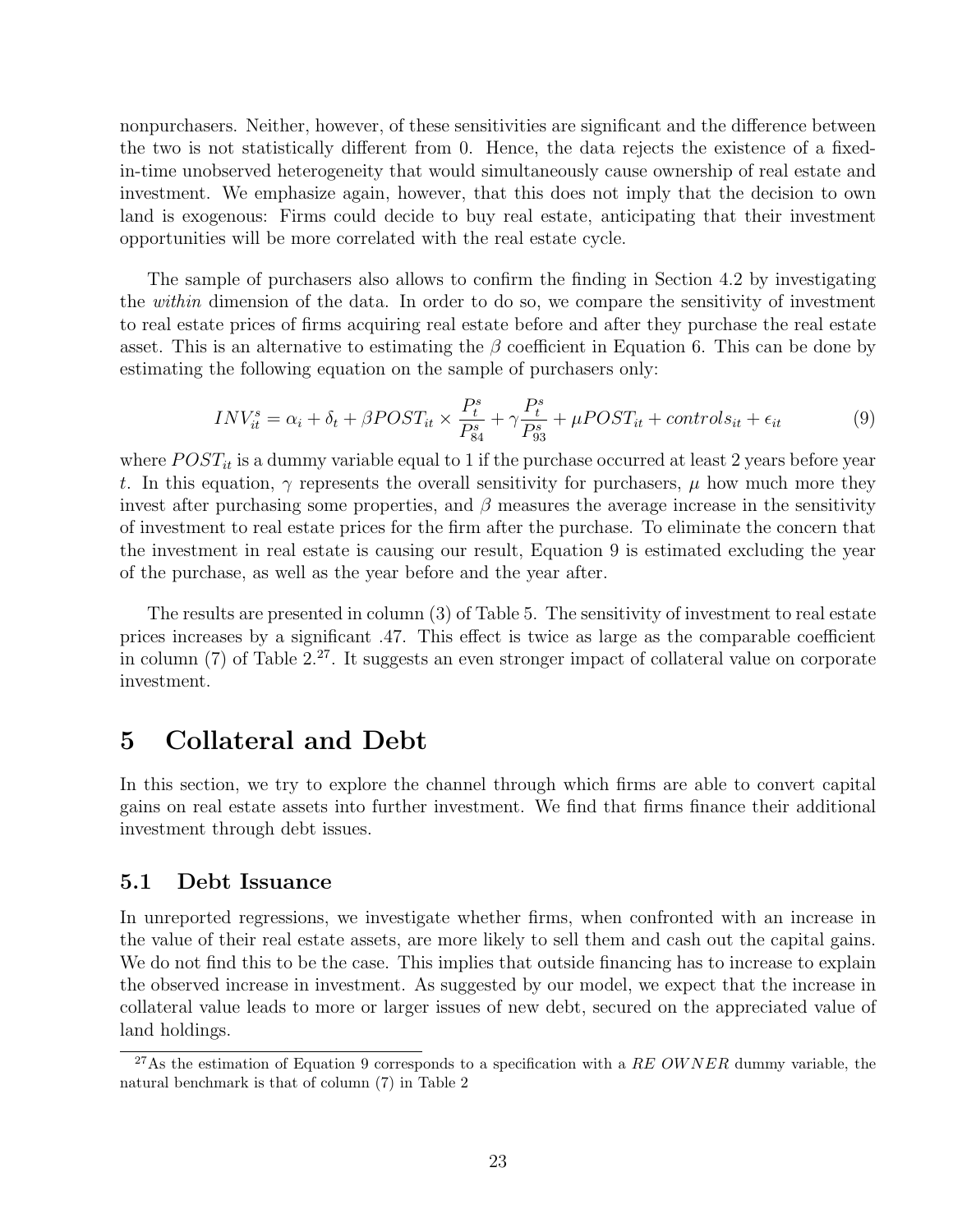nonpurchasers. Neither, however, of these sensitivities are significant and the difference between the two is not statistically different from 0. Hence, the data rejects the existence of a fixed-in-time unobserved heterogeneity that would simultaneously cause ownership of real estate and investment. We emphasize again, however, that this does not imply that the decision to own land is exogenous: Firms could decide to buy real estate, anticipating that their investment opportunities will be more correlated with the real estate cycle.

The sample of purchasers also allows to confirm the finding in Section 4.2 by investigating the *within* dimension of the data. In order to do so, we compare the sensitivity of investment to real estate prices of firms acquiring real estate before and after they purchase the real estate asset. This is an alternative to estimating the $\beta$ coefficient in Equation 6. This can be done by estimating the following equation on the sample of purchasers only:

$$INV_{it}^{s} = \alpha_i + \delta_t + \beta POST_{it} \times \frac{P_t^s}{P_{84}^s} + \gamma \frac{P_t^s}{P_{93}^s} + \mu POST_{it} + controls_{it} + \epsilon_{it} \tag{9}$$

where $POST_{it}$ is a dummy variable equal to 1 if the purchase occurred at least 2 years before year $t$. In this equation, $\gamma$ represents the overall sensitivity for purchasers, $\mu$ how much more they invest after purchasing some properties, and $\beta$ measures the average increase in the sensitivity of investment to real estate prices for the firm after the purchase. To eliminate the concern that the investment in real estate is causing our result, Equation 9 is estimated excluding the year of the purchase, as well as the year before and the year after.

The results are presented in column (3) of Table 5. The sensitivity of investment to real estate prices increases by a significant .47. This effect is twice as large as the comparable coefficient in column (7) of Table 2.[27]. It suggests an even stronger impact of collateral value on corporate investment.

# 5 Collateral and Debt

In this section, we try to explore the channel through which firms are able to convert capital gains on real estate assets into further investment. We find that firms finance their additional investment through debt issues.

## 5.1 Debt Issuance

In unreported regressions, we investigate whether firms, when confronted with an increase in the value of their real estate assets, are more likely to sell them and cash out the capital gains. We do not find this to be the case. This implies that outside financing has to increase to explain the observed increase in investment. As suggested by our model, we expect that the increase in collateral value leads to more or larger issues of new debt, secured on the appreciated value of land holdings.

[27]As the estimation of Equation 9 corresponds to a specification with a *RE OWNER* dummy variable, the natural benchmark is that of column (7) in Table 2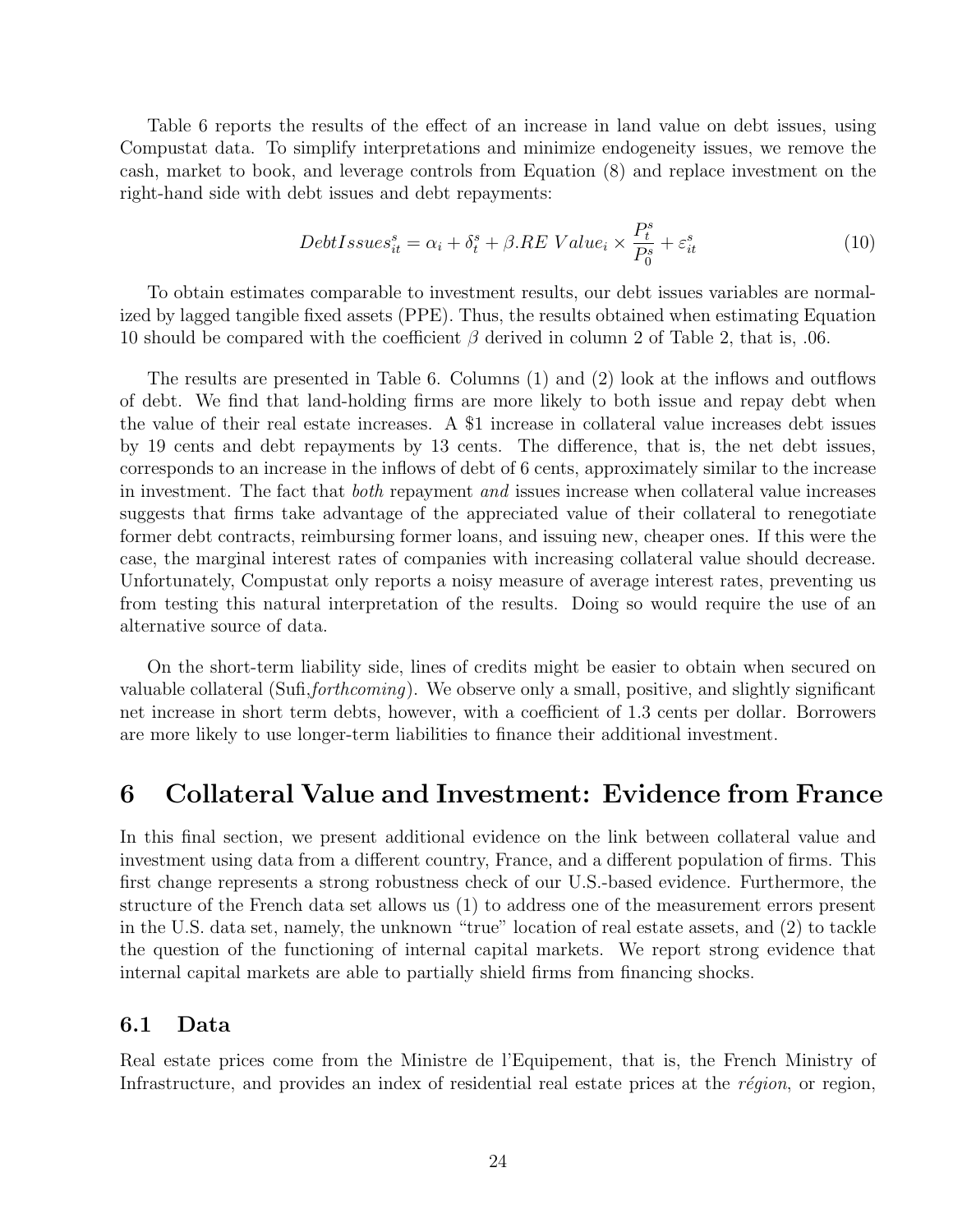Table 6 reports the results of the effect of an increase in land value on debt issues, using Compustat data. To simplify interpretations and minimize endogeneity issues, we remove the cash, market to book, and leverage controls from Equation (8) and replace investment on the right-hand side with debt issues and debt repayments:

$$DebtIssues_{it}^{s} = \alpha_i + \delta_t^s + \beta.RE\ Value_i \times \frac{P_t^s}{P_0^s} + \varepsilon_{it}^s \tag{10}$$

To obtain estimates comparable to investment results, our debt issues variables are normalized by lagged tangible fixed assets (PPE). Thus, the results obtained when estimating Equation 10 should be compared with the coefficient $\beta$ derived in column 2 of Table 2, that is, .06.

The results are presented in Table 6. Columns (1) and (2) look at the inflows and outflows of debt. We find that land-holding firms are more likely to both issue and repay debt when the value of their real estate increases. A $1 increase in collateral value increases debt issues by 19 cents and debt repayments by 13 cents. The difference, that is, the net debt issues, corresponds to an increase in the inflows of debt of 6 cents, approximately similar to the increase in investment. The fact that *both* repayment *and* issues increase when collateral value increases suggests that firms take advantage of the appreciated value of their collateral to renegotiate former debt contracts, reimbursing former loans, and issuing new, cheaper ones. If this were the case, the marginal interest rates of companies with increasing collateral value should decrease. Unfortunately, Compustat only reports a noisy measure of average interest rates, preventing us from testing this natural interpretation of the results. Doing so would require the use of an alternative source of data.

On the short-term liability side, lines of credits might be easier to obtain when secured on valuable collateral (Sufi,*forthcoming*). We observe only a small, positive, and slightly significant net increase in short term debts, however, with a coefficient of 1.3 cents per dollar. Borrowers are more likely to use longer-term liabilities to finance their additional investment.

# 6 Collateral Value and Investment: Evidence from France

In this final section, we present additional evidence on the link between collateral value and investment using data from a different country, France, and a different population of firms. This first change represents a strong robustness check of our U.S.-based evidence. Furthermore, the structure of the French data set allows us (1) to address one of the measurement errors present in the U.S. data set, namely, the unknown "true" location of real estate assets, and (2) to tackle the question of the functioning of internal capital markets. We report strong evidence that internal capital markets are able to partially shield firms from financing shocks.

## 6.1 Data

Real estate prices come from the Ministre de l'Equipement, that is, the French Ministry of Infrastructure, and provides an index of residential real estate prices at the *région*, or region,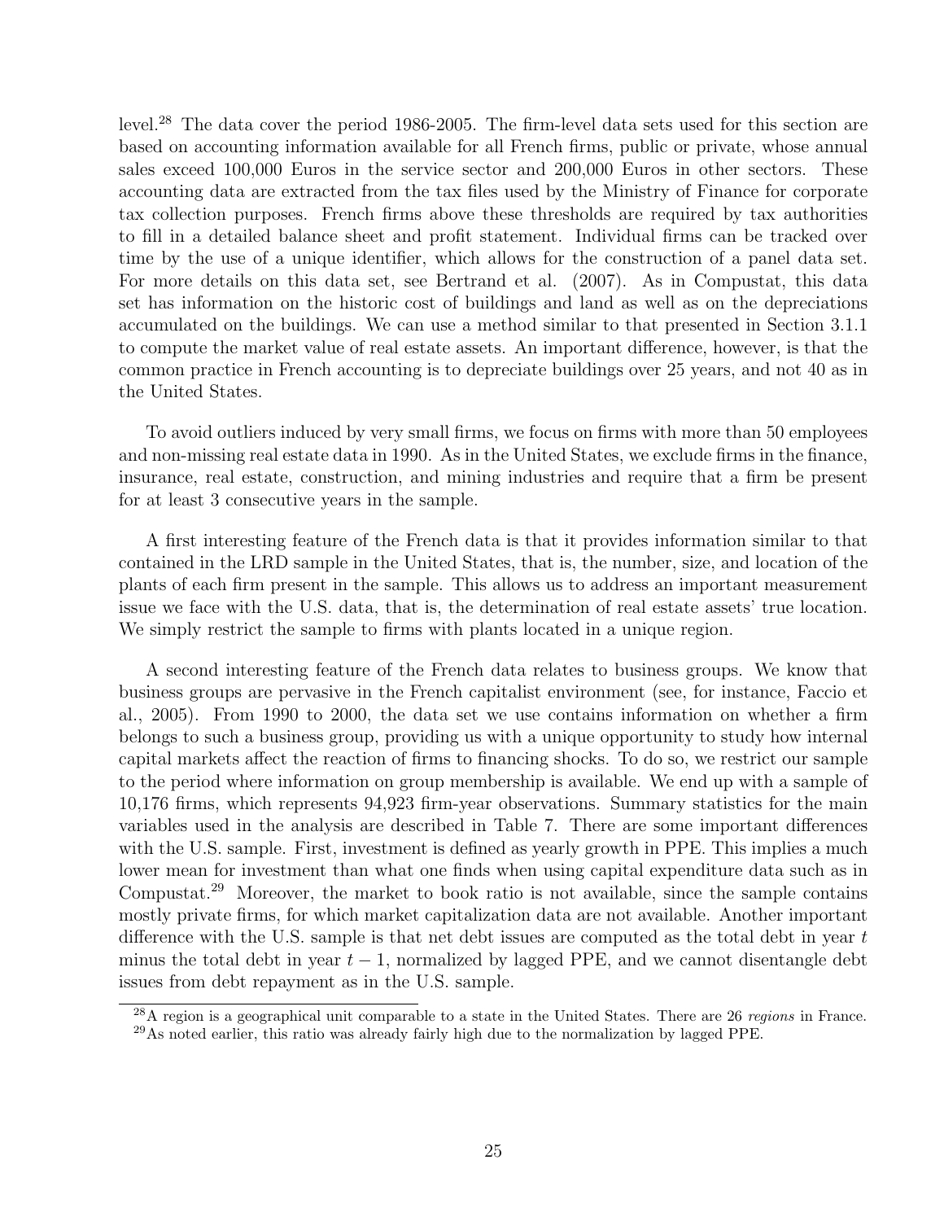level.[28] The data cover the period 1986-2005. The firm-level data sets used for this section are based on accounting information available for all French firms, public or private, whose annual sales exceed 100,000 Euros in the service sector and 200,000 Euros in other sectors. These accounting data are extracted from the tax files used by the Ministry of Finance for corporate tax collection purposes. French firms above these thresholds are required by tax authorities to fill in a detailed balance sheet and profit statement. Individual firms can be tracked over time by the use of a unique identifier, which allows for the construction of a panel data set. For more details on this data set, see Bertrand et al. (2007). As in Compustat, this data set has information on the historic cost of buildings and land as well as on the depreciations accumulated on the buildings. We can use a method similar to that presented in Section 3.1.1 to compute the market value of real estate assets. An important difference, however, is that the common practice in French accounting is to depreciate buildings over 25 years, and not 40 as in the United States.

To avoid outliers induced by very small firms, we focus on firms with more than 50 employees and non-missing real estate data in 1990. As in the United States, we exclude firms in the finance, insurance, real estate, construction, and mining industries and require that a firm be present for at least 3 consecutive years in the sample.

A first interesting feature of the French data is that it provides information similar to that contained in the LRD sample in the United States, that is, the number, size, and location of the plants of each firm present in the sample. This allows us to address an important measurement issue we face with the U.S. data, that is, the determination of real estate assets' true location. We simply restrict the sample to firms with plants located in a unique region.

A second interesting feature of the French data relates to business groups. We know that business groups are pervasive in the French capitalist environment (see, for instance, Faccio et al., 2005). From 1990 to 2000, the data set we use contains information on whether a firm belongs to such a business group, providing us with a unique opportunity to study how internal capital markets affect the reaction of firms to financing shocks. To do so, we restrict our sample to the period where information on group membership is available. We end up with a sample of 10,176 firms, which represents 94,923 firm-year observations. Summary statistics for the main variables used in the analysis are described in Table 7. There are some important differences with the U.S. sample. First, investment is defined as yearly growth in PPE. This implies a much lower mean for investment than what one finds when using capital expenditure data such as in Compustat.[29] Moreover, the market to book ratio is not available, since the sample contains mostly private firms, for which market capitalization data are not available. Another important difference with the U.S. sample is that net debt issues are computed as the total debt in year $t$ minus the total debt in year $t-1$, normalized by lagged PPE, and we cannot disentangle debt issues from debt repayment as in the U.S. sample.

[28] A region is a geographical unit comparable to a state in the United States. There are 26 *regions* in France.

[29] As noted earlier, this ratio was already fairly high due to the normalization by lagged PPE.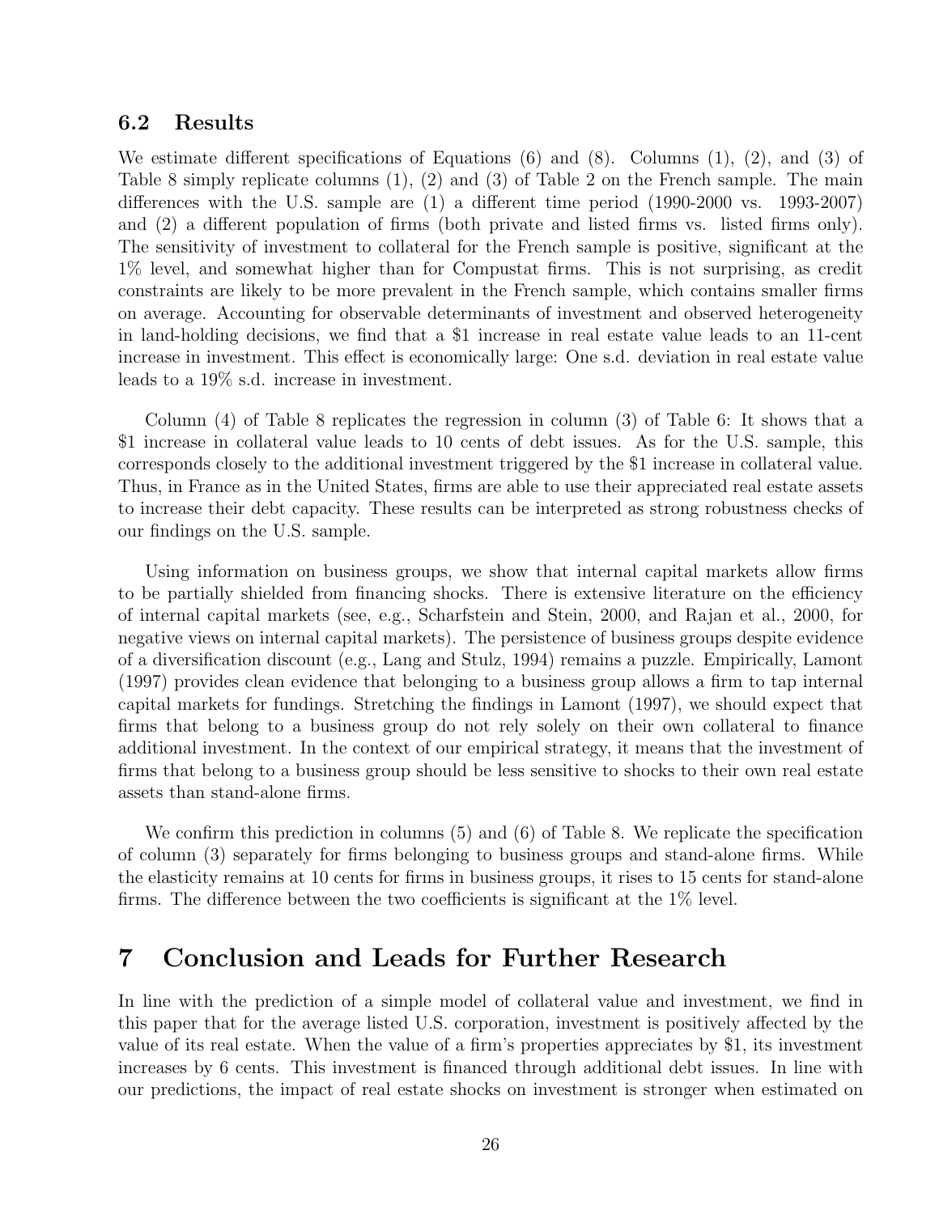### 6.2 Results

We estimate different specifications of Equations (6) and (8). Columns (1), (2), and (3) of Table 8 simply replicate columns (1), (2) and (3) of Table 2 on the French sample. The main differences with the U.S. sample are (1) a different time period (1990-2000 vs. 1993-2007) and (2) a different population of firms (both private and listed firms vs. listed firms only). The sensitivity of investment to collateral for the French sample is positive, significant at the 1% level, and somewhat higher than for Compustat firms. This is not surprising, as credit constraints are likely to be more prevalent in the French sample, which contains smaller firms on average. Accounting for observable determinants of investment and observed heterogeneity in land-holding decisions, we find that a $1 increase in real estate value leads to an 11-cent increase in investment. This effect is economically large: One s.d. deviation in real estate value leads to a 19% s.d. increase in investment.

Column (4) of Table 8 replicates the regression in column (3) of Table 6: It shows that a $1 increase in collateral value leads to 10 cents of debt issues. As for the U.S. sample, this corresponds closely to the additional investment triggered by the $1 increase in collateral value. Thus, in France as in the United States, firms are able to use their appreciated real estate assets to increase their debt capacity. These results can be interpreted as strong robustness checks of our findings on the U.S. sample.

Using information on business groups, we show that internal capital markets allow firms to be partially shielded from financing shocks. There is extensive literature on the efficiency of internal capital markets (see, e.g., Scharfstein and Stein, 2000, and Rajan et al., 2000, for negative views on internal capital markets). The persistence of business groups despite evidence of a diversification discount (e.g., Lang and Stulz, 1994) remains a puzzle. Empirically, Lamont (1997) provides clean evidence that belonging to a business group allows a firm to tap internal capital markets for fundings. Stretching the findings in Lamont (1997), we should expect that firms that belong to a business group do not rely solely on their own collateral to finance additional investment. In the context of our empirical strategy, it means that the investment of firms that belong to a business group should be less sensitive to shocks to their own real estate assets than stand-alone firms.

We confirm this prediction in columns (5) and (6) of Table 8. We replicate the specification of column (3) separately for firms belonging to business groups and stand-alone firms. While the elasticity remains at 10 cents for firms in business groups, it rises to 15 cents for stand-alone firms. The difference between the two coefficients is significant at the 1% level.

# 7 Conclusion and Leads for Further Research

In line with the prediction of a simple model of collateral value and investment, we find in this paper that for the average listed U.S. corporation, investment is positively affected by the value of its real estate. When the value of a firm's properties appreciates by $1, its investment increases by 6 cents. This investment is financed through additional debt issues. In line with our predictions, the impact of real estate shocks on investment is stronger when estimated on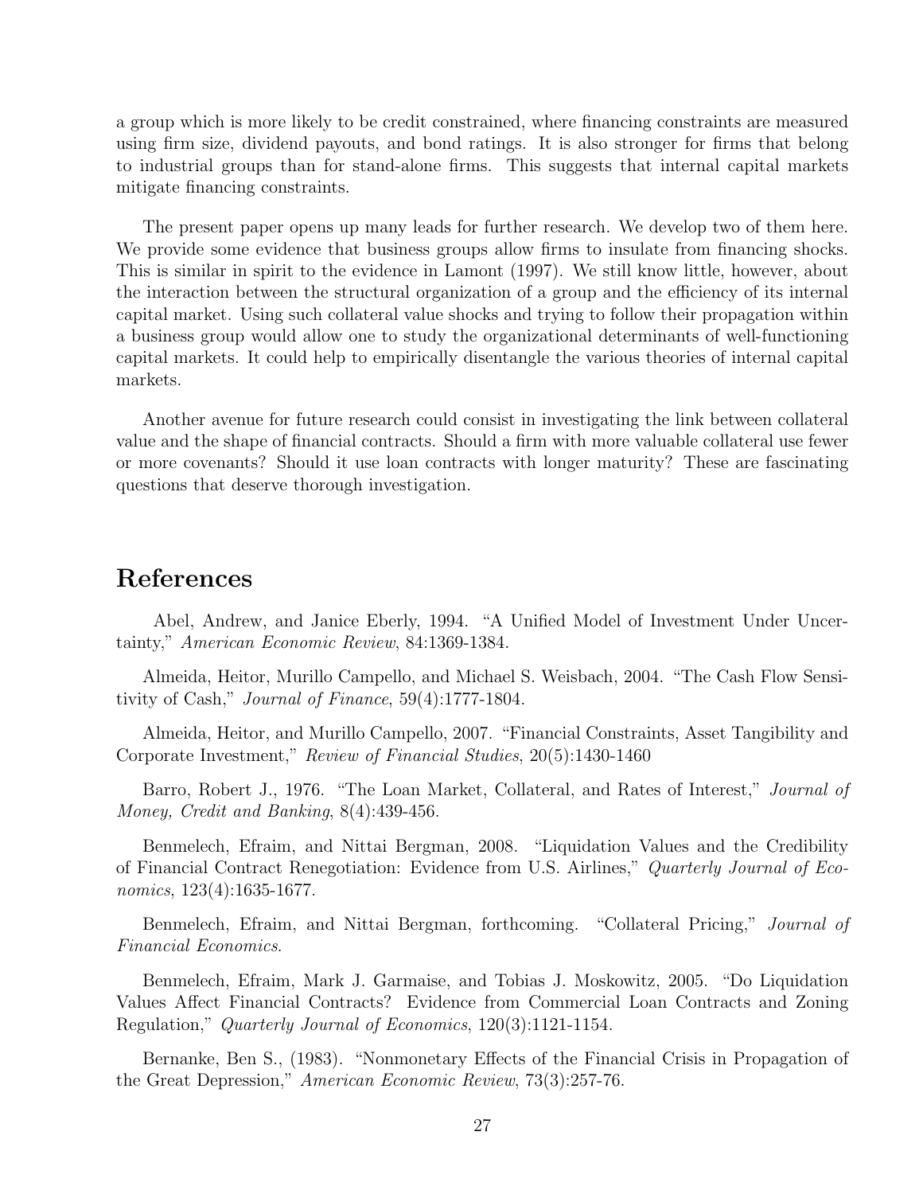a group which is more likely to be credit constrained, where financing constraints are measured using firm size, dividend payouts, and bond ratings. It is also stronger for firms that belong to industrial groups than for stand-alone firms. This suggests that internal capital markets mitigate financing constraints.

The present paper opens up many leads for further research. We develop two of them here. We provide some evidence that business groups allow firms to insulate from financing shocks. This is similar in spirit to the evidence in Lamont (1997). We still know little, however, about the interaction between the structural organization of a group and the efficiency of its internal capital market. Using such collateral value shocks and trying to follow their propagation within a business group would allow one to study the organizational determinants of well-functioning capital markets. It could help to empirically disentangle the various theories of internal capital markets.

Another avenue for future research could consist in investigating the link between collateral value and the shape of financial contracts. Should a firm with more valuable collateral use fewer or more covenants? Should it use loan contracts with longer maturity? These are fascinating questions that deserve thorough investigation.

# References

Abel, Andrew, and Janice Eberly, 1994. "A Unified Model of Investment Under Uncertainty," *American Economic Review*, 84:1369-1384.

Almeida, Heitor, Murillo Campello, and Michael S. Weisbach, 2004. "The Cash Flow Sensitivity of Cash," *Journal of Finance*, 59(4):1777-1804.

Almeida, Heitor, and Murillo Campello, 2007. "Financial Constraints, Asset Tangibility and Corporate Investment," *Review of Financial Studies*, 20(5):1430-1460

Barro, Robert J., 1976. "The Loan Market, Collateral, and Rates of Interest," *Journal of Money, Credit and Banking*, 8(4):439-456.

Benmelech, Efraim, and Nittai Bergman, 2008. "Liquidation Values and the Credibility of Financial Contract Renegotiation: Evidence from U.S. Airlines," *Quarterly Journal of Economics*, 123(4):1635-1677.

Benmelech, Efraim, and Nittai Bergman, forthcoming. "Collateral Pricing," *Journal of Financial Economics*.

Benmelech, Efraim, Mark J. Garmaise, and Tobias J. Moskowitz, 2005. "Do Liquidation Values Affect Financial Contracts? Evidence from Commercial Loan Contracts and Zoning Regulation," *Quarterly Journal of Economics*, 120(3):1121-1154.

Bernanke, Ben S., (1983). "Nonmonetary Effects of the Financial Crisis in Propagation of the Great Depression," *American Economic Review*, 73(3):257-76.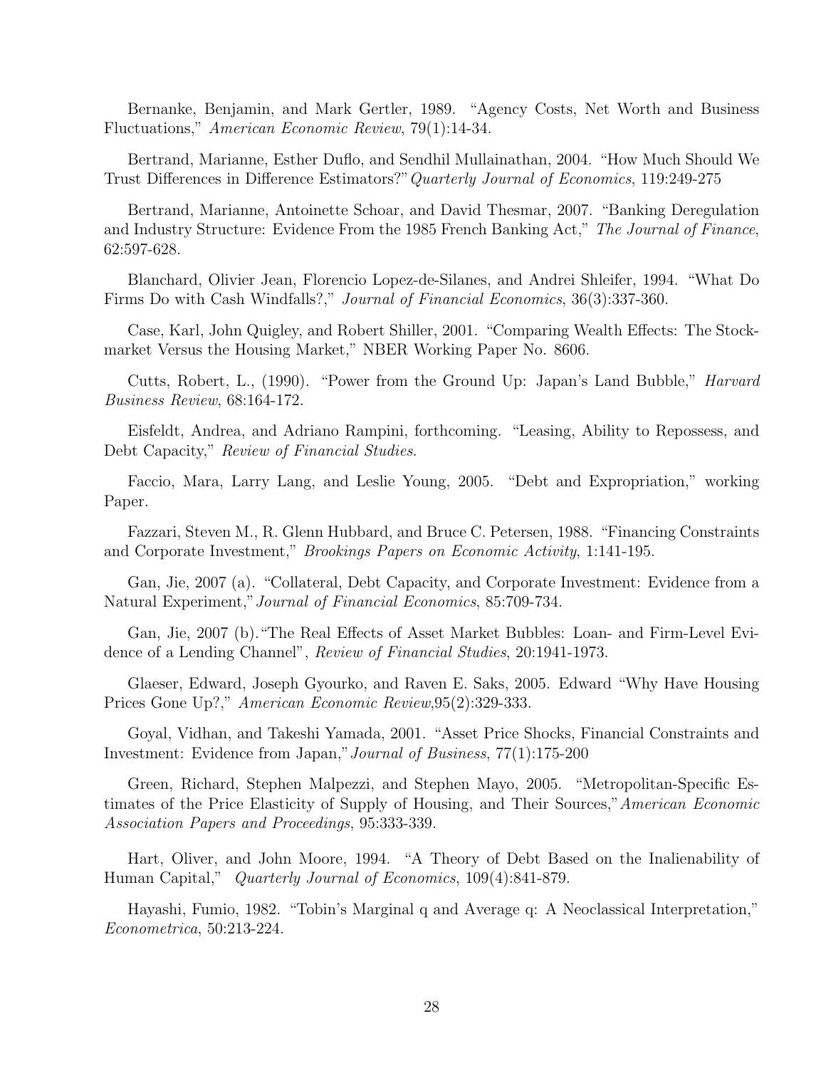Bernanke, Benjamin, and Mark Gertler, 1989. "Agency Costs, Net Worth and Business Fluctuations," *American Economic Review*, 79(1):14-34.

Bertrand, Marianne, Esther Duflo, and Sendhil Mullainathan, 2004. "How Much Should We Trust Differences in Difference Estimators?" *Quarterly Journal of Economics*, 119:249-275

Bertrand, Marianne, Antoinette Schoar, and David Thesmar, 2007. "Banking Deregulation and Industry Structure: Evidence From the 1985 French Banking Act," *The Journal of Finance*, 62:597-628.

Blanchard, Olivier Jean, Florencio Lopez-de-Silanes, and Andrei Shleifer, 1994. "What Do Firms Do with Cash Windfalls?," *Journal of Financial Economics*, 36(3):337-360.

Case, Karl, John Quigley, and Robert Shiller, 2001. "Comparing Wealth Effects: The Stock-market Versus the Housing Market," NBER Working Paper No. 8606.

Cutts, Robert, L., (1990). "Power from the Ground Up: Japan's Land Bubble," *Harvard Business Review*, 68:164-172.

Eisfeldt, Andrea, and Adriano Rampini, forthcoming. "Leasing, Ability to Repossess, and Debt Capacity," *Review of Financial Studies*.

Faccio, Mara, Larry Lang, and Leslie Young, 2005. "Debt and Expropriation," working Paper.

Fazzari, Steven M., R. Glenn Hubbard, and Bruce C. Petersen, 1988. "Financing Constraints and Corporate Investment," *Brookings Papers on Economic Activity*, 1:141-195.

Gan, Jie, 2007 (a). "Collateral, Debt Capacity, and Corporate Investment: Evidence from a Natural Experiment," *Journal of Financial Economics*, 85:709-734.

Gan, Jie, 2007 (b). "The Real Effects of Asset Market Bubbles: Loan- and Firm-Level Evidence of a Lending Channel", *Review of Financial Studies*, 20:1941-1973.

Glaeser, Edward, Joseph Gyourko, and Raven E. Saks, 2005. Edward "Why Have Housing Prices Gone Up?," *American Economic Review*,95(2):329-333.

Goyal, Vidhan, and Takeshi Yamada, 2001. "Asset Price Shocks, Financial Constraints and Investment: Evidence from Japan," *Journal of Business*, 77(1):175-200

Green, Richard, Stephen Malpezzi, and Stephen Mayo, 2005. "Metropolitan-Specific Estimates of the Price Elasticity of Supply of Housing, and Their Sources," *American Economic Association Papers and Proceedings*, 95:333-339.

Hart, Oliver, and John Moore, 1994. "A Theory of Debt Based on the Inalienability of Human Capital," *Quarterly Journal of Economics*, 109(4):841-879.

Hayashi, Fumio, 1982. "Tobin's Marginal q and Average q: A Neoclassical Interpretation," *Econometrica*, 50:213-224.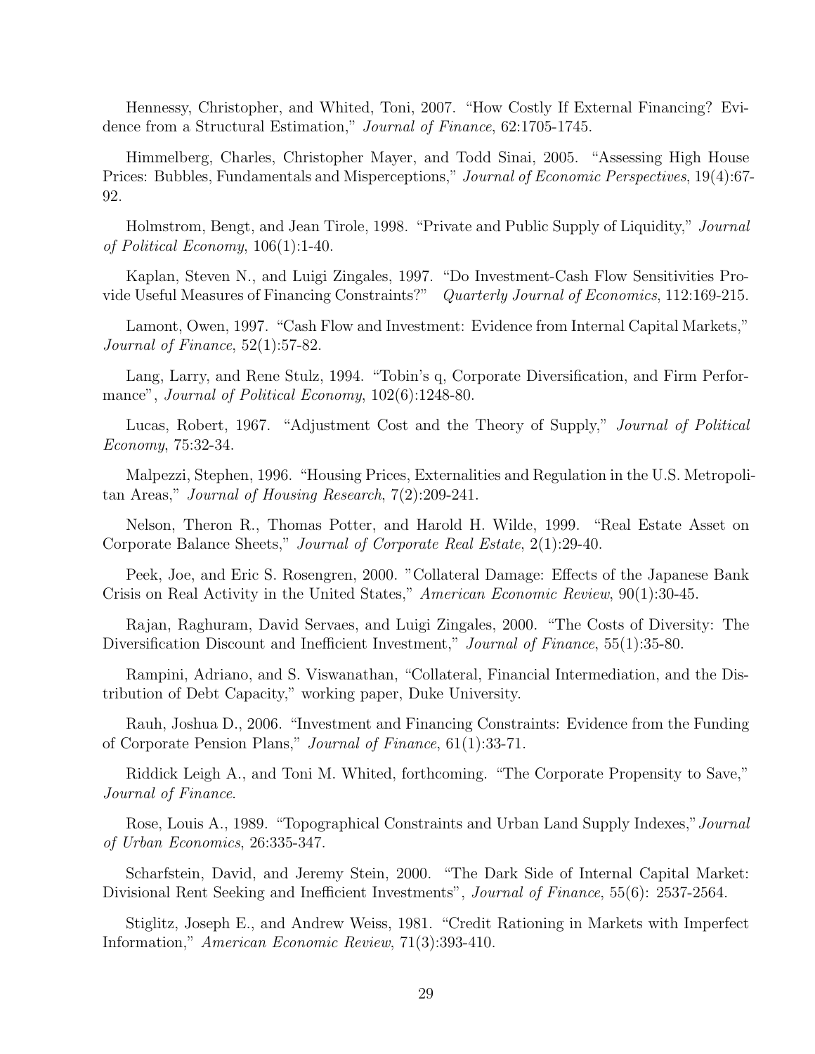Hennessy, Christopher, and Whited, Toni, 2007. "How Costly If External Financing? Evidence from a Structural Estimation," *Journal of Finance*, 62:1705-1745.

Himmelberg, Charles, Christopher Mayer, and Todd Sinai, 2005. "Assessing High House Prices: Bubbles, Fundamentals and Misperceptions," *Journal of Economic Perspectives*, 19(4):67-92.

Holmstrom, Bengt, and Jean Tirole, 1998. "Private and Public Supply of Liquidity," *Journal of Political Economy*, 106(1):1-40.

Kaplan, Steven N., and Luigi Zingales, 1997. "Do Investment-Cash Flow Sensitivities Provide Useful Measures of Financing Constraints?" *Quarterly Journal of Economics*, 112:169-215.

Lamont, Owen, 1997. "Cash Flow and Investment: Evidence from Internal Capital Markets," *Journal of Finance*, 52(1):57-82.

Lang, Larry, and Rene Stulz, 1994. "Tobin's q, Corporate Diversification, and Firm Performance", *Journal of Political Economy*, 102(6):1248-80.

Lucas, Robert, 1967. "Adjustment Cost and the Theory of Supply," *Journal of Political Economy*, 75:32-34.

Malpezzi, Stephen, 1996. "Housing Prices, Externalities and Regulation in the U.S. Metropolitan Areas," *Journal of Housing Research*, 7(2):209-241.

Nelson, Theron R., Thomas Potter, and Harold H. Wilde, 1999. "Real Estate Asset on Corporate Balance Sheets," *Journal of Corporate Real Estate*, 2(1):29-40.

Peek, Joe, and Eric S. Rosengren, 2000. "Collateral Damage: Effects of the Japanese Bank Crisis on Real Activity in the United States," *American Economic Review*, 90(1):30-45.

Rajan, Raghuram, David Servaes, and Luigi Zingales, 2000. "The Costs of Diversity: The Diversification Discount and Inefficient Investment," *Journal of Finance*, 55(1):35-80.

Rampini, Adriano, and S. Viswanathan, "Collateral, Financial Intermediation, and the Distribution of Debt Capacity," working paper, Duke University.

Rauh, Joshua D., 2006. "Investment and Financing Constraints: Evidence from the Funding of Corporate Pension Plans," *Journal of Finance*, 61(1):33-71.

Riddick Leigh A., and Toni M. Whited, forthcoming. "The Corporate Propensity to Save," *Journal of Finance*.

Rose, Louis A., 1989. "Topographical Constraints and Urban Land Supply Indexes," *Journal of Urban Economics*, 26:335-347.

Scharfstein, David, and Jeremy Stein, 2000. "The Dark Side of Internal Capital Market: Divisional Rent Seeking and Inefficient Investments", *Journal of Finance*, 55(6): 2537-2564.

Stiglitz, Joseph E., and Andrew Weiss, 1981. "Credit Rationing in Markets with Imperfect Information," *American Economic Review*, 71(3):393-410.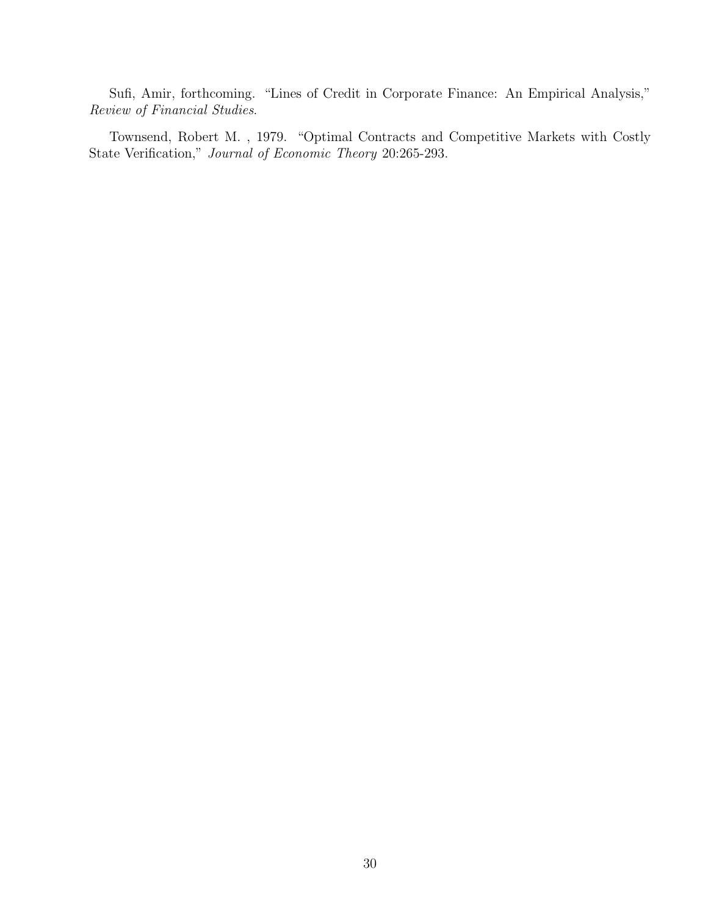Sufi, Amir, forthcoming. "Lines of Credit in Corporate Finance: An Empirical Analysis," *Review of Financial Studies*.

Townsend, Robert M. , 1979. "Optimal Contracts and Competitive Markets with Costly State Verification," *Journal of Economic Theory* 20:265-293.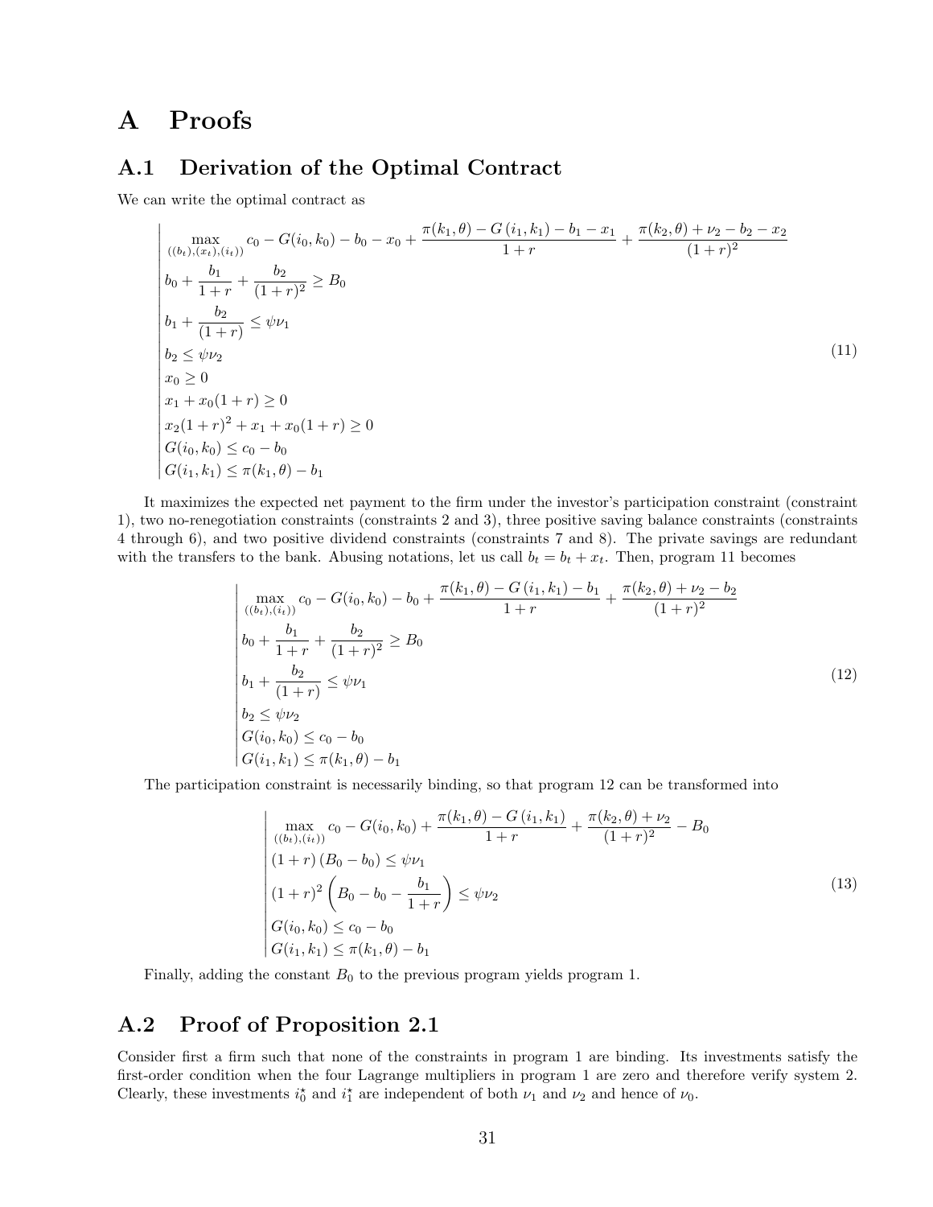# A Proofs

## A.1 Derivation of the Optimal Contract

We can write the optimal contract as

$$
\left|
\begin{array}{l}
\max\limits_{((b_t),(x_t),(i_t))} c_0 - G(i_0,k_0) - b_0 - x_0 + \dfrac{\pi(k_1,\theta) - G\left(i_1,k_1\right) - b_1 - x_1}{1+r} + \dfrac{\pi(k_2,\theta) + \nu_2 - b_2 - x_2}{(1+r)^2} \\
b_0 + \dfrac{b_1}{1+r} + \dfrac{b_2}{(1+r)^2} \geq B_0 \\
b_1 + \dfrac{b_2}{(1+r)} \leq \psi \nu_1 \\
b_2 \leq \psi \nu_2 \\
x_0 \geq 0 \\
x_1 + x_0(1+r) \geq 0 \\
x_2(1+r)^2 + x_1 + x_0(1+r) \geq 0 \\
G(i_0,k_0) \leq c_0 - b_0 \\
G(i_1,k_1) \leq \pi(k_1,\theta) - b_1
\end{array}
\right.
\tag{11}
$$

It maximizes the expected net payment to the firm under the investor's participation constraint (constraint 1), two no-renegotiation constraints (constraints 2 and 3), three positive saving balance constraints (constraints 4 through 6), and two positive dividend constraints (constraints 7 and 8). The private savings are redundant with the transfers to the bank. Abusing notations, let us call $b_t = b_t + x_t$. Then, program 11 becomes

$$
\left|
\begin{array}{l}
\max\limits_{((b_t),(i_t))} c_0 - G(i_0,k_0) - b_0 + \dfrac{\pi(k_1,\theta) - G\left(i_1,k_1\right) - b_1}{1+r} + \dfrac{\pi(k_2,\theta) + \nu_2 - b_2}{(1+r)^2} \\
b_0 + \dfrac{b_1}{1+r} + \dfrac{b_2}{(1+r)^2} \geq B_0 \\
b_1 + \dfrac{b_2}{(1+r)} \leq \psi \nu_1 \\
b_2 \leq \psi \nu_2 \\
G(i_0,k_0) \leq c_0 - b_0 \\
G(i_1,k_1) \leq \pi(k_1,\theta) - b_1
\end{array}
\right.
\tag{12}
$$

The participation constraint is necessarily binding, so that program 12 can be transformed into

$$
\left|
\begin{array}{l}
\max\limits_{((b_t),(i_t))} c_0 - G(i_0,k_0) + \dfrac{\pi(k_1,\theta) - G\left(i_1,k_1\right)}{1+r} + \dfrac{\pi(k_2,\theta) + \nu_2}{(1+r)^2} - B_0 \\
(1+r)\left(B_0 - b_0\right) \leq \psi \nu_1 \\
(1+r)^2 \left(B_0 - b_0 - \dfrac{b_1}{1+r}\right) \leq \psi \nu_2 \\
G(i_0,k_0) \leq c_0 - b_0 \\
G(i_1,k_1) \leq \pi(k_1,\theta) - b_1
\end{array}
\right.
\tag{13}
$$

Finally, adding the constant $B_0$ to the previous program yields program 1.

## A.2 Proof of Proposition 2.1

Consider first a firm such that none of the constraints in program 1 are binding. Its investments satisfy the first-order condition when the four Lagrange multipliers in program 1 are zero and therefore verify system 2. Clearly, these investments $i_0^\star$ and $i_1^\star$ are independent of both $\nu_1$ and $\nu_2$ and hence of $\nu_0$.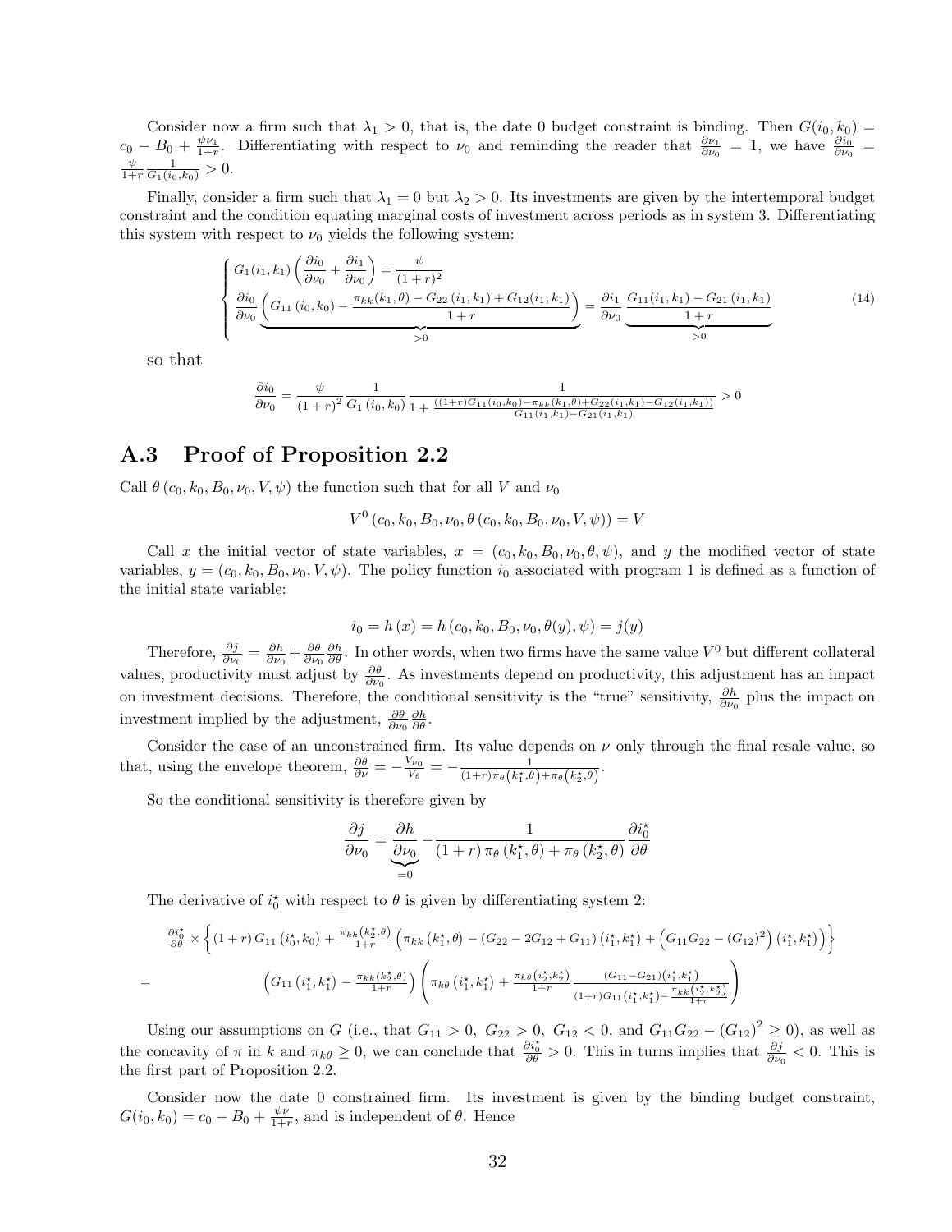Consider now a firm such that $\lambda_1 > 0$, that is, the date 0 budget constraint is binding. Then $G(i_0, k_0) = c_0 - B_0 + \frac{\psi \nu_1}{1+r}$. Differentiating with respect to $\nu_0$ and reminding the reader that $\frac{\partial \nu_1}{\partial \nu_0} = 1$, we have $\frac{\partial i_0}{\partial \nu_0} = \frac{\psi}{1+r} \frac{1}{G_1(i_0, k_0)} > 0$.

Finally, consider a firm such that $\lambda_1 = 0$ but $\lambda_2 > 0$. Its investments are given by the intertemporal budget constraint and the condition equating marginal costs of investment across periods as in system 3. Differentiating this system with respect to $\nu_0$ yields the following system:

$$\begin{cases} G_1(i_1, k_1) \left( \frac{\partial i_0}{\partial \nu_0} + \frac{\partial i_1}{\partial \nu_0} \right) = \frac{\psi}{(1+r)^2} \\ \frac{\partial i_0}{\partial \nu_0} \underbrace{\left( G_{11}(i_0, k_0) - \frac{\pi_{kk}(k_1, \theta) - G_{22}(i_1, k_1) + G_{12}(i_1, k_1)}{1+r} \right)}_{>0} = \frac{\partial i_1}{\partial \nu_0} \underbrace{\frac{G_{11}(i_1, k_1) - G_{21}(i_1, k_1)}{1+r}}_{>0} \end{cases} \tag{14}$$

so that

$$\frac{\partial i_0}{\partial \nu_0} = \frac{\psi}{(1+r)^2} \frac{1}{G_1(i_0, k_0)} \frac{1}{1 + \frac{((1+r)G_{11}(i_0,k_0) - \pi_{kk}(k_1,\theta) + G_{22}(i_1,k_1) - G_{12}(i_1,k_1))}{G_{11}(i_1,k_1) - G_{21}(i_1,k_1)}} > 0$$

## A.3 Proof of Proposition 2.2

Call $\theta(c_0, k_0, B_0, \nu_0, V, \psi)$ the function such that for all $V$ and $\nu_0$

$$V^0(c_0, k_0, B_0, \nu_0, \theta(c_0, k_0, B_0, \nu_0, V, \psi)) = V$$

Call $x$ the initial vector of state variables, $x = (c_0, k_0, B_0, \nu_0, \theta, \psi)$, and $y$ the modified vector of state variables, $y = (c_0, k_0, B_0, \nu_0, V, \psi)$. The policy function $i_0$ associated with program 1 is defined as a function of the initial state variable:

$$i_0 = h(x) = h(c_0, k_0, B_0, \nu_0, \theta(y), \psi) = j(y)$$

Therefore, $\frac{\partial j}{\partial \nu_0} = \frac{\partial h}{\partial \nu_0} + \frac{\partial \theta}{\partial \nu_0} \frac{\partial h}{\partial \theta}$. In other words, when two firms have the same value $V^0$ but different collateral values, productivity must adjust by $\frac{\partial \theta}{\partial \nu_0}$. As investments depend on productivity, this adjustment has an impact on investment decisions. Therefore, the conditional sensitivity is the "true" sensitivity, $\frac{\partial h}{\partial \nu_0}$ plus the impact on investment implied by the adjustment, $\frac{\partial \theta}{\partial \nu_0} \frac{\partial h}{\partial \theta}$.

Consider the case of an unconstrained firm. Its value depends on $\nu$ only through the final resale value, so that, using the envelope theorem, $\frac{\partial \theta}{\partial \nu} = -\frac{V_{\nu_0}}{V_\theta} = -\frac{1}{(1+r)\pi_\theta(k_1^\star, \theta) + \pi_\theta(k_2^\star, \theta)}$.

So the conditional sensitivity is therefore given by

$$\frac{\partial j}{\partial \nu_0} = \underbrace{\frac{\partial h}{\partial \nu_0}}_{=0} - \frac{1}{(1+r)\pi_\theta(k_1^\star, \theta) + \pi_\theta(k_2^\star, \theta)} \frac{\partial i_0^\star}{\partial \theta}$$

The derivative of $i_0^\star$ with respect to $\theta$ is given by differentiating system 2:

$$\begin{aligned} &\frac{\partial i_0^\star}{\partial \theta} \times \left\{ (1+r) G_{11}(i_0^\star, k_0) + \frac{\pi_{kk}(k_2^\star, \theta)}{1+r} \left( \pi_{kk}(k_1^\star, \theta) - (G_{22} - 2G_{12} + G_{11})(i_1^\star, k_1^\star) + \left( G_{11}G_{22} - (G_{12})^2 \right)(i_1^\star, k_1^\star) \right) \right\} \\ = \quad & \left( G_{11}(i_1^\star, k_1^\star) - \frac{\pi_{kk}(k_2^\star, \theta)}{1+r} \right) \left( \pi_{k\theta}(i_1^\star, k_1^\star) + \frac{\pi_{k\theta}(i_2^\star, k_2^\star)}{1+r} \frac{(G_{11} - G_{21})(i_1^\star, k_1^\star)}{(1+r)G_{11}(i_1^\star, k_1^\star) - \frac{\pi_{kk}(i_2^\star, k_2^\star)}{1+r}} \right) \end{aligned}$$

Using our assumptions on $G$ (i.e., that $G_{11} > 0$, $G_{22} > 0$, $G_{12} < 0$, and $G_{11}G_{22} - (G_{12})^2 \geq 0$), as well as the concavity of $\pi$ in $k$ and $\pi_{k\theta} \geq 0$, we can conclude that $\frac{\partial i_0^\star}{\partial \theta} > 0$. This in turns implies that $\frac{\partial j}{\partial \nu_0} < 0$. This is the first part of Proposition 2.2.

Consider now the date 0 constrained firm. Its investment is given by the binding budget constraint, $G(i_0, k_0) = c_0 - B_0 + \frac{\psi \nu}{1+r}$, and is independent of $\theta$. Hence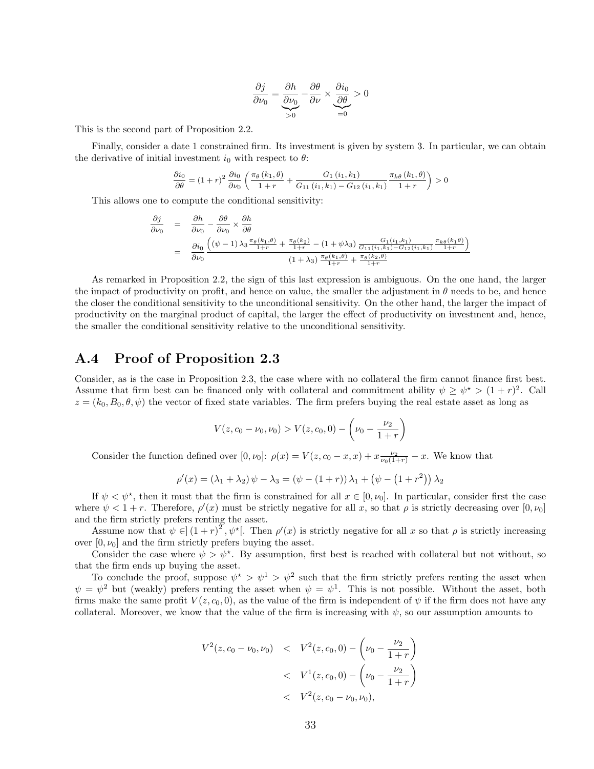$$\frac{\partial j}{\partial \nu_0} = \underbrace{\frac{\partial h}{\partial \nu_0}}_{>0} - \frac{\partial \theta}{\partial \nu} \times \underbrace{\frac{\partial i_0}{\partial \theta}}_{=0} > 0$$

This is the second part of Proposition 2.2.

Finally, consider a date 1 constrained firm. Its investment is given by system 3. In particular, we can obtain the derivative of initial investment $i_0$ with respect to $\theta$:

$$\frac{\partial i_0}{\partial \theta} = (1+r)^2 \frac{\partial i_0}{\partial \nu_0} \left( \frac{\pi_\theta(k_1,\theta)}{1+r} + \frac{G_1(i_1,k_1)}{G_{11}(i_1,k_1) - G_{12}(i_1,k_1)} \frac{\pi_{k\theta}(k_1,\theta)}{1+r} \right) > 0$$

This allows one to compute the conditional sensitivity:

$$\begin{aligned}
\frac{\partial j}{\partial \nu_0} &= \frac{\partial h}{\partial \nu_0} - \frac{\partial \theta}{\partial \nu_0} \times \frac{\partial h}{\partial \theta} \\
&= \frac{\partial i_0}{\partial \nu_0} \frac{\left( (\psi - 1)\lambda_3 \frac{\pi_\theta(k_1,\theta)}{1+r} + \frac{\pi_\theta(k_2)}{1+r} - (1+\psi\lambda_3) \frac{G_1(i_1,k_1)}{G_{11}(i_1,k_1) - G_{12}(i_1,k_1)} \frac{\pi_{k\theta}(k_1\theta)}{1+r} \right)}{(1+\lambda_3)\frac{\pi_\theta(k_1,\theta)}{1+r} + \frac{\pi_\theta(k_2,\theta)}{1+r}}
\end{aligned}$$

As remarked in Proposition 2.2, the sign of this last expression is ambiguous. On the one hand, the larger the impact of productivity on profit, and hence on value, the smaller the adjustment in $\theta$ needs to be, and hence the closer the conditional sensitivity to the unconditional sensitivity. On the other hand, the larger the impact of productivity on the marginal product of capital, the larger the effect of productivity on investment and, hence, the smaller the conditional sensitivity relative to the unconditional sensitivity.

## A.4 Proof of Proposition 2.3

Consider, as is the case in Proposition 2.3, the case where with no collateral the firm cannot finance first best. Assume that firm best can be financed only with collateral and commitment ability $\psi \geq \psi^\star > (1+r)^2$. Call $z = (k_0, B_0, \theta, \psi)$ the vector of fixed state variables. The firm prefers buying the real estate asset as long as

$$V(z, c_0 - \nu_0, \nu_0) > V(z, c_0, 0) - \left( \nu_0 - \frac{\nu_2}{1+r} \right)$$

Consider the function defined over $[0, \nu_0]$: $\rho(x) = V(z, c_0 - x, x) + x\frac{\nu_2}{\nu_0(1+r)} - x$. We know that

$$\rho'(x) = (\lambda_1 + \lambda_2)\psi - \lambda_3 = (\psi - (1+r))\lambda_1 + \left(\psi - \left(1+r^2\right)\right)\lambda_2$$

If $\psi < \psi^\star$, then it must that the firm is constrained for all $x \in [0, \nu_0]$. In particular, consider first the case where $\psi < 1+r$. Therefore, $\rho'(x)$ must be strictly negative for all $x$, so that $\rho$ is strictly decreasing over $[0, \nu_0]$ and the firm strictly prefers renting the asset.

Assume now that $\psi \in ]\,(1+r)^2, \psi^\star[$. Then $\rho'(x)$ is strictly negative for all $x$ so that $\rho$ is strictly increasing over $[0, \nu_0]$ and the firm strictly prefers buying the asset.

Consider the case where $\psi > \psi^\star$. By assumption, first best is reached with collateral but not without, so that the firm ends up buying the asset.

To conclude the proof, suppose $\psi^\star > \psi^1 > \psi^2$ such that the firm strictly prefers renting the asset when $\psi = \psi^2$ but (weakly) prefers renting the asset when $\psi = \psi^1$. This is not possible. Without the asset, both firms make the same profit $V(z, c_0, 0)$, as the value of the firm is independent of $\psi$ if the firm does not have any collateral. Moreover, we know that the value of the firm is increasing with $\psi$, so our assumption amounts to

$$\begin{aligned}
V^2(z, c_0 - \nu_0, \nu_0) &< V^2(z, c_0, 0) - \left( \nu_0 - \frac{\nu_2}{1+r} \right) \\
&< V^1(z, c_0, 0) - \left( \nu_0 - \frac{\nu_2}{1+r} \right) \\
&< V^2(z, c_0 - \nu_0, \nu_0),
\end{aligned}$$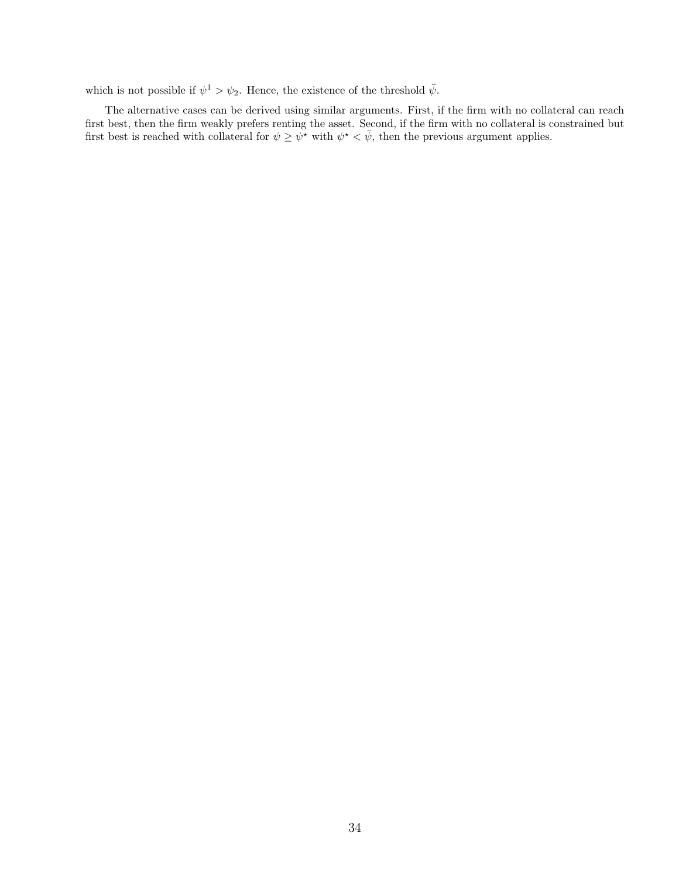which is not possible if $\psi^1 > \psi_2$. Hence, the existence of the threshold $\bar{\psi}$.

The alternative cases can be derived using similar arguments. First, if the firm with no collateral can reach first best, then the firm weakly prefers renting the asset. Second, if the firm with no collateral is constrained but first best is reached with collateral for $\psi \geq \psi^{\star}$ with $\psi^{\star} < \bar{\psi}$, then the previous argument applies.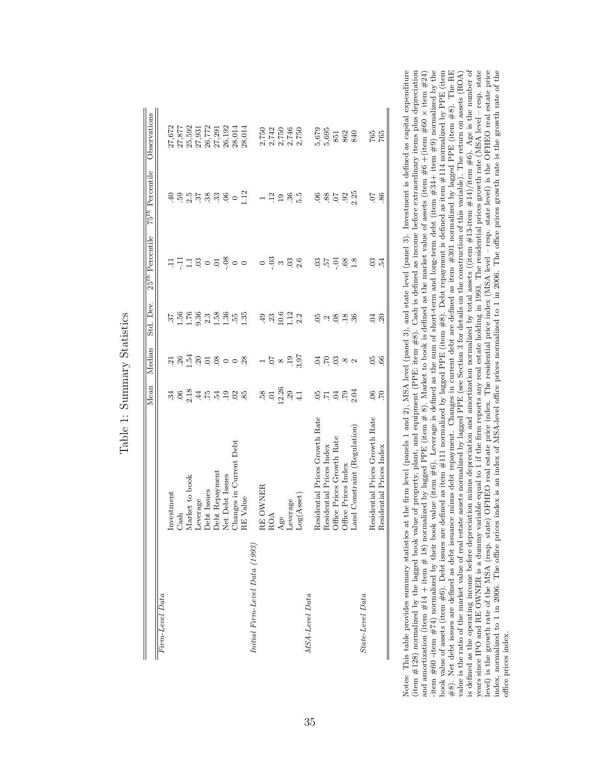# Table 1: Summary Statistics

| | | Mean | Median | Std. Dev. | $25^{th}$ Percentile | $75^{th}$ Percentile | Observations |
|---|---|---|---|---|---|---|---|
| *Firm-Level Data* | | | | | | | |
| | Investment | .34 | .21 | .37 | .11 | .40 | 27,672 |
| | Cash | .06 | .26 | 1.56 | -.11 | .59 | 27,877 |
| | Market to book | 2.18 | 1.54 | 1.76 | 1.1 | 2.5 | 25,592 |
| | Leverage | .44 | .20 | 9.36 | .03 | .37 | 27,931 |
| | Debt Issues | .75 | .01 | 2.3 | 0 | .38 | 26,772 |
| | Debt Repayment | .54 | .08 | 1.58 | .01 | .33 | 27,291 |
| | Net Debt Issues | .19 | 0 | 1.36 | -.08 | .06 | 26,192 |
| | Changes in Current Debt | .02 | 0 | .55 | 0 | 0 | 28,014 |
| | RE Value | .85 | .28 | 1.35 | 0 | 1.12 | 28,014 |
| *Initial Firm-Level Data (1993)* | | | | | | | |
| | RE OWNER | .58 | 1 | .49 | 0 | 1 | 2,750 |
| | ROA | .01 | .07 | .23 | -.03 | .12 | 2,742 |
| | Age | 12.26 | 8 | 10.6 | 3 | 19 | 2,750 |
| | Leverage | .29 | .19 | 1.12 | .03 | .36 | 2,746 |
| | Log(Asset) | 4.1 | 3.97 | 2.2 | 2.6 | 5.5 | 2,750 |
| *MSA-Level Data* | | | | | | | |
| | Residential Prices Growth Rate | .05 | .04 | .05 | .03 | .06 | 5,679 |
| | Residential Prices Index | .71 | .70 | .2 | .57 | .88 | 5,695 |
| | Office Prices Growth Rate | .04 | .03 | .08 | -.01 | .07 | 851 |
| | Office Prices Index | .79 | .8 | .18 | .68 | .92 | 862 |
| | Land Constraint (Regulation) | 2.04 | 2 | .36 | 1.8 | 2.25 | 840 |
| *State-Level Data* | | | | | | | |
| | Residential Prices Growth Rate | .06 | .05 | .04 | .03 | .07 | 765 |
| | Residential Prices Index | .70 | .66 | .20 | .54 | .86 | 765 |

Notes: This table provides summary statistics at the firm level (panels 1 and 2), MSA level (panel 3), and state level (panel 3). Investment is defined as capital expenditure (item #128) normalized by the lagged book value of property, plant, and equipment (PPE: item #8). Cash is defined as income before extraordinary items plus depreciation and amortization (item #14 + item # 18) normalized by lagged PPE (item # 8). Market to book is defined as the market value of assets (item #6 +(item #60 × item #24) -item #60 -item #74) normalized by their book value (item #6). Leverage is defined as the sum of short-term and long-term debt (item #34+ item #9) normalized by the book value of assets (item #6). Debt issues are defined as item #111 normalized by lagged PPE (item #8). Debt repayment is defined as item #114 normalized by PPE (item #8). Net debt issues are defined as debt issuance minus debt repayment. Changes in current debt are defined as item #301 normalized by lagged PPE (item #8). The RE value is the ratio of the market value of real estate assets normalized by lagged PPE (see Section 3 for details on the construction of this variable). The return on assets (ROA) is defined as the operating income before depreciation minus depreciation and amortization normalized by total assets ((item #13-item #14)/item #6). Age is the number of years since IPO and RE OWNER is a dummy variable equal to 1 if the firm reports any real estate holding in 1993. The residential prices growth rate (MSA level – resp. state level) is the growth rate of the MSA (resp. state) OFHEO real estate price index. The residential price index (MSA level – resp. state level) is the OFHEO real estate price index, normalized to 1 in 2006. The office prices index is an index of MSA-level office prices normalized to 1 in 2006. The office prices growth rate is the growth rate of the office prices index.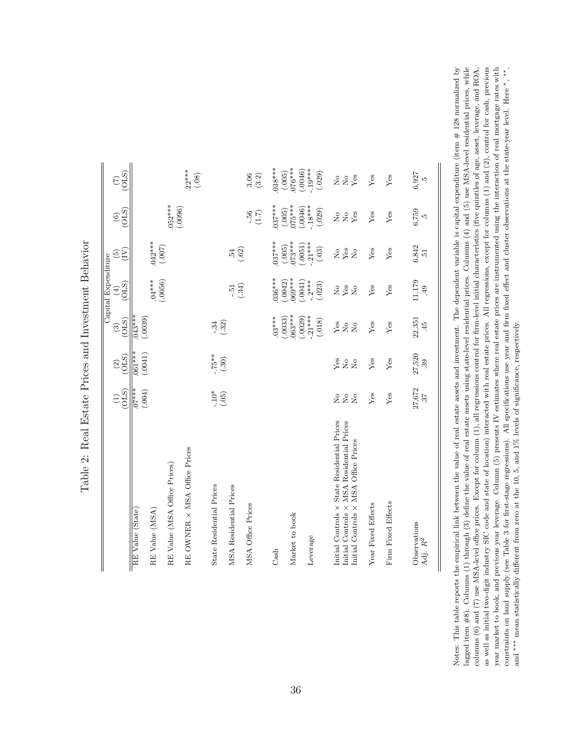# Table 2: Real Estate Prices and Investment Behavior

| | Capital Expenditure | | | | | | |
|---|---|---|---|---|---|---|---|
| | (1) (OLS) | (2) (OLS) | (3) (OLS) | (4) (OLS) | (5) (IV) | (6) (OLS) | (7) (OLS) |
| RE Value (State) | .07*** | .061*** | .043*** | | | | |
| | (.004) | (.0041) | (.0039) | | | | |
| RE Value (MSA) | | | | .04*** | .042*** | | |
| | | | | (.0056) | (.007) | | |
| RE Value (MSA Office Prices) | | | | | | .052*** | |
| | | | | | | (.0096) | |
| RE OWNER × MSA Office Prices | | | | | | | .22*** |
| | | | | | | | (.08) |
| State Residential Prices | -.10* | -.75** | -.34 | | | | |
| | (.05) | (.30) | (.32) | | | | |
| MSA Residential Prices | | | | -.51 | .54 | | |
| | | | | (.34) | (.62) | | |
| MSA Office Prices | | | | | | -.56 | 3.06 |
| | | | | | | (1.7) | (3.2) |
| Cash | | | .03*** | .036*** | .037*** | .037*** | .038*** |
| | | | (.0033) | (.0042) | (.005) | (.005) | (.005) |
| Market to book | | | .063*** | .069*** | .073*** | .075*** | .076*** |
| | | | (.0029) | (.0041) | (.0051) | (.0046) | (.0046) |
| Leverage | | | -.21*** | -.2*** | -.21*** | -.18*** | -.19*** |
| | | | (.018) | (.023) | (.03) | (.029) | (.029) |
| Initial Controls × State Residential Prices | No | Yes | Yes | No | No | No | No |
| Initial Controls × MSA Residential Prices | No | No | No | Yes | Yes | No | No |
| Initial Controls × MSA Office Prices | No | No | No | No | No | Yes | Yes |
| Year Fixed Effects | Yes | Yes | Yes | Yes | Yes | Yes | Yes |
| Firm Fixed Effects | Yes | Yes | Yes | Yes | Yes | Yes | Yes |
| Observations | 27,672 | 27,520 | 22,351 | 11,179 | 6,842 | 6,759 | 6,927 |
| Adj. $R^2$ | .37 | .39 | .45 | .49 | .51 | .5 | .5 |

Notes: This table reports the empirical link between the value of real estate assets and investment. The dependent variable is capital expenditure (item # 128 normalized by lagged item #8). Columns (1) through (3) define the value of real estate assets using state-level residential prices. Columns (4) and (5) use MSA-level residential prices, while columns (6) and (7) use MSA-level office prices. Except for column (1), all regressions control for firm-level initial characteristics (five quintiles of age, asset, leverage, and ROA, as well as initial two-digit industry SIC code and state of location) interacted with real estate prices. All regressions, except for columns (1) and (2), control for cash, previous year market to book, and previous year leverage. Column (5) presents IV estimates where real estate prices are instrumented using the interaction of real mortgage rates with constraints on land supply (see Table 3 for first-stage regressions). All specifications use year and firm fixed effect and cluster observations at the state-year level. Here *, **, and *** mean statistically different from zero at the 10, 5, and 1% levels of significance, respectively.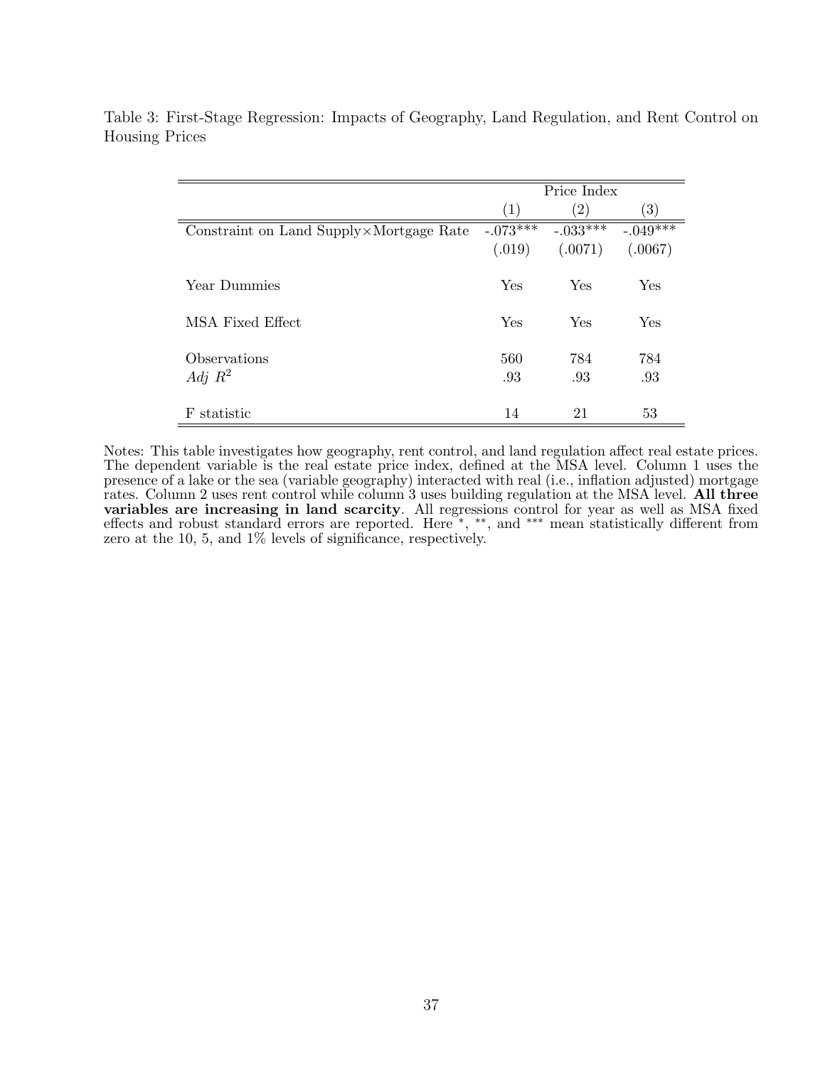Table 3: First-Stage Regression: Impacts of Geography, Land Regulation, and Rent Control on Housing Prices

| | Price Index | | |
|---|---|---|---|
| | (1) | (2) | (3) |
| Constraint on Land Supply×Mortgage Rate | -.073*** | -.033*** | -.049*** |
| | (.019) | (.0071) | (.0067) |
| Year Dummies | Yes | Yes | Yes |
| MSA Fixed Effect | Yes | Yes | Yes |
| Observations | 560 | 784 | 784 |
| *Adj* $R^2$ | .93 | .93 | .93 |
| F statistic | 14 | 21 | 53 |

Notes: This table investigates how geography, rent control, and land regulation affect real estate prices. The dependent variable is the real estate price index, defined at the MSA level. Column 1 uses the presence of a lake or the sea (variable geography) interacted with real (i.e., inflation adjusted) mortgage rates. Column 2 uses rent control while column 3 uses building regulation at the MSA level. **All three variables are increasing in land scarcity**. All regressions control for year as well as MSA fixed effects and robust standard errors are reported. Here *, **, and *** mean statistically different from zero at the 10, 5, and 1% levels of significance, respectively.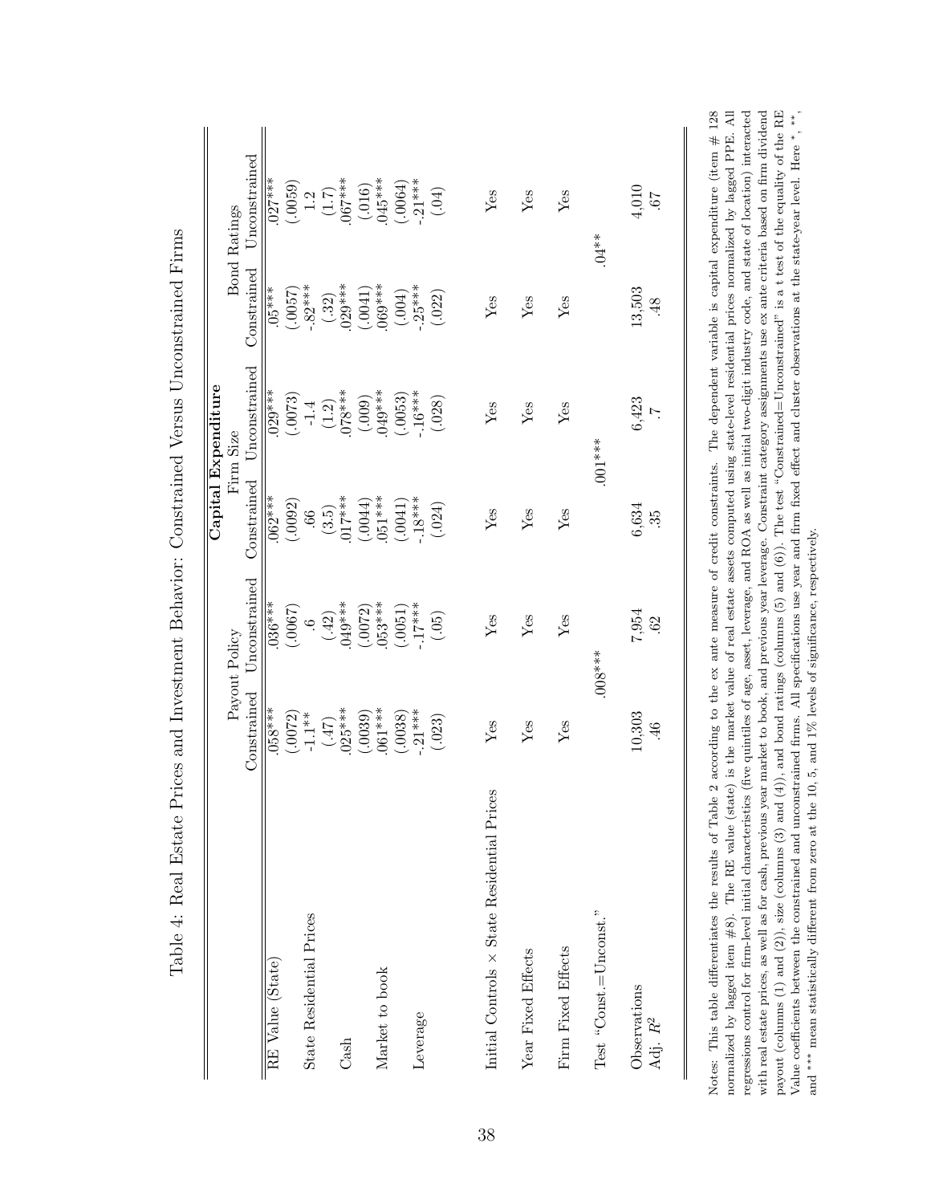Table 4: Real Estate Prices and Investment Behavior: Constrained Versus Unconstrained Firms

| | Capital Expenditure | | | | | |
|---|---|---|---|---|---|---|
| | Payout Policy | | Firm Size | | Bond Ratings | |
| | Constrained | Unconstrained | Constrained | Unconstrained | Constrained | Unconstrained |
| RE Value (State) | .058*** | .036*** | .062*** | .029*** | .05*** | .027*** |
| | (.0072) | (.0067) | (.0092) | (.0073) | (.0057) | (.0059) |
| State Residential Prices | -1.1** | .6 | .66 | -1.4 | -.82*** | 1.2 |
| | (.47) | (.42) | (3.5) | (1.2) | (.32) | (1.7) |
| Cash | .025*** | .049*** | .017*** | .078*** | .029*** | .067*** |
| | (.0039) | (.0072) | (.0044) | (.009) | (.0041) | (.016) |
| Market to book | .061*** | .053*** | .051*** | .049*** | .069*** | .045*** |
| | (.0038) | (.0051) | (.0041) | (.0053) | (.004) | (.0064) |
| Leverage | -.21*** | -.17*** | -.18*** | -.16*** | -.25*** | -.21*** |
| | (.023) | (.05) | (.024) | (.028) | (.022) | (.04) |
| Initial Controls × State Residential Prices | Yes | Yes | Yes | Yes | Yes | Yes |
| Year Fixed Effects | Yes | Yes | Yes | Yes | Yes | Yes |
| Firm Fixed Effects | Yes | Yes | Yes | Yes | Yes | Yes |
| Test "Const.=Unconst." | .008*** | | .001*** | | .04** | |
| Observations | 10,303 | 7,954 | 6,634 | 6,423 | 13,503 | 4,010 |
| Adj. $R^2$ | .46 | .62 | .35 | .7 | .48 | .67 |

Notes: This table differentiates the results of Table 2 according to the ex ante measure of credit constraints. The dependent variable is capital expenditure (item # 128 normalized by lagged item #8). The RE value (state) is the market value of real estate assets computed using state-level residential prices normalized by lagged PPE. All regressions control for firm-level initial characteristics (five quintiles of age, asset, leverage, and ROA as well as initial two-digit industry code, and state of location) interacted with real estate prices, as well as for cash, previous year market to book, and previous year leverage. Constraint category assignments use ex ante criteria based on firm dividend payout (columns (1) and (2)), size (columns (3) and (4)), and bond ratings (columns (5) and (6)). The test "Constrained=Unconstrained" is a t test of the equality of the RE Value coefficients between the constrained and unconstrained firms. All specifications use year and firm fixed effect and cluster observations at the state-year level. Here *, **, and *** mean statistically different from zero at the 10, 5, and 1% levels of significance, respectively.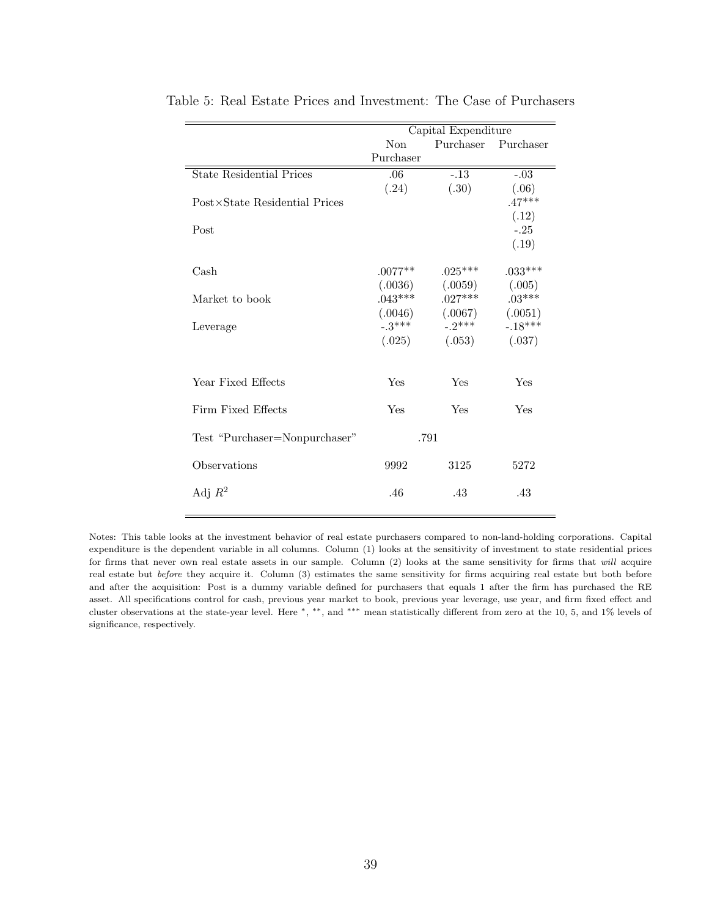Table 5: Real Estate Prices and Investment: The Case of Purchasers

| | Capital Expenditure | | |
|---|---|---|---|
| | Non Purchaser | Purchaser | Purchaser |
| State Residential Prices | .06 | -.13 | -.03 |
| | (.24) | (.30) | (.06) |
| Post×State Residential Prices | | | .47*** |
| | | | (.12) |
| Post | | | -.25 |
| | | | (.19) |
| Cash | .0077** | .025*** | .033*** |
| | (.0036) | (.0059) | (.005) |
| Market to book | .043*** | .027*** | .03*** |
| | (.0046) | (.0067) | (.0051) |
| Leverage | -.3*** | -.2*** | -.18*** |
| | (.025) | (.053) | (.037) |
| Year Fixed Effects | Yes | Yes | Yes |
| Firm Fixed Effects | Yes | Yes | Yes |
| Test "Purchaser=Nonpurchaser" | .791 | | |
| Observations | 9992 | 3125 | 5272 |
| Adj $R^2$ | .46 | .43 | .43 |

Notes: This table looks at the investment behavior of real estate purchasers compared to non-land-holding corporations. Capital expenditure is the dependent variable in all columns. Column (1) looks at the sensitivity of investment to state residential prices for firms that never own real estate assets in our sample. Column (2) looks at the same sensitivity for firms that *will* acquire real estate but *before* they acquire it. Column (3) estimates the same sensitivity for firms acquiring real estate but both before and after the acquisition: Post is a dummy variable defined for purchasers that equals 1 after the firm has purchased the RE asset. All specifications control for cash, previous year market to book, previous year leverage, use year, and firm fixed effect and cluster observations at the state-year level. Here *, **, and *** mean statistically different from zero at the 10, 5, and 1% levels of significance, respectively.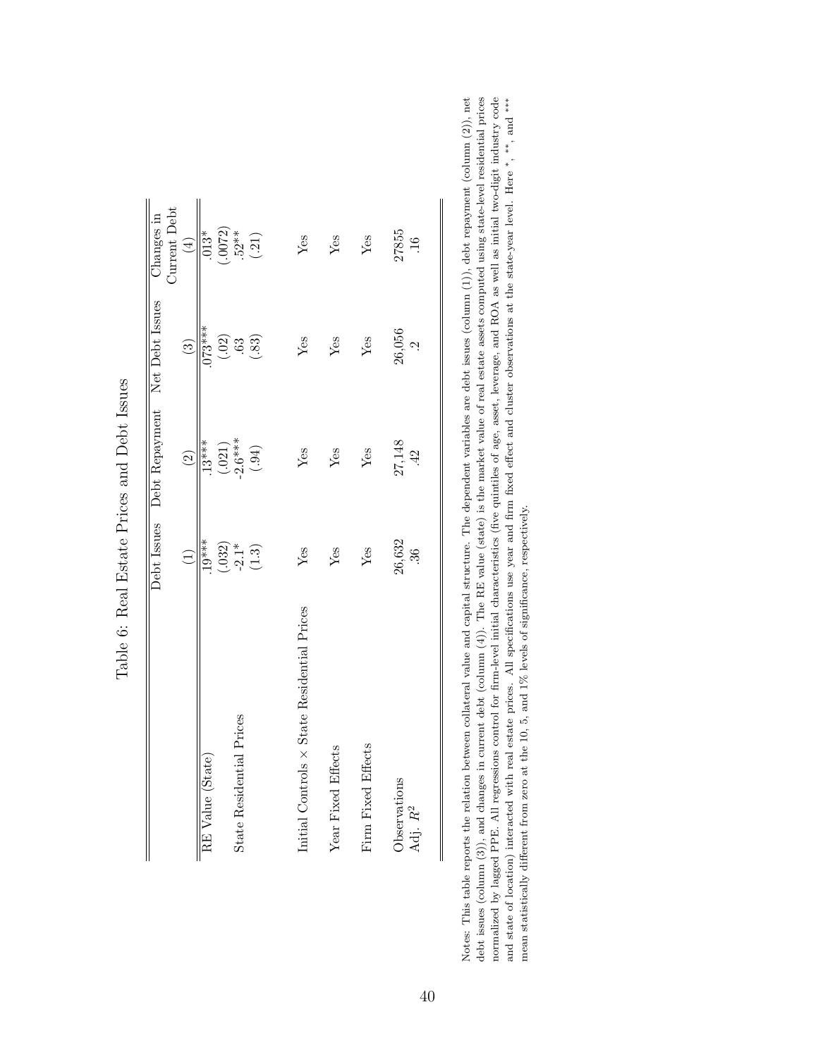Table 6: Real Estate Prices and Debt Issues

| | Debt Issues | Debt Repayment | Net Debt Issues | Changes in Current Debt |
|---|---|---|---|---|
| | (1) | (2) | (3) | (4) |
| RE Value (State) | .19*** | .13*** | .073*** | .013* |
| | (.032) | (.021) | (.02) | (.0072) |
| State Residential Prices | -2.1* | -2.6*** | .63 | .52** |
| | (1.3) | (.94) | (.83) | (.21) |
| Initial Controls × State Residential Prices | Yes | Yes | Yes | Yes |
| Year Fixed Effects | Yes | Yes | Yes | Yes |
| Firm Fixed Effects | Yes | Yes | Yes | Yes |
| Observations | 26,632 | 27,148 | 26,056 | 27855 |
| Adj. $R^2$ | .36 | .42 | .2 | .16 |

Notes: This table reports the relation between collateral value and capital structure. The dependent variables are debt issues (column (1)), debt repayment (column (2)), net debt issues (column (3)), and changes in current debt (column (4)). The RE value (state) is the market value of real estate assets computed using state-level residential prices normalized by lagged PPE. All regressions control for firm-level initial characteristics (five quintiles of age, asset, leverage, and ROA as well as initial two-digit industry code and state of location) interacted with real estate prices. All specifications use year and firm fixed effect and cluster observations at the state-year level. Here *, **, and *** mean statistically different from zero at the 10, 5, and 1% levels of significance, respectively.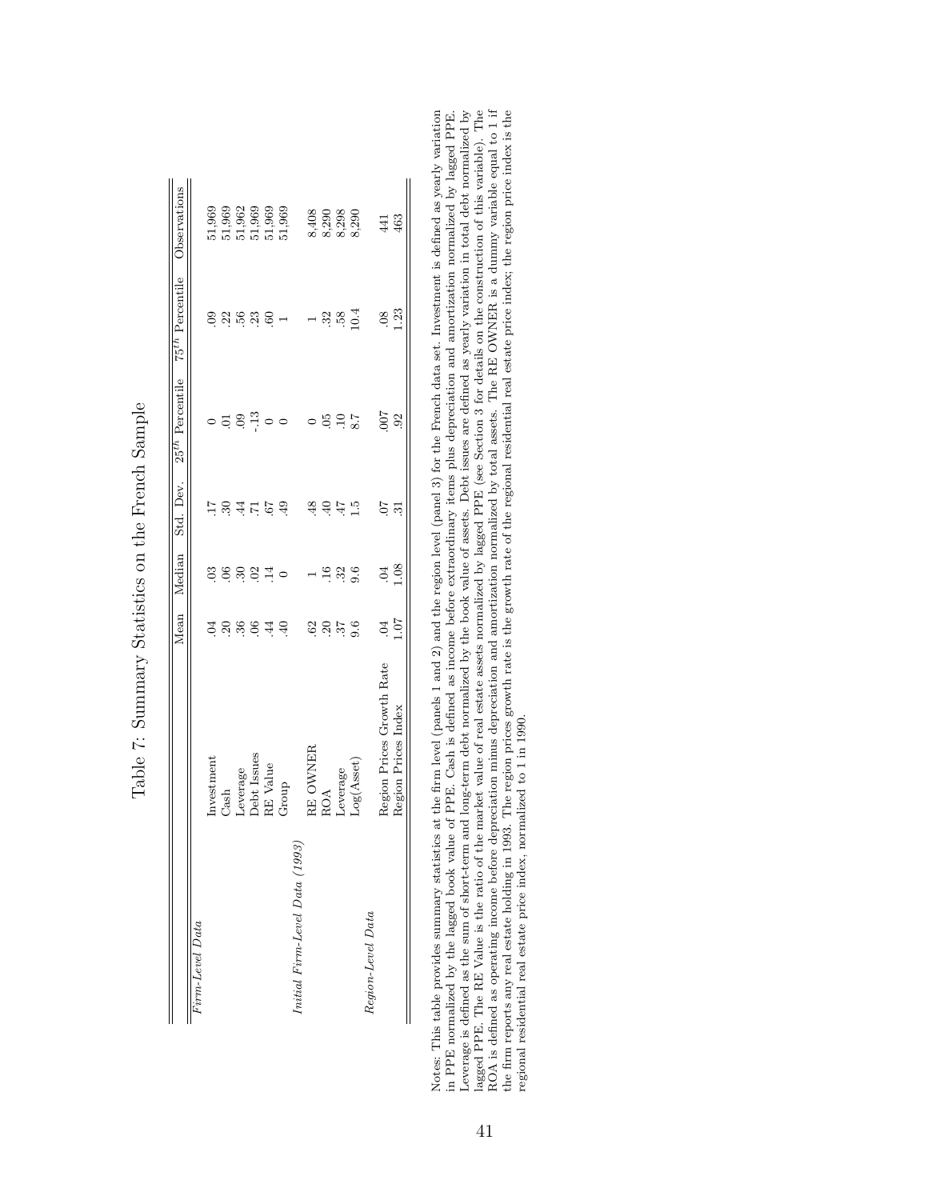# Table 7: Summary Statistics on the French Sample

| | | Mean | Median | Std. Dev. | $25^{th}$ Percentile | $75^{th}$ Percentile | Observations |
|---|---|---|---|---|---|---|---|
| *Firm-Level Data* | | | | | | | |
| | Investment | .04 | .03 | .17 | 0 | .09 | 51,969 |
| | Cash | .20 | .06 | .30 | .01 | .22 | 51,969 |
| | Leverage | .36 | .30 | .44 | .09 | .56 | 51,962 |
| | Debt Issues | .06 | .02 | .71 | -.13 | .23 | 51,969 |
| | RE Value | .44 | .14 | .67 | 0 | .60 | 51,969 |
| | Group | .40 | 0 | .49 | 0 | 1 | 51,969 |
| *Initial Firm-Level Data (1993)* | | | | | | | |
| | RE OWNER | .62 | 1 | .48 | 0 | 1 | 8,408 |
| | ROA | .20 | .16 | .40 | .05 | .32 | 8,290 |
| | Leverage | .37 | .32 | .47 | .10 | .58 | 8,298 |
| | Log(Asset) | 9.6 | 9.6 | 1.5 | 8.7 | 10.4 | 8,290 |
| *Region-Level Data* | | | | | | | |
| | Region Prices Growth Rate | .04 | .04 | .07 | .007 | .08 | 441 |
| | Region Prices Index | 1.07 | 1.08 | .31 | .92 | 1.23 | 463 |

Notes: This table provides summary statistics at the firm level (panels 1 and 2) and the region level (panel 3) for the French data set. Investment is defined as yearly variation in PPE normalized by the lagged book value of PPE. Cash is defined as income before extraordinary items plus depreciation and amortization normalized by lagged PPE. Leverage is defined as the sum of short-term and long-term debt normalized by the book value of assets. Debt issues are defined as yearly variation in total debt normalized by lagged PPE. The RE Value is the ratio of the market value of real estate assets normalized by lagged PPE (see Section 3 for details on the construction of this variable). The ROA is defined as operating income before depreciation minus depreciation and amortization normalized by total assets. The RE OWNER is a dummy variable equal to 1 if the firm reports any real estate holding in 1993. The region prices growth rate is the growth rate of the regional residential real estate price index; the region price index is the regional residential real estate price index, normalized to 1 in 1990.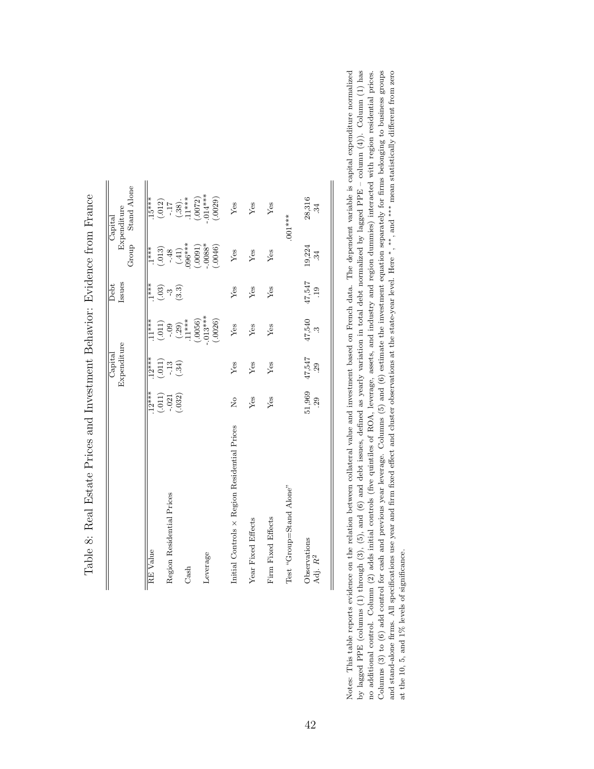# Table 8: Real Estate Prices and Investment Behavior: Evidence from France

| | Capital Expenditure | | | Debt Issues | Capital Expenditure | |
|---|---|---|---|---|---|---|
| | | | | | Group | Stand Alone |
| RE Value | .12*** | .12*** | .11*** | .1*** | .1*** | .15*** |
| | (.011) | (.011) | (.011) | (.03) | (.013) | (.012) |
| Region Residential Prices | -.021 | -.13 | -.09 | -3 | -.48 | -.17 |
| | (.032) | (.34) | (.29) | (3.3) | (.41) | (.38). |
| Cash | | | .11*** | | .096*** | .11*** |
| | | | (.0056) | | (.0091) | (.0072) |
| Leverage | | | -.013*** | | -.0088* | -.014*** |
| | | | (.0026) | | (.0046) | (.0029) |
| Initial Controls × Region Residential Prices | No | Yes | Yes | Yes | Yes | Yes |
| Year Fixed Effects | Yes | Yes | Yes | Yes | Yes | Yes |
| Firm Fixed Effects | Yes | Yes | Yes | Yes | Yes | Yes |
| Test "Group=Stand Alone" | | | | | .001*** | |
| Observations | 51,969 | 47,547 | 47,540 | 47,547 | 19,224 | 28,316 |
| Adj. $R^2$ | .29 | .29 | .3 | .19 | .34 | .34 |

Notes: This table reports evidence on the relation between collateral value and investment based on French data. The dependent variable is capital expenditure normalized by lagged PPE (columns (1) through (3), (5), and (6) and debt issues, defined as yearly variation in total debt normalized by lagged PPE – column (4)). Column (1) has no additional control. Column (2) adds initial controls (five quintiles of ROA, leverage, assets, and industry and region dummies) interacted with region residential prices. Columns (3) to (6) add control for cash and previous year leverage. Columns (5) and (6) estimate the investment equation separately for firms belonging to business groups and stand-alone firms. All specifications use year and firm fixed effect and cluster observations at the state-year level. Here *, **, and *** mean statistically different from zero at the 10, 5, and 1% levels of significance.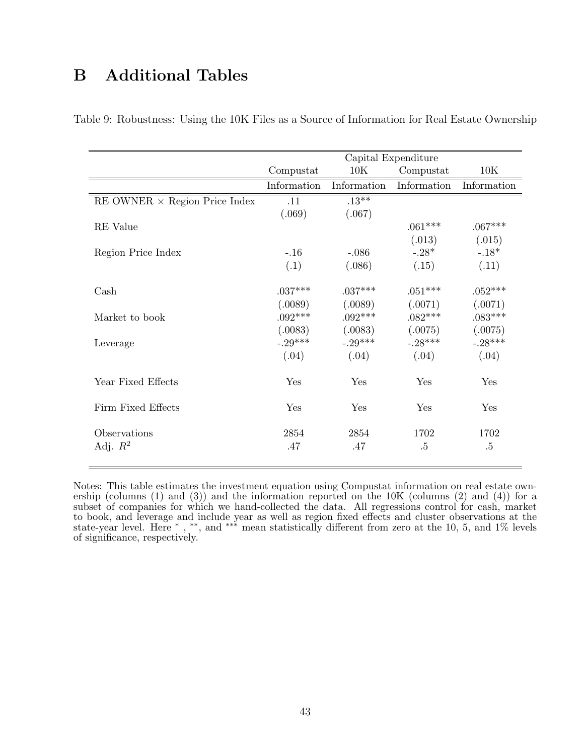# B Additional Tables

Table 9: Robustness: Using the 10K Files as a Source of Information for Real Estate Ownership

| | Capital Expenditure | | | |
|---|---|---|---|---|
| | Compustat | 10K | Compustat | 10K |
| | Information | Information | Information | Information |
| RE OWNER × Region Price Index | .11 | .13** | | |
| | (.069) | (.067) | | |
| RE Value | | | .061*** | .067*** |
| | | | (.013) | (.015) |
| Region Price Index | -.16 | -.086 | -.28* | -.18* |
| | (.1) | (.086) | (.15) | (.11) |
| Cash | .037*** | .037*** | .051*** | .052*** |
| | (.0089) | (.0089) | (.0071) | (.0071) |
| Market to book | .092*** | .092*** | .082*** | .083*** |
| | (.0083) | (.0083) | (.0075) | (.0075) |
| Leverage | -.29*** | -.29*** | -.28*** | -.28*** |
| | (.04) | (.04) | (.04) | (.04) |
| Year Fixed Effects | Yes | Yes | Yes | Yes |
| Firm Fixed Effects | Yes | Yes | Yes | Yes |
| Observations | 2854 | 2854 | 1702 | 1702 |
| Adj. $R^2$ | .47 | .47 | .5 | .5 |

Notes: This table estimates the investment equation using Compustat information on real estate ownership (columns (1) and (3)) and the information reported on the 10K (columns (2) and (4)) for a subset of companies for which we hand-collected the data. All regressions control for cash, market to book, and leverage and include year as well as region fixed effects and cluster observations at the state-year level. Here *, **, and *** mean statistically different from zero at the 10, 5, and 1% levels of significance, respectively.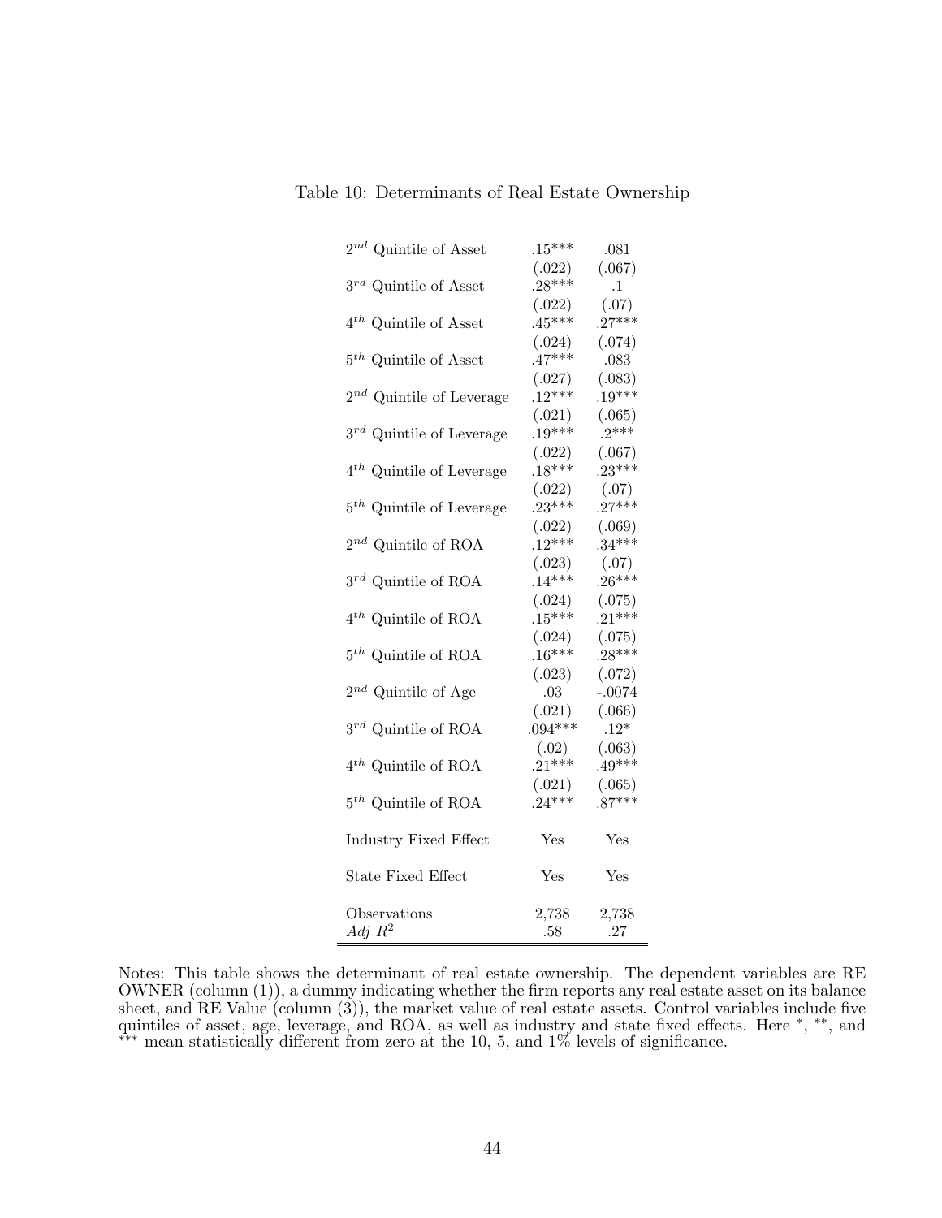Table 10: Determinants of Real Estate Ownership

| | | |
|---|---|---|
| $2^{nd}$ Quintile of Asset | .15*** | .081 |
| | (.022) | (.067) |
| $3^{rd}$ Quintile of Asset | .28*** | .1 |
| | (.022) | (.07) |
| $4^{th}$ Quintile of Asset | .45*** | .27*** |
| | (.024) | (.074) |
| $5^{th}$ Quintile of Asset | .47*** | .083 |
| | (.027) | (.083) |
| $2^{nd}$ Quintile of Leverage | .12*** | .19*** |
| | (.021) | (.065) |
| $3^{rd}$ Quintile of Leverage | .19*** | .2*** |
| | (.022) | (.067) |
| $4^{th}$ Quintile of Leverage | .18*** | .23*** |
| | (.022) | (.07) |
| $5^{th}$ Quintile of Leverage | .23*** | .27*** |
| | (.022) | (.069) |
| $2^{nd}$ Quintile of ROA | .12*** | .34*** |
| | (.023) | (.07) |
| $3^{rd}$ Quintile of ROA | .14*** | .26*** |
| | (.024) | (.075) |
| $4^{th}$ Quintile of ROA | .15*** | .21*** |
| | (.024) | (.075) |
| $5^{th}$ Quintile of ROA | .16*** | .28*** |
| | (.023) | (.072) |
| $2^{nd}$ Quintile of Age | .03 | -.0074 |
| | (.021) | (.066) |
| $3^{rd}$ Quintile of ROA | .094*** | .12* |
| | (.02) | (.063) |
| $4^{th}$ Quintile of ROA | .21*** | .49*** |
| | (.021) | (.065) |
| $5^{th}$ Quintile of ROA | .24*** | .87*** |
| Industry Fixed Effect | Yes | Yes |
| State Fixed Effect | Yes | Yes |
| Observations | 2,738 | 2,738 |
| *Adj* $R^2$ | .58 | .27 |

Notes: This table shows the determinant of real estate ownership. The dependent variables are RE OWNER (column (1)), a dummy indicating whether the firm reports any real estate asset on its balance sheet, and RE Value (column (3)), the market value of real estate assets. Control variables include five quintiles of asset, age, leverage, and ROA, as well as industry and state fixed effects. Here *, **, and *** mean statistically different from zero at the 10, 5, and 1% levels of significance.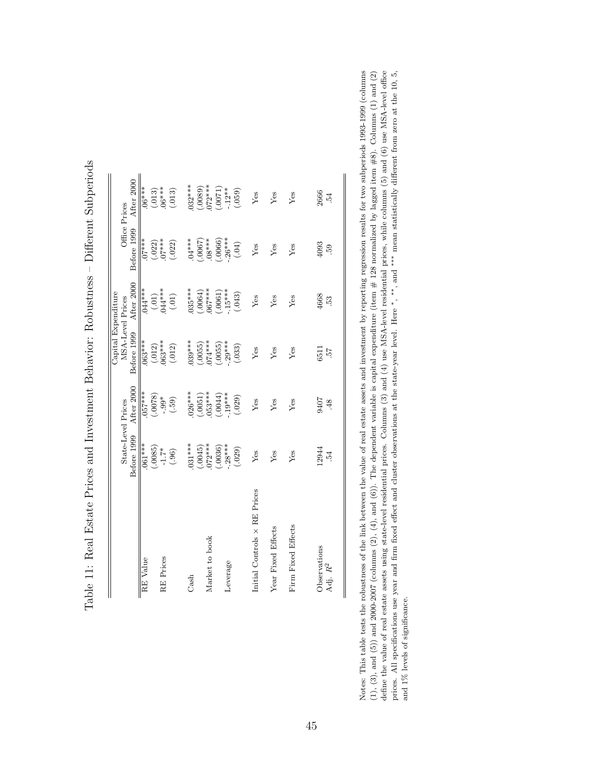# Table 11: Real Estate Prices and Investment Behavior: Robustness – Different Subperiods

| | State-Level Prices | | Capital Expenditure MSA-Level Prices | | Office Prices | |
|---|---|---|---|---|---|---|
| | Before 1999 | After 2000 | Before 1999 | After 2000 | Before 1999 | After 2000 |
| RE Value | .061*** | .057*** | .063*** | .044*** | .07*** | .06*** |
| | (.0085) | (.0078) | (.012) | (.01) | (.022) | (.013) |
| RE Prices | -1.7* | -.99* | .063*** | .044*** | .07*** | .06*** |
| | (.96) | (.59) | (.012) | (.01) | (.022) | (.013) |
| Cash | .031*** | .026*** | .039*** | .035*** | .04*** | .032*** |
| | (.0045) | (.0051) | (.0055) | (.0064) | (.0067) | (.0089) |
| Market to book | .072*** | .053*** | .074*** | .067*** | .08*** | .072*** |
| | (.0036) | (.0044) | (.0055) | (.0061) | (.0066) | (.0071) |
| Leverage | -.28*** | -.19*** | -.29*** | -.15*** | -.26*** | -.12** |
| | (.029) | (.029) | (.033) | (.043) | (.04) | (.059) |
| Initial Controls × RE Prices | Yes | Yes | Yes | Yes | Yes | Yes |
| Year Fixed Effects | Yes | Yes | Yes | Yes | Yes | Yes |
| Firm Fixed Effects | Yes | Yes | Yes | Yes | Yes | Yes |
| Observations | 12944 | 9407 | 6511 | 4668 | 4093 | 2666 |
| Adj. $R^2$ | .54 | .48 | .57 | .53 | .59 | .54 |

Notes: This table tests the robustness of the link between the value of real estate assets and investment by reporting regression results for two subperiods 1993-1999 (columns (1), (3), and (5)) and 2000-2007 (columns (2), (4), and (6)). The dependent variable is capital expenditure (item # 128 normalized by lagged item #8). Columns (1) and (2) define the value of real estate assets using state-level residential prices. Columns (3) and (4) use MSA-level residential prices, while columns (5) and (6) use MSA-level office prices. All specifications use year and firm fixed effect and cluster observations at the state-year level. Here *, **, and *** mean statistically different from zero at the 10, 5, and 1% levels of significance.